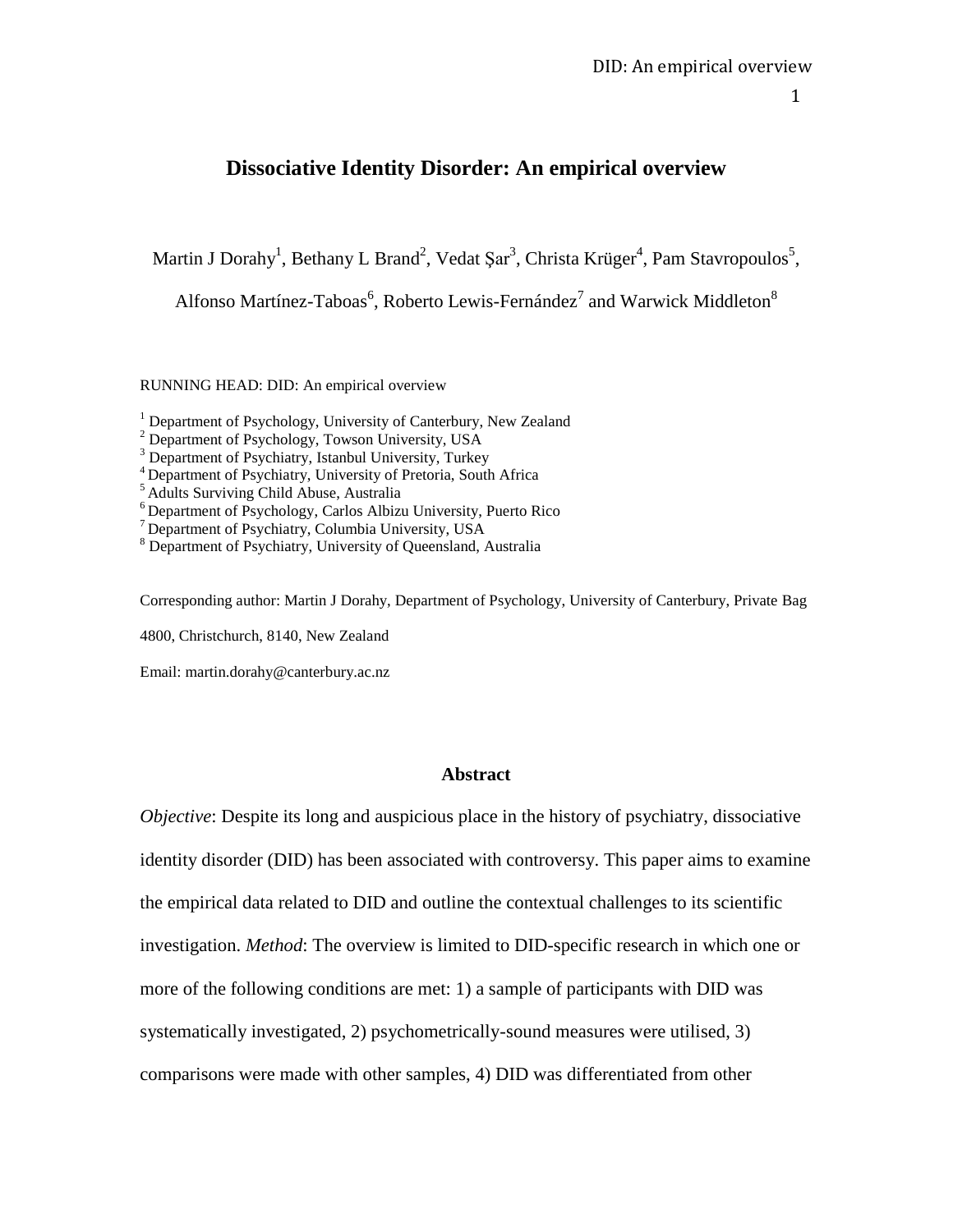# Dissociative Identity Disorder: An empirical overview

Martin J Dorahy[1], Bethany L Brand[2], Vedat Şar[3], Christa Krüger[4], Pam Stavropoulos[5], Alfonso Martínez-Taboas[6], Roberto Lewis-Fernández[7] and Warwick Middleton[8]

RUNNING HEAD: DID: An empirical overview

[1] Department of Psychology, University of Canterbury, New Zealand
[2] Department of Psychology, Towson University, USA
[3] Department of Psychiatry, Istanbul University, Turkey
[4] Department of Psychiatry, University of Pretoria, South Africa
[5] Adults Surviving Child Abuse, Australia
[6] Department of Psychology, Carlos Albizu University, Puerto Rico
[7] Department of Psychiatry, Columbia University, USA
[8] Department of Psychiatry, University of Queensland, Australia

Corresponding author: Martin J Dorahy, Department of Psychology, University of Canterbury, Private Bag 4800, Christchurch, 8140, New Zealand

Email: martin.dorahy@canterbury.ac.nz

## Abstract

*Objective*: Despite its long and auspicious place in the history of psychiatry, dissociative identity disorder (DID) has been associated with controversy. This paper aims to examine the empirical data related to DID and outline the contextual challenges to its scientific investigation. *Method*: The overview is limited to DID-specific research in which one or more of the following conditions are met: 1) a sample of participants with DID was systematically investigated, 2) psychometrically-sound measures were utilised, 3) comparisons were made with other samples, 4) DID was differentiated from other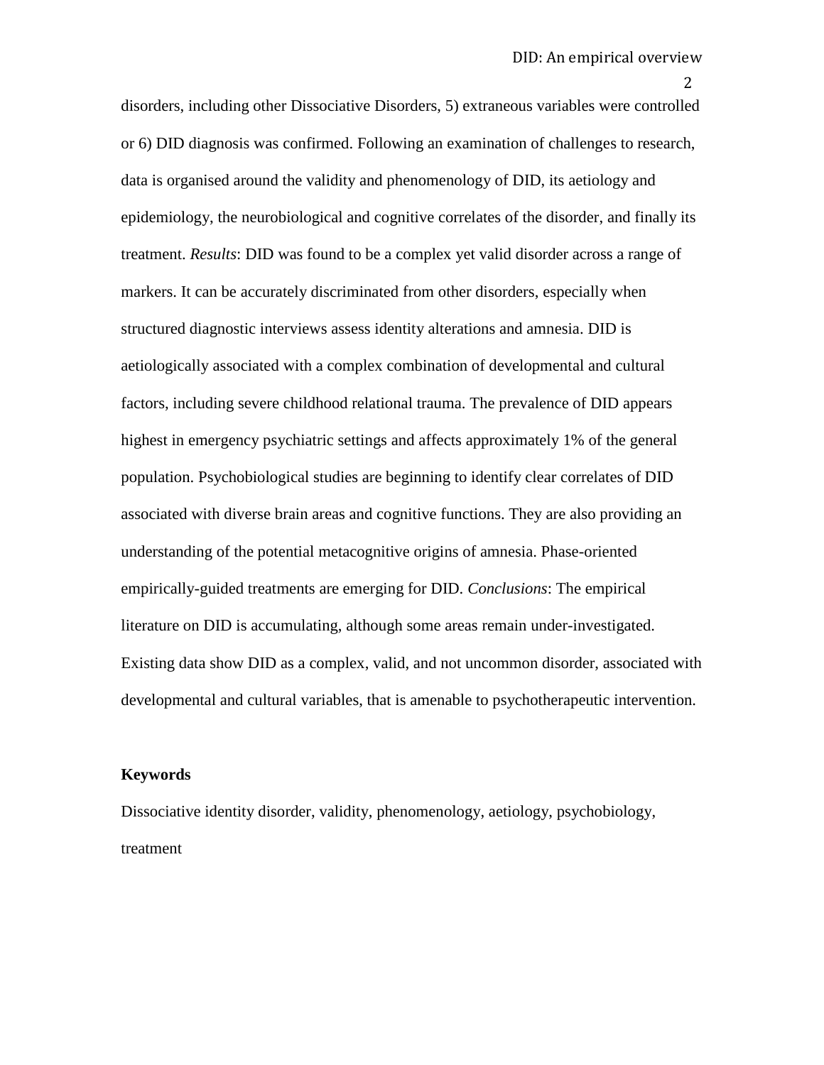disorders, including other Dissociative Disorders, 5) extraneous variables were controlled or 6) DID diagnosis was confirmed. Following an examination of challenges to research, data is organised around the validity and phenomenology of DID, its aetiology and epidemiology, the neurobiological and cognitive correlates of the disorder, and finally its treatment. *Results*: DID was found to be a complex yet valid disorder across a range of markers. It can be accurately discriminated from other disorders, especially when structured diagnostic interviews assess identity alterations and amnesia. DID is aetiologically associated with a complex combination of developmental and cultural factors, including severe childhood relational trauma. The prevalence of DID appears highest in emergency psychiatric settings and affects approximately 1% of the general population. Psychobiological studies are beginning to identify clear correlates of DID associated with diverse brain areas and cognitive functions. They are also providing an understanding of the potential metacognitive origins of amnesia. Phase-oriented empirically-guided treatments are emerging for DID. *Conclusions*: The empirical literature on DID is accumulating, although some areas remain under-investigated. Existing data show DID as a complex, valid, and not uncommon disorder, associated with developmental and cultural variables, that is amenable to psychotherapeutic intervention.

**Keywords**

Dissociative identity disorder, validity, phenomenology, aetiology, psychobiology, treatment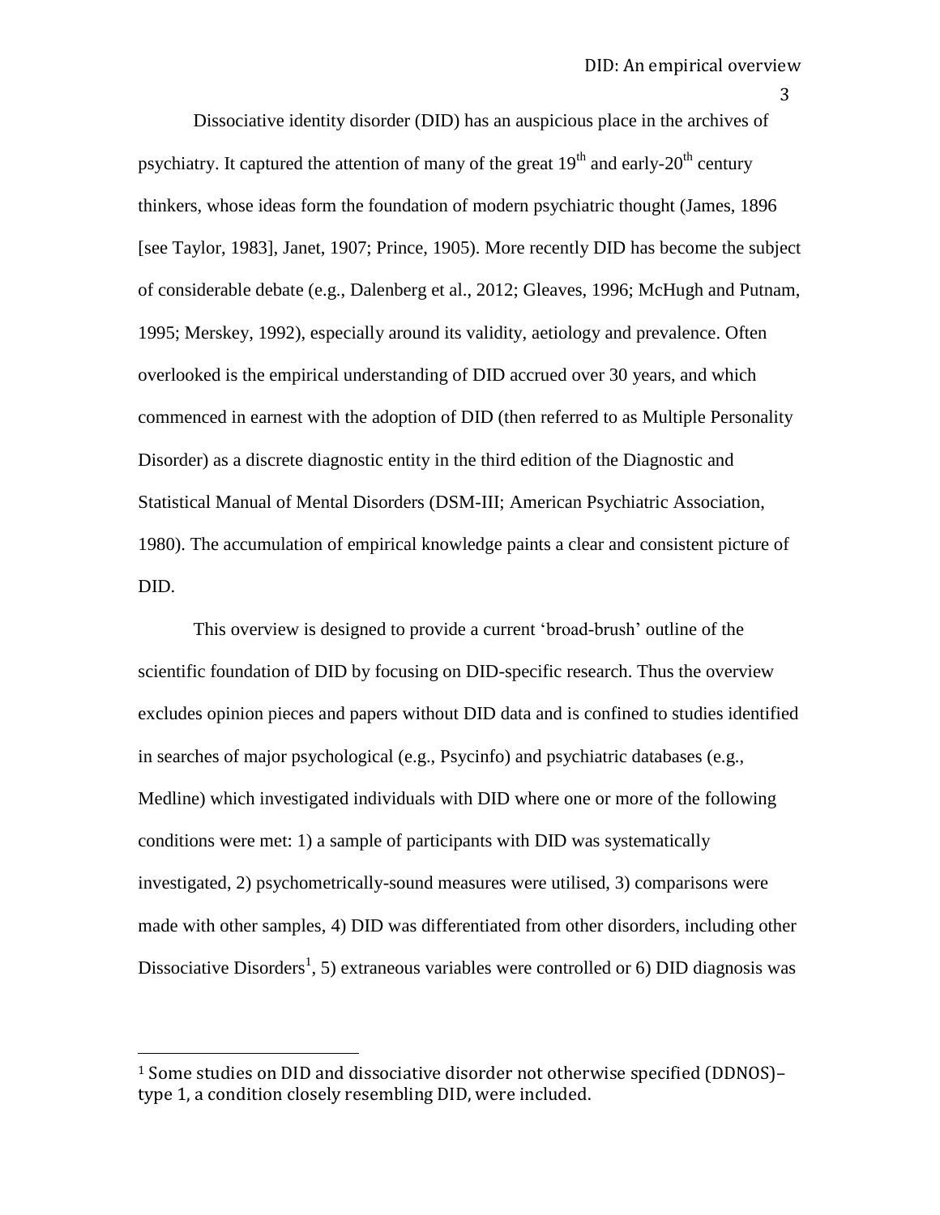Dissociative identity disorder (DID) has an auspicious place in the archives of psychiatry. It captured the attention of many of the great 19th and early-20th century thinkers, whose ideas form the foundation of modern psychiatric thought (James, 1896 [see Taylor, 1983], Janet, 1907; Prince, 1905). More recently DID has become the subject of considerable debate (e.g., Dalenberg et al., 2012; Gleaves, 1996; McHugh and Putnam, 1995; Merskey, 1992), especially around its validity, aetiology and prevalence. Often overlooked is the empirical understanding of DID accrued over 30 years, and which commenced in earnest with the adoption of DID (then referred to as Multiple Personality Disorder) as a discrete diagnostic entity in the third edition of the Diagnostic and Statistical Manual of Mental Disorders (DSM-III; American Psychiatric Association, 1980). The accumulation of empirical knowledge paints a clear and consistent picture of DID.

This overview is designed to provide a current 'broad-brush' outline of the scientific foundation of DID by focusing on DID-specific research. Thus the overview excludes opinion pieces and papers without DID data and is confined to studies identified in searches of major psychological (e.g., Psycinfo) and psychiatric databases (e.g., Medline) which investigated individuals with DID where one or more of the following conditions were met: 1) a sample of participants with DID was systematically investigated, 2) psychometrically-sound measures were utilised, 3) comparisons were made with other samples, 4) DID was differentiated from other disorders, including other Dissociative Disorders[1], 5) extraneous variables were controlled or 6) DID diagnosis was

[1] Some studies on DID and dissociative disorder not otherwise specified (DDNOS)–type 1, a condition closely resembling DID, were included.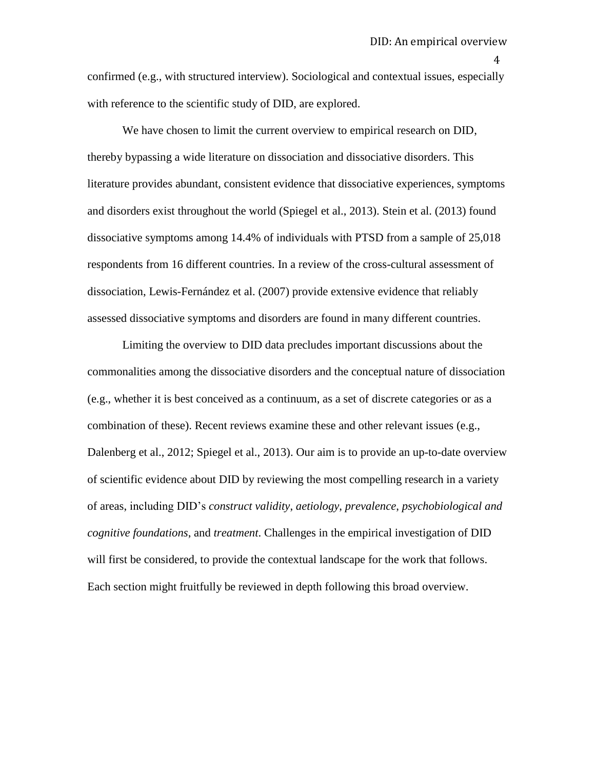confirmed (e.g., with structured interview). Sociological and contextual issues, especially with reference to the scientific study of DID, are explored.

We have chosen to limit the current overview to empirical research on DID, thereby bypassing a wide literature on dissociation and dissociative disorders. This literature provides abundant, consistent evidence that dissociative experiences, symptoms and disorders exist throughout the world (Spiegel et al., 2013). Stein et al. (2013) found dissociative symptoms among 14.4% of individuals with PTSD from a sample of 25,018 respondents from 16 different countries. In a review of the cross-cultural assessment of dissociation, Lewis-Fernández et al. (2007) provide extensive evidence that reliably assessed dissociative symptoms and disorders are found in many different countries.

Limiting the overview to DID data precludes important discussions about the commonalities among the dissociative disorders and the conceptual nature of dissociation (e.g., whether it is best conceived as a continuum, as a set of discrete categories or as a combination of these). Recent reviews examine these and other relevant issues (e.g., Dalenberg et al., 2012; Spiegel et al., 2013). Our aim is to provide an up-to-date overview of scientific evidence about DID by reviewing the most compelling research in a variety of areas, including DID's *construct validity*, *aetiology*, *prevalence*, *psychobiological and cognitive foundations*, and *treatment*. Challenges in the empirical investigation of DID will first be considered, to provide the contextual landscape for the work that follows. Each section might fruitfully be reviewed in depth following this broad overview.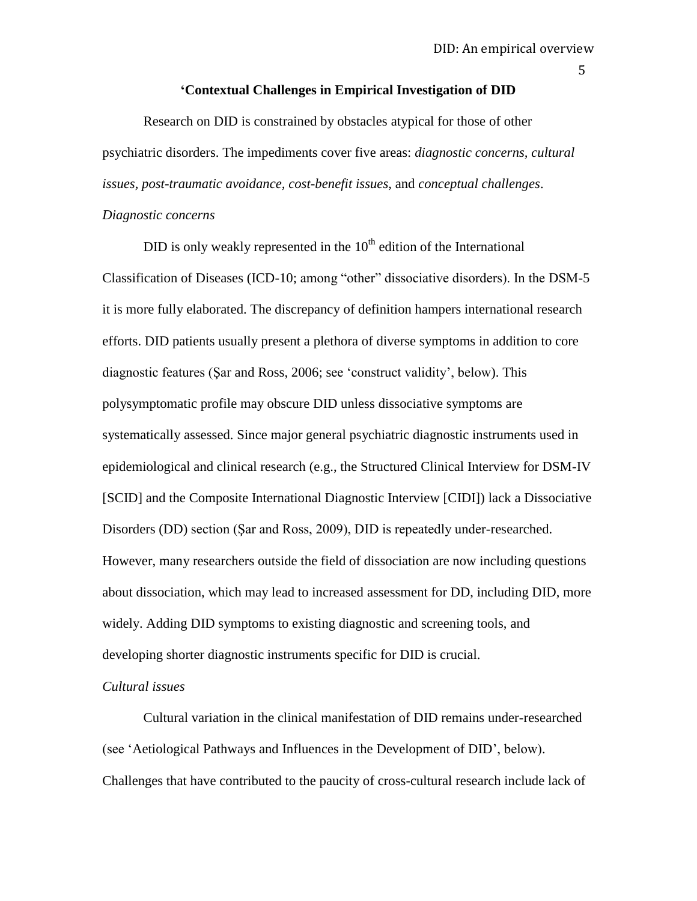## ‘Contextual Challenges in Empirical Investigation of DID

Research on DID is constrained by obstacles atypical for those of other psychiatric disorders. The impediments cover five areas: *diagnostic concerns, cultural issues, post-traumatic avoidance, cost-benefit issues*, and *conceptual challenges*.

### *Diagnostic concerns*

DID is only weakly represented in the 10th edition of the International Classification of Diseases (ICD-10; among “other” dissociative disorders). In the DSM-5 it is more fully elaborated. The discrepancy of definition hampers international research efforts. DID patients usually present a plethora of diverse symptoms in addition to core diagnostic features (Şar and Ross, 2006; see ‘construct validity’, below). This polysymptomatic profile may obscure DID unless dissociative symptoms are systematically assessed. Since major general psychiatric diagnostic instruments used in epidemiological and clinical research (e.g., the Structured Clinical Interview for DSM-IV [SCID] and the Composite International Diagnostic Interview [CIDI]) lack a Dissociative Disorders (DD) section (Şar and Ross, 2009), DID is repeatedly under-researched. However, many researchers outside the field of dissociation are now including questions about dissociation, which may lead to increased assessment for DD, including DID, more widely. Adding DID symptoms to existing diagnostic and screening tools, and developing shorter diagnostic instruments specific for DID is crucial.

### *Cultural issues*

Cultural variation in the clinical manifestation of DID remains under-researched (see ‘Aetiological Pathways and Influences in the Development of DID’, below). Challenges that have contributed to the paucity of cross-cultural research include lack of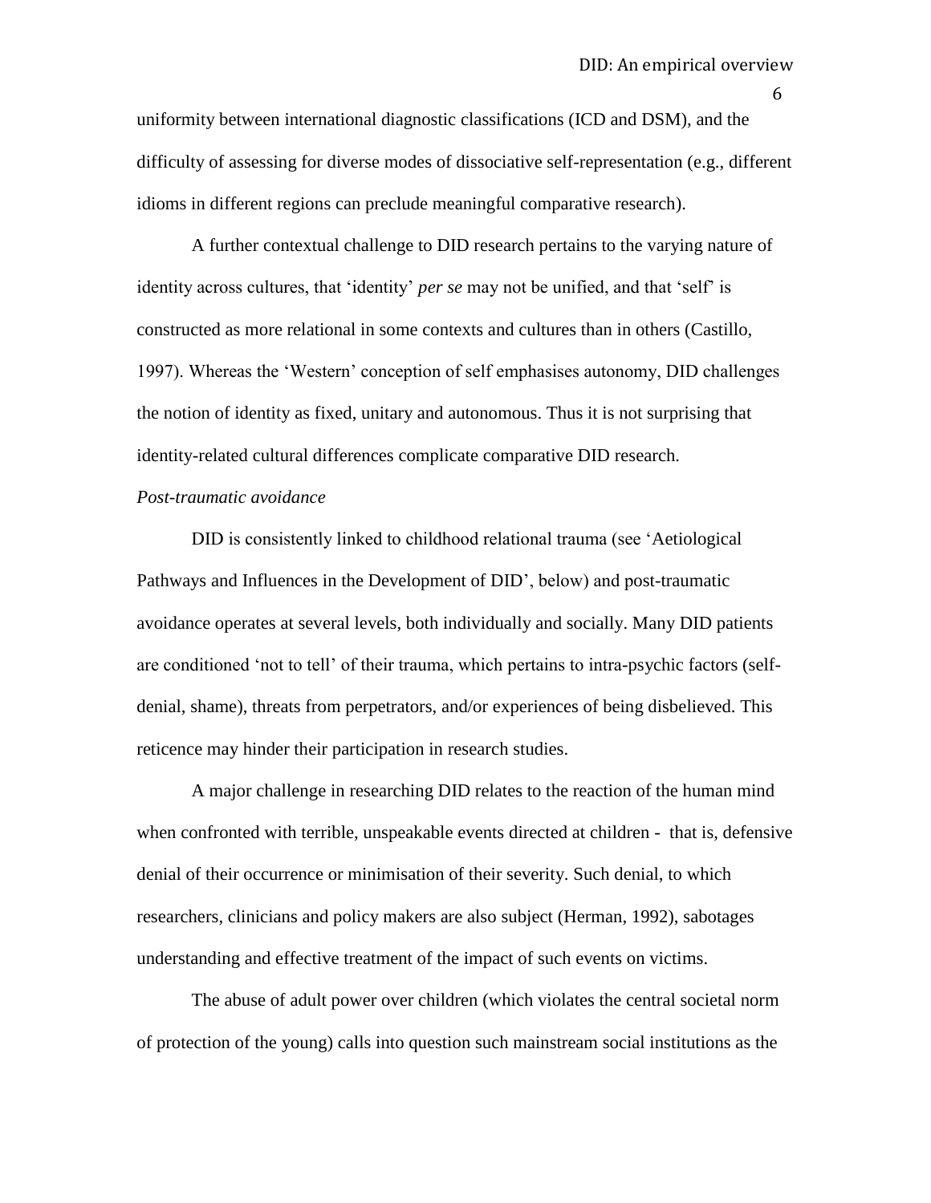uniformity between international diagnostic classifications (ICD and DSM), and the difficulty of assessing for diverse modes of dissociative self-representation (e.g., different idioms in different regions can preclude meaningful comparative research).

A further contextual challenge to DID research pertains to the varying nature of identity across cultures, that 'identity' *per se* may not be unified, and that 'self' is constructed as more relational in some contexts and cultures than in others (Castillo, 1997). Whereas the 'Western' conception of self emphasises autonomy, DID challenges the notion of identity as fixed, unitary and autonomous. Thus it is not surprising that identity-related cultural differences complicate comparative DID research.

*Post-traumatic avoidance*

DID is consistently linked to childhood relational trauma (see 'Aetiological Pathways and Influences in the Development of DID', below) and post-traumatic avoidance operates at several levels, both individually and socially. Many DID patients are conditioned 'not to tell' of their trauma, which pertains to intra-psychic factors (self-denial, shame), threats from perpetrators, and/or experiences of being disbelieved. This reticence may hinder their participation in research studies.

A major challenge in researching DID relates to the reaction of the human mind when confronted with terrible, unspeakable events directed at children - that is, defensive denial of their occurrence or minimisation of their severity. Such denial, to which researchers, clinicians and policy makers are also subject (Herman, 1992), sabotages understanding and effective treatment of the impact of such events on victims.

The abuse of adult power over children (which violates the central societal norm of protection of the young) calls into question such mainstream social institutions as the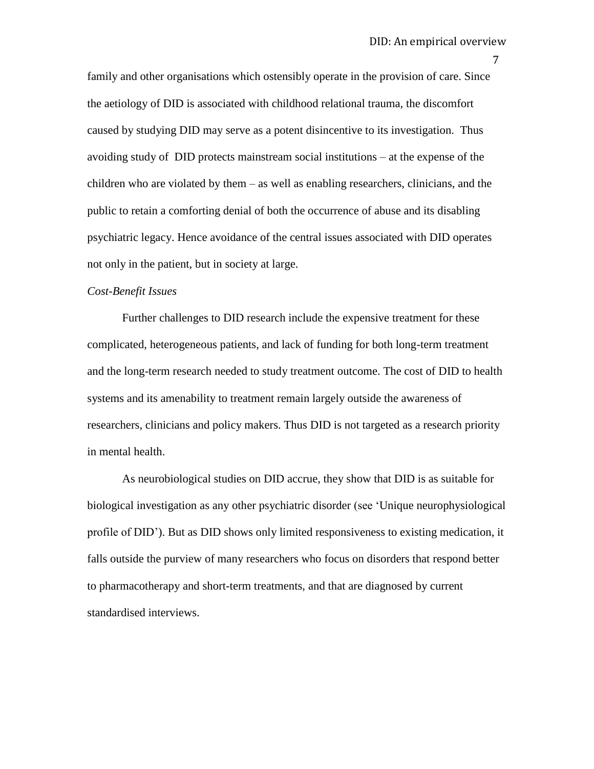family and other organisations which ostensibly operate in the provision of care. Since the aetiology of DID is associated with childhood relational trauma, the discomfort caused by studying DID may serve as a potent disincentive to its investigation. Thus avoiding study of DID protects mainstream social institutions – at the expense of the children who are violated by them – as well as enabling researchers, clinicians, and the public to retain a comforting denial of both the occurrence of abuse and its disabling psychiatric legacy. Hence avoidance of the central issues associated with DID operates not only in the patient, but in society at large.

*Cost-Benefit Issues*

Further challenges to DID research include the expensive treatment for these complicated, heterogeneous patients, and lack of funding for both long-term treatment and the long-term research needed to study treatment outcome. The cost of DID to health systems and its amenability to treatment remain largely outside the awareness of researchers, clinicians and policy makers. Thus DID is not targeted as a research priority in mental health.

As neurobiological studies on DID accrue, they show that DID is as suitable for biological investigation as any other psychiatric disorder (see 'Unique neurophysiological profile of DID'). But as DID shows only limited responsiveness to existing medication, it falls outside the purview of many researchers who focus on disorders that respond better to pharmacotherapy and short-term treatments, and that are diagnosed by current standardised interviews.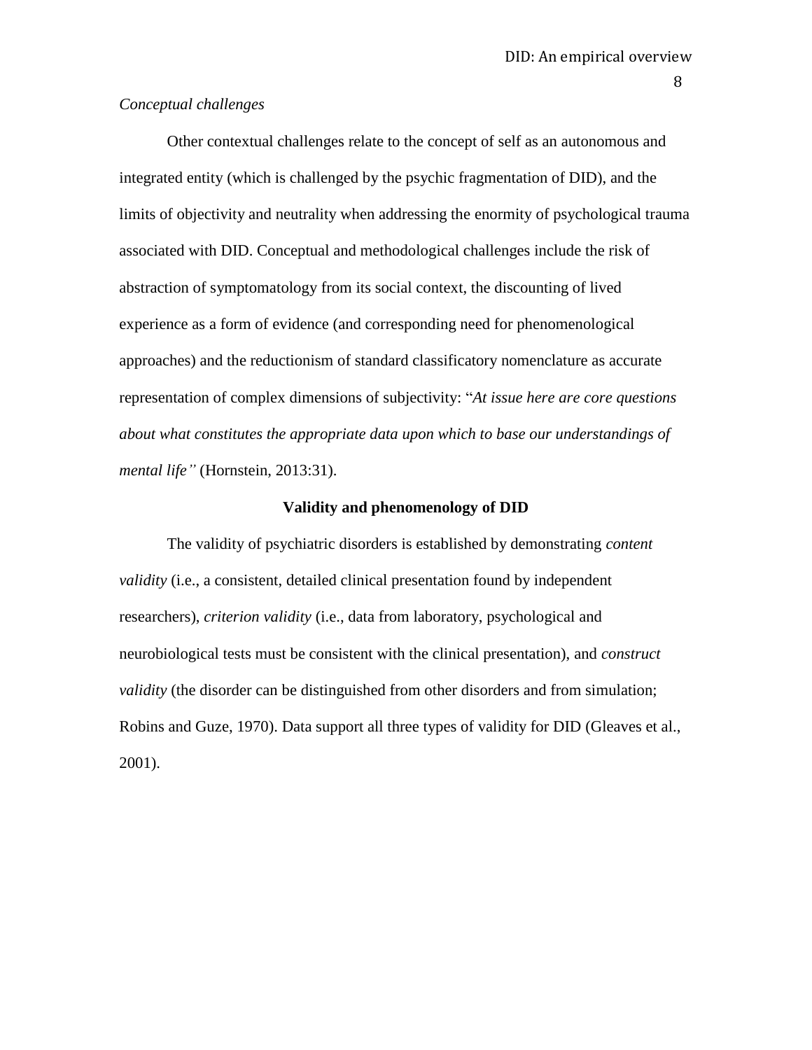*Conceptual challenges*

Other contextual challenges relate to the concept of self as an autonomous and integrated entity (which is challenged by the psychic fragmentation of DID), and the limits of objectivity and neutrality when addressing the enormity of psychological trauma associated with DID. Conceptual and methodological challenges include the risk of abstraction of symptomatology from its social context, the discounting of lived experience as a form of evidence (and corresponding need for phenomenological approaches) and the reductionism of standard classificatory nomenclature as accurate representation of complex dimensions of subjectivity: "*At issue here are core questions about what constitutes the appropriate data upon which to base our understandings of mental life"* (Hornstein, 2013:31).

## Validity and phenomenology of DID

The validity of psychiatric disorders is established by demonstrating *content validity* (i.e., a consistent, detailed clinical presentation found by independent researchers), *criterion validity* (i.e., data from laboratory, psychological and neurobiological tests must be consistent with the clinical presentation), and *construct validity* (the disorder can be distinguished from other disorders and from simulation; Robins and Guze, 1970). Data support all three types of validity for DID (Gleaves et al., 2001).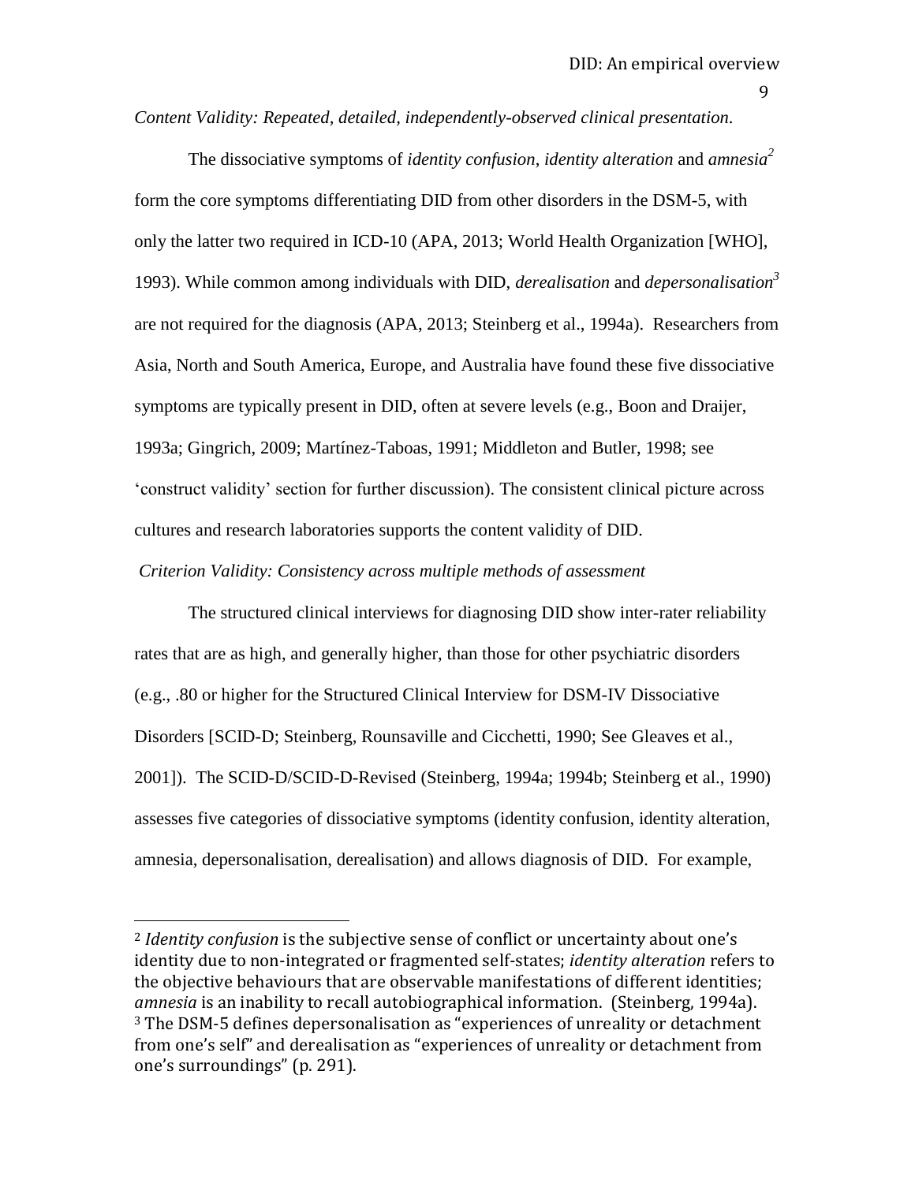*Content Validity: Repeated, detailed, independently-observed clinical presentation.*

The dissociative symptoms of *identity confusion*, *identity alteration* and *amnesia*[2] form the core symptoms differentiating DID from other disorders in the DSM-5, with only the latter two required in ICD-10 (APA, 2013; World Health Organization [WHO], 1993). While common among individuals with DID, *derealisation* and *depersonalisation*[3] are not required for the diagnosis (APA, 2013; Steinberg et al., 1994a). Researchers from Asia, North and South America, Europe, and Australia have found these five dissociative symptoms are typically present in DID, often at severe levels (e.g., Boon and Draijer, 1993a; Gingrich, 2009; Martínez-Taboas, 1991; Middleton and Butler, 1998; see 'construct validity' section for further discussion). The consistent clinical picture across cultures and research laboratories supports the content validity of DID.

*Criterion Validity: Consistency across multiple methods of assessment*

The structured clinical interviews for diagnosing DID show inter-rater reliability rates that are as high, and generally higher, than those for other psychiatric disorders (e.g., .80 or higher for the Structured Clinical Interview for DSM-IV Dissociative Disorders [SCID-D; Steinberg, Rounsaville and Cicchetti, 1990; See Gleaves et al., 2001]). The SCID-D/SCID-D-Revised (Steinberg, 1994a; 1994b; Steinberg et al., 1990) assesses five categories of dissociative symptoms (identity confusion, identity alteration, amnesia, depersonalisation, derealisation) and allows diagnosis of DID. For example,

---

[2] *Identity confusion* is the subjective sense of conflict or uncertainty about one's identity due to non-integrated or fragmented self-states; *identity alteration* refers to the objective behaviours that are observable manifestations of different identities; *amnesia* is an inability to recall autobiographical information. (Steinberg, 1994a).

[3] The DSM-5 defines depersonalisation as "experiences of unreality or detachment from one's self" and derealisation as "experiences of unreality or detachment from one's surroundings" (p. 291).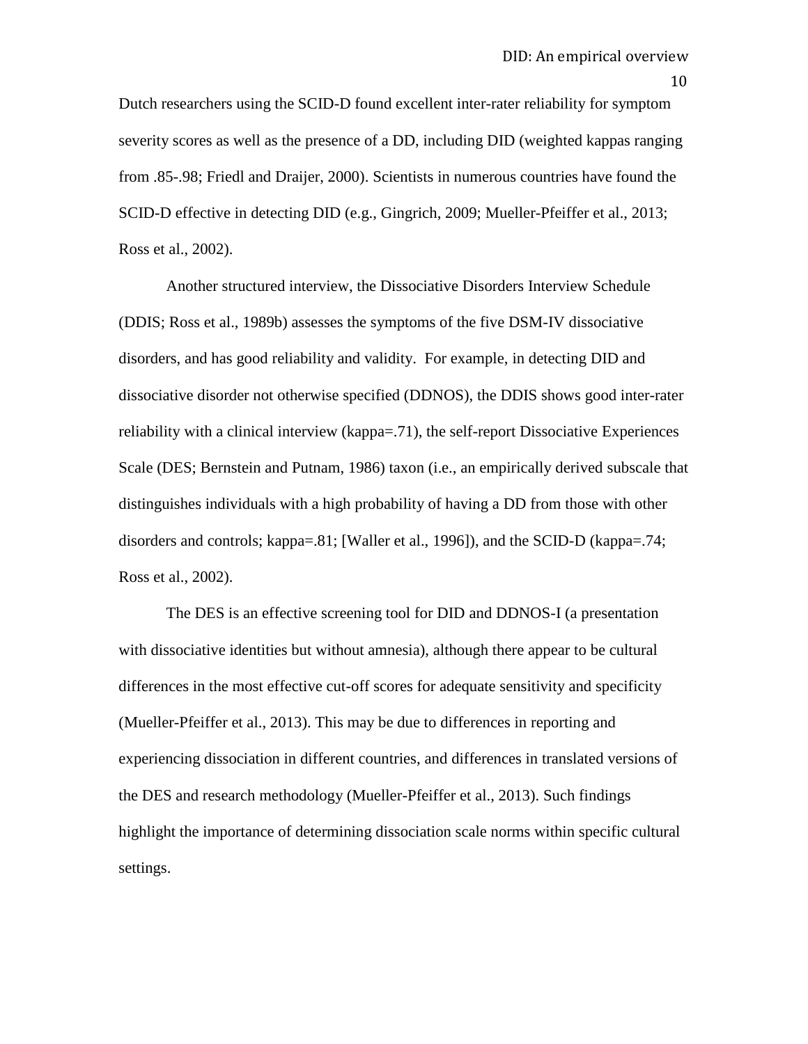Dutch researchers using the SCID-D found excellent inter-rater reliability for symptom severity scores as well as the presence of a DD, including DID (weighted kappas ranging from .85-.98; Friedl and Draijer, 2000). Scientists in numerous countries have found the SCID-D effective in detecting DID (e.g., Gingrich, 2009; Mueller-Pfeiffer et al., 2013; Ross et al., 2002).

Another structured interview, the Dissociative Disorders Interview Schedule (DDIS; Ross et al., 1989b) assesses the symptoms of the five DSM-IV dissociative disorders, and has good reliability and validity. For example, in detecting DID and dissociative disorder not otherwise specified (DDNOS), the DDIS shows good inter-rater reliability with a clinical interview (kappa=.71), the self-report Dissociative Experiences Scale (DES; Bernstein and Putnam, 1986) taxon (i.e., an empirically derived subscale that distinguishes individuals with a high probability of having a DD from those with other disorders and controls; kappa=.81; [Waller et al., 1996]), and the SCID-D (kappa=.74; Ross et al., 2002).

The DES is an effective screening tool for DID and DDNOS-I (a presentation with dissociative identities but without amnesia), although there appear to be cultural differences in the most effective cut-off scores for adequate sensitivity and specificity (Mueller-Pfeiffer et al., 2013). This may be due to differences in reporting and experiencing dissociation in different countries, and differences in translated versions of the DES and research methodology (Mueller-Pfeiffer et al., 2013). Such findings highlight the importance of determining dissociation scale norms within specific cultural settings.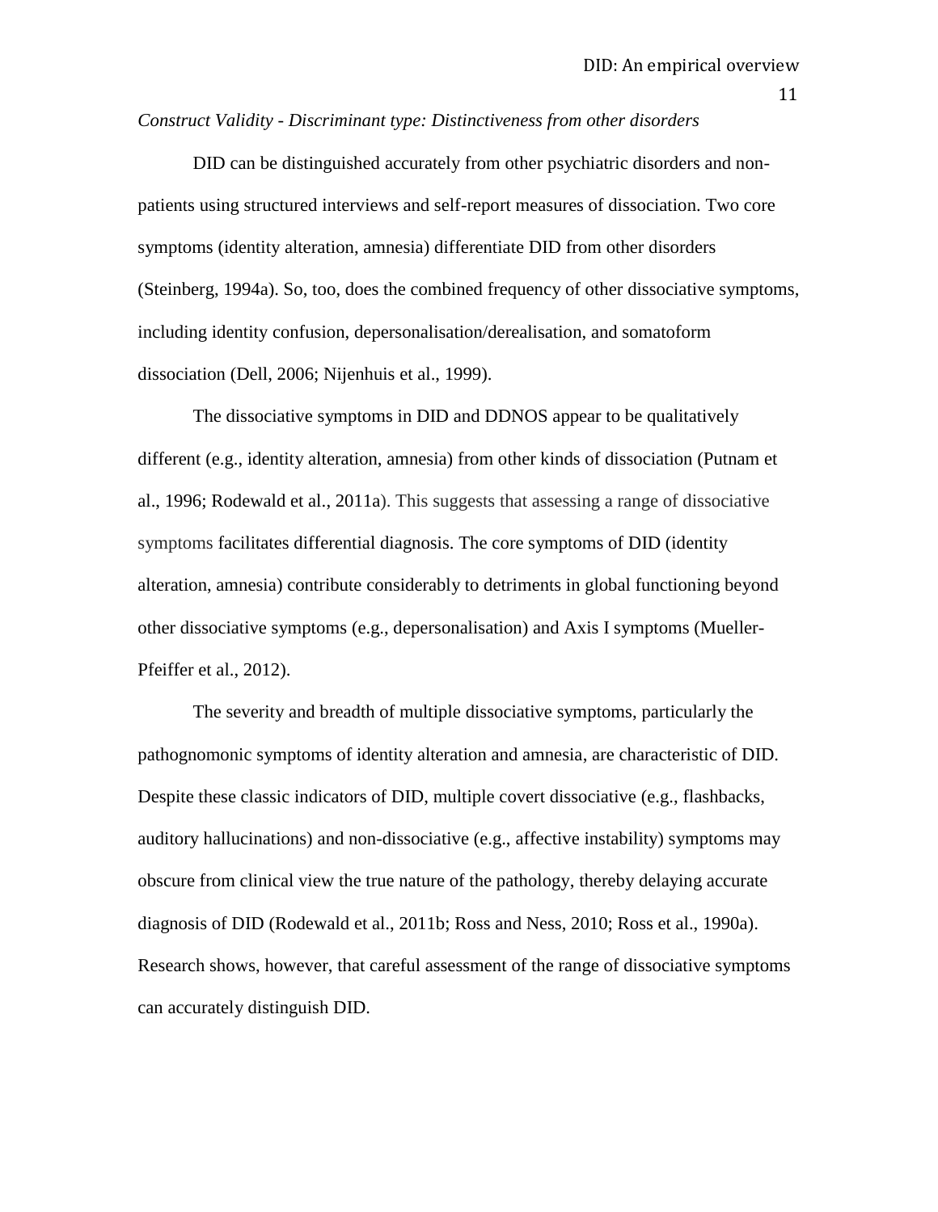*Construct Validity - Discriminant type: Distinctiveness from other disorders*

DID can be distinguished accurately from other psychiatric disorders and non-patients using structured interviews and self-report measures of dissociation. Two core symptoms (identity alteration, amnesia) differentiate DID from other disorders (Steinberg, 1994a). So, too, does the combined frequency of other dissociative symptoms, including identity confusion, depersonalisation/derealisation, and somatoform dissociation (Dell, 2006; Nijenhuis et al., 1999).

The dissociative symptoms in DID and DDNOS appear to be qualitatively different (e.g., identity alteration, amnesia) from other kinds of dissociation (Putnam et al., 1996; Rodewald et al., 2011a). This suggests that assessing a range of dissociative symptoms facilitates differential diagnosis. The core symptoms of DID (identity alteration, amnesia) contribute considerably to detriments in global functioning beyond other dissociative symptoms (e.g., depersonalisation) and Axis I symptoms (Mueller-Pfeiffer et al., 2012).

The severity and breadth of multiple dissociative symptoms, particularly the pathognomonic symptoms of identity alteration and amnesia, are characteristic of DID. Despite these classic indicators of DID, multiple covert dissociative (e.g., flashbacks, auditory hallucinations) and non-dissociative (e.g., affective instability) symptoms may obscure from clinical view the true nature of the pathology, thereby delaying accurate diagnosis of DID (Rodewald et al., 2011b; Ross and Ness, 2010; Ross et al., 1990a). Research shows, however, that careful assessment of the range of dissociative symptoms can accurately distinguish DID.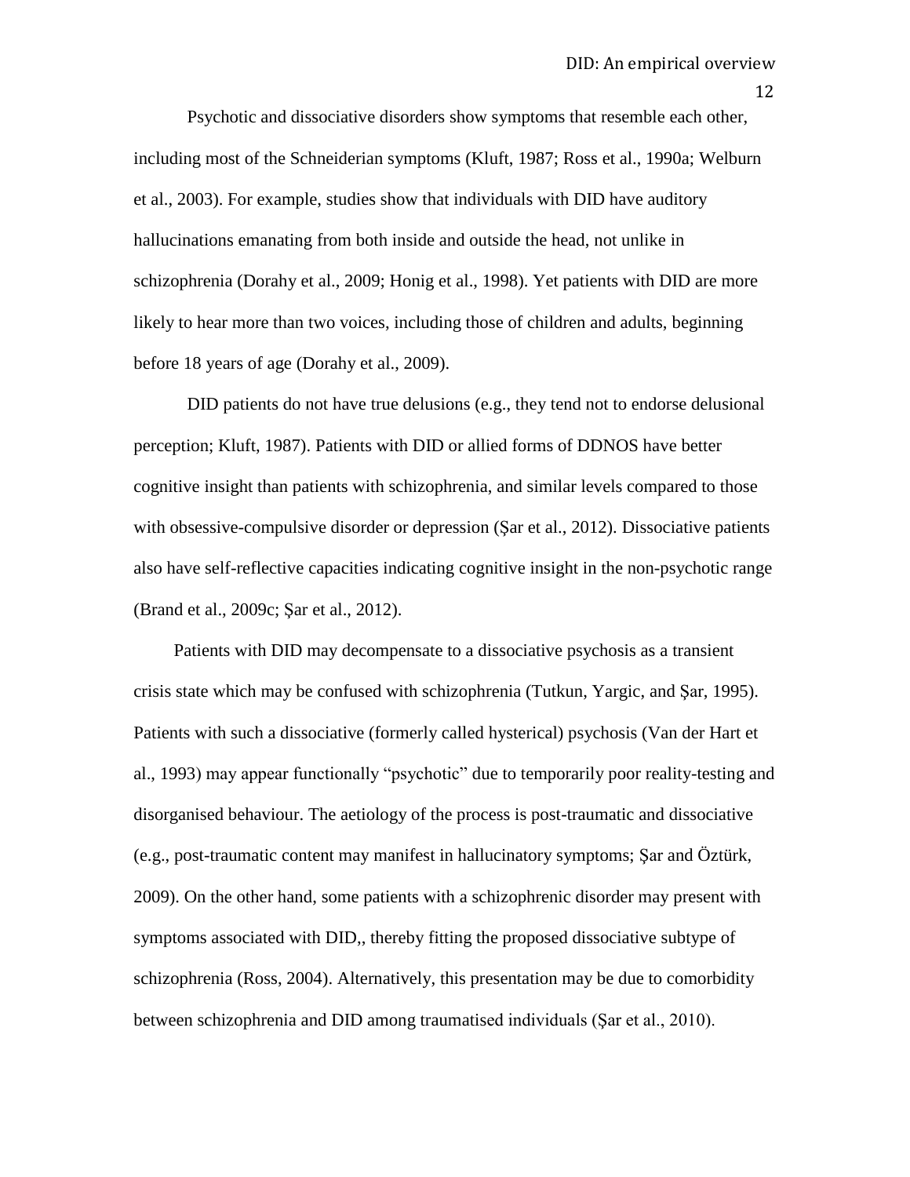Psychotic and dissociative disorders show symptoms that resemble each other, including most of the Schneiderian symptoms (Kluft, 1987; Ross et al., 1990a; Welburn et al., 2003). For example, studies show that individuals with DID have auditory hallucinations emanating from both inside and outside the head, not unlike in schizophrenia (Dorahy et al., 2009; Honig et al., 1998). Yet patients with DID are more likely to hear more than two voices, including those of children and adults, beginning before 18 years of age (Dorahy et al., 2009).

DID patients do not have true delusions (e.g., they tend not to endorse delusional perception; Kluft, 1987). Patients with DID or allied forms of DDNOS have better cognitive insight than patients with schizophrenia, and similar levels compared to those with obsessive-compulsive disorder or depression (Şar et al., 2012). Dissociative patients also have self-reflective capacities indicating cognitive insight in the non-psychotic range (Brand et al., 2009c; Şar et al., 2012).

Patients with DID may decompensate to a dissociative psychosis as a transient crisis state which may be confused with schizophrenia (Tutkun, Yargic, and Şar, 1995). Patients with such a dissociative (formerly called hysterical) psychosis (Van der Hart et al., 1993) may appear functionally "psychotic" due to temporarily poor reality-testing and disorganised behaviour. The aetiology of the process is post-traumatic and dissociative (e.g., post-traumatic content may manifest in hallucinatory symptoms; Şar and Öztürk, 2009). On the other hand, some patients with a schizophrenic disorder may present with symptoms associated with DID,, thereby fitting the proposed dissociative subtype of schizophrenia (Ross, 2004). Alternatively, this presentation may be due to comorbidity between schizophrenia and DID among traumatised individuals (Şar et al., 2010).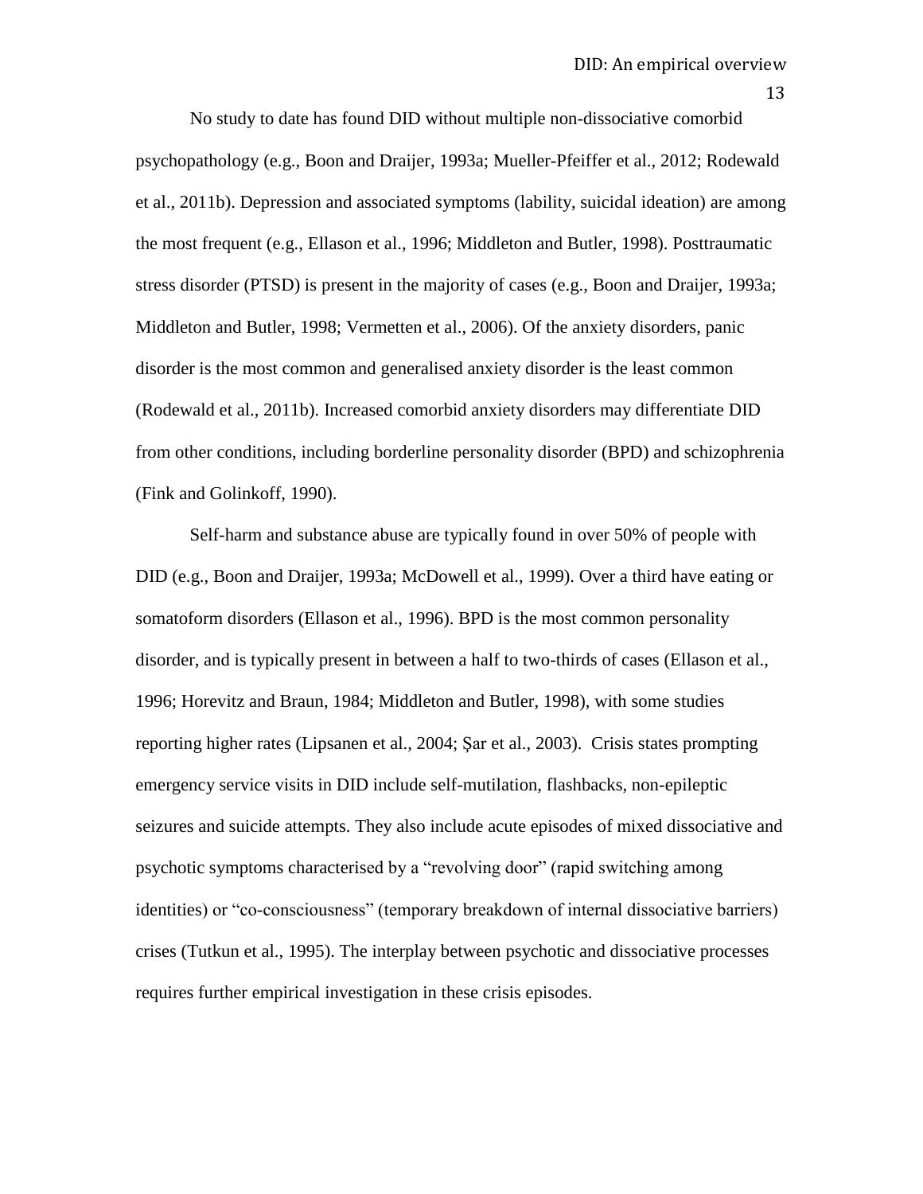No study to date has found DID without multiple non-dissociative comorbid psychopathology (e.g., Boon and Draijer, 1993a; Mueller-Pfeiffer et al., 2012; Rodewald et al., 2011b). Depression and associated symptoms (lability, suicidal ideation) are among the most frequent (e.g., Ellason et al., 1996; Middleton and Butler, 1998). Posttraumatic stress disorder (PTSD) is present in the majority of cases (e.g., Boon and Draijer, 1993a; Middleton and Butler, 1998; Vermetten et al., 2006). Of the anxiety disorders, panic disorder is the most common and generalised anxiety disorder is the least common (Rodewald et al., 2011b). Increased comorbid anxiety disorders may differentiate DID from other conditions, including borderline personality disorder (BPD) and schizophrenia (Fink and Golinkoff, 1990).

Self-harm and substance abuse are typically found in over 50% of people with DID (e.g., Boon and Draijer, 1993a; McDowell et al., 1999). Over a third have eating or somatoform disorders (Ellason et al., 1996). BPD is the most common personality disorder, and is typically present in between a half to two-thirds of cases (Ellason et al., 1996; Horevitz and Braun, 1984; Middleton and Butler, 1998), with some studies reporting higher rates (Lipsanen et al., 2004; Şar et al., 2003). Crisis states prompting emergency service visits in DID include self-mutilation, flashbacks, non-epileptic seizures and suicide attempts. They also include acute episodes of mixed dissociative and psychotic symptoms characterised by a "revolving door" (rapid switching among identities) or "co-consciousness" (temporary breakdown of internal dissociative barriers) crises (Tutkun et al., 1995). The interplay between psychotic and dissociative processes requires further empirical investigation in these crisis episodes.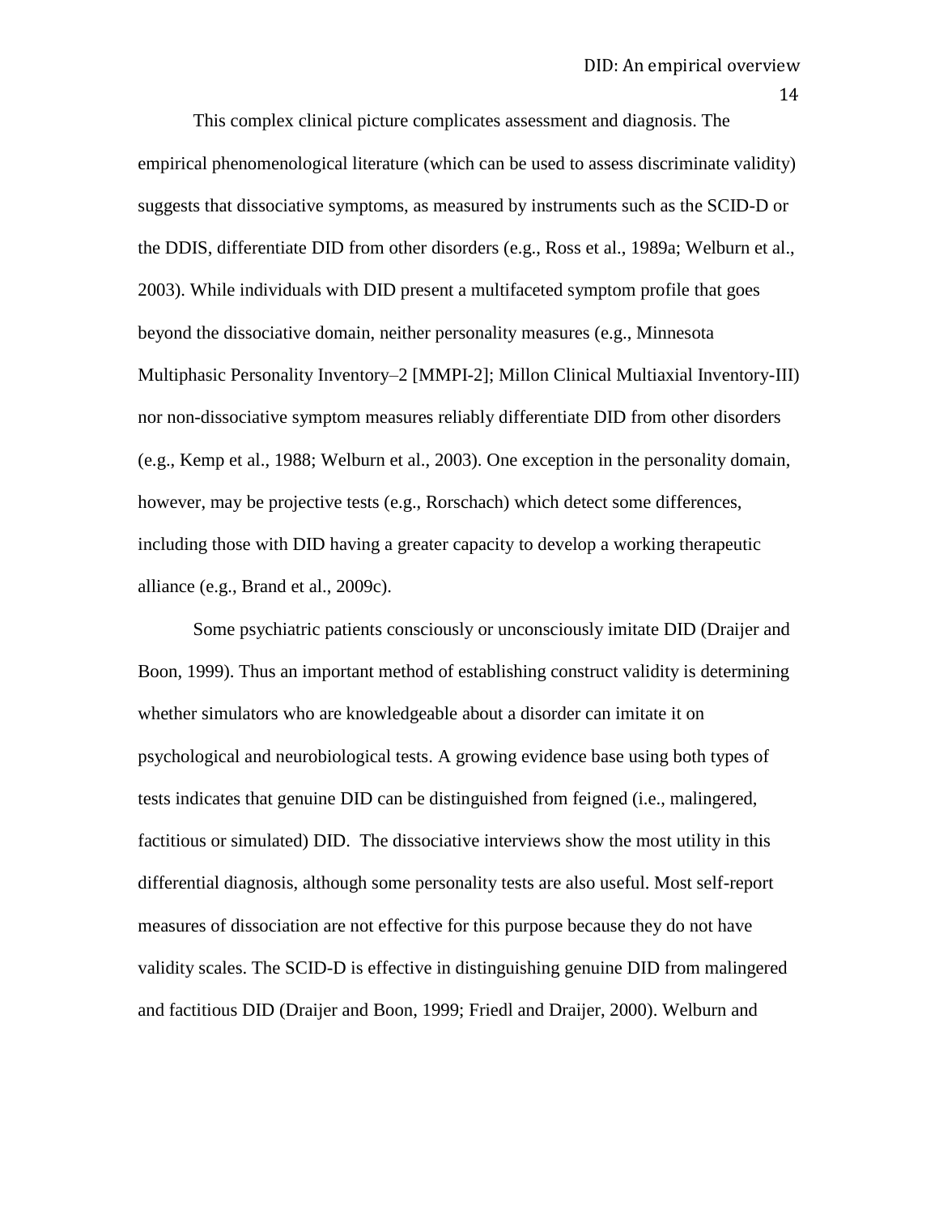This complex clinical picture complicates assessment and diagnosis. The empirical phenomenological literature (which can be used to assess discriminate validity) suggests that dissociative symptoms, as measured by instruments such as the SCID-D or the DDIS, differentiate DID from other disorders (e.g., Ross et al., 1989a; Welburn et al., 2003). While individuals with DID present a multifaceted symptom profile that goes beyond the dissociative domain, neither personality measures (e.g., Minnesota Multiphasic Personality Inventory–2 [MMPI-2]; Millon Clinical Multiaxial Inventory-III) nor non-dissociative symptom measures reliably differentiate DID from other disorders (e.g., Kemp et al., 1988; Welburn et al., 2003). One exception in the personality domain, however, may be projective tests (e.g., Rorschach) which detect some differences, including those with DID having a greater capacity to develop a working therapeutic alliance (e.g., Brand et al., 2009c).

Some psychiatric patients consciously or unconsciously imitate DID (Draijer and Boon, 1999). Thus an important method of establishing construct validity is determining whether simulators who are knowledgeable about a disorder can imitate it on psychological and neurobiological tests. A growing evidence base using both types of tests indicates that genuine DID can be distinguished from feigned (i.e., malingered, factitious or simulated) DID. The dissociative interviews show the most utility in this differential diagnosis, although some personality tests are also useful. Most self-report measures of dissociation are not effective for this purpose because they do not have validity scales. The SCID-D is effective in distinguishing genuine DID from malingered and factitious DID (Draijer and Boon, 1999; Friedl and Draijer, 2000). Welburn and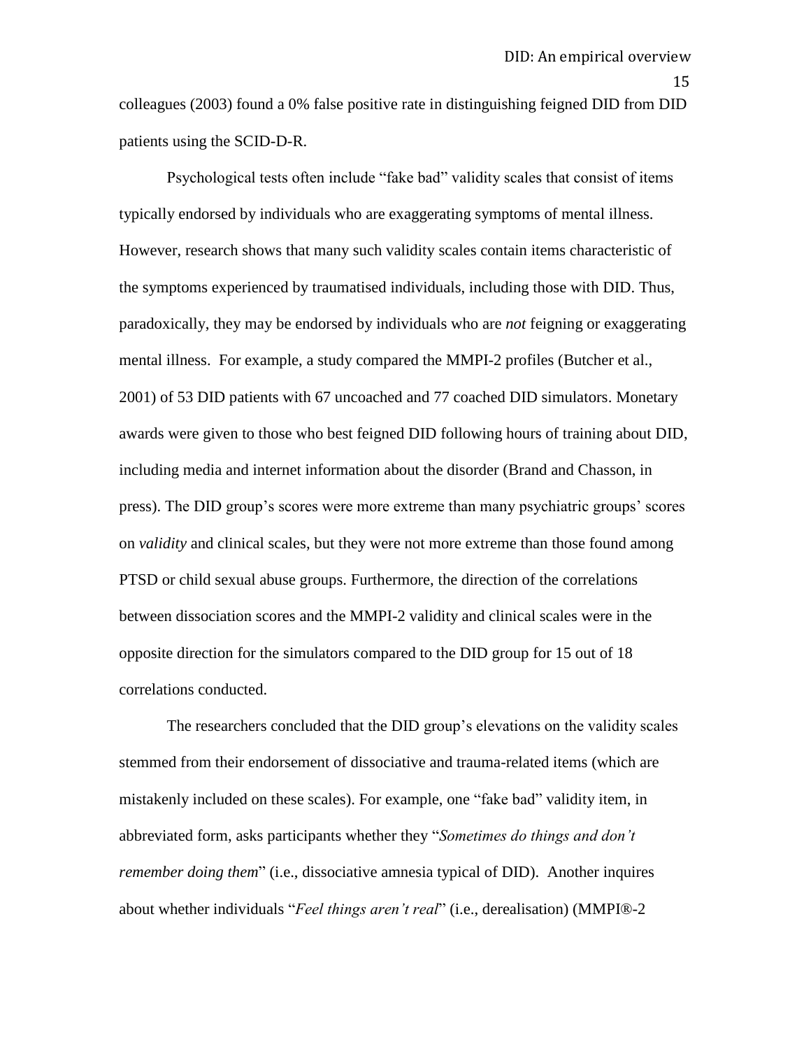colleagues (2003) found a 0% false positive rate in distinguishing feigned DID from DID patients using the SCID-D-R.

Psychological tests often include "fake bad" validity scales that consist of items typically endorsed by individuals who are exaggerating symptoms of mental illness. However, research shows that many such validity scales contain items characteristic of the symptoms experienced by traumatised individuals, including those with DID. Thus, paradoxically, they may be endorsed by individuals who are *not* feigning or exaggerating mental illness. For example, a study compared the MMPI-2 profiles (Butcher et al., 2001) of 53 DID patients with 67 uncoached and 77 coached DID simulators. Monetary awards were given to those who best feigned DID following hours of training about DID, including media and internet information about the disorder (Brand and Chasson, in press). The DID group's scores were more extreme than many psychiatric groups' scores on *validity* and clinical scales, but they were not more extreme than those found among PTSD or child sexual abuse groups. Furthermore, the direction of the correlations between dissociation scores and the MMPI-2 validity and clinical scales were in the opposite direction for the simulators compared to the DID group for 15 out of 18 correlations conducted.

The researchers concluded that the DID group's elevations on the validity scales stemmed from their endorsement of dissociative and trauma-related items (which are mistakenly included on these scales). For example, one "fake bad" validity item, in abbreviated form, asks participants whether they "*Sometimes do things and don't remember doing them*" (i.e., dissociative amnesia typical of DID). Another inquires about whether individuals "*Feel things aren't real*" (i.e., derealisation) (MMPI®-2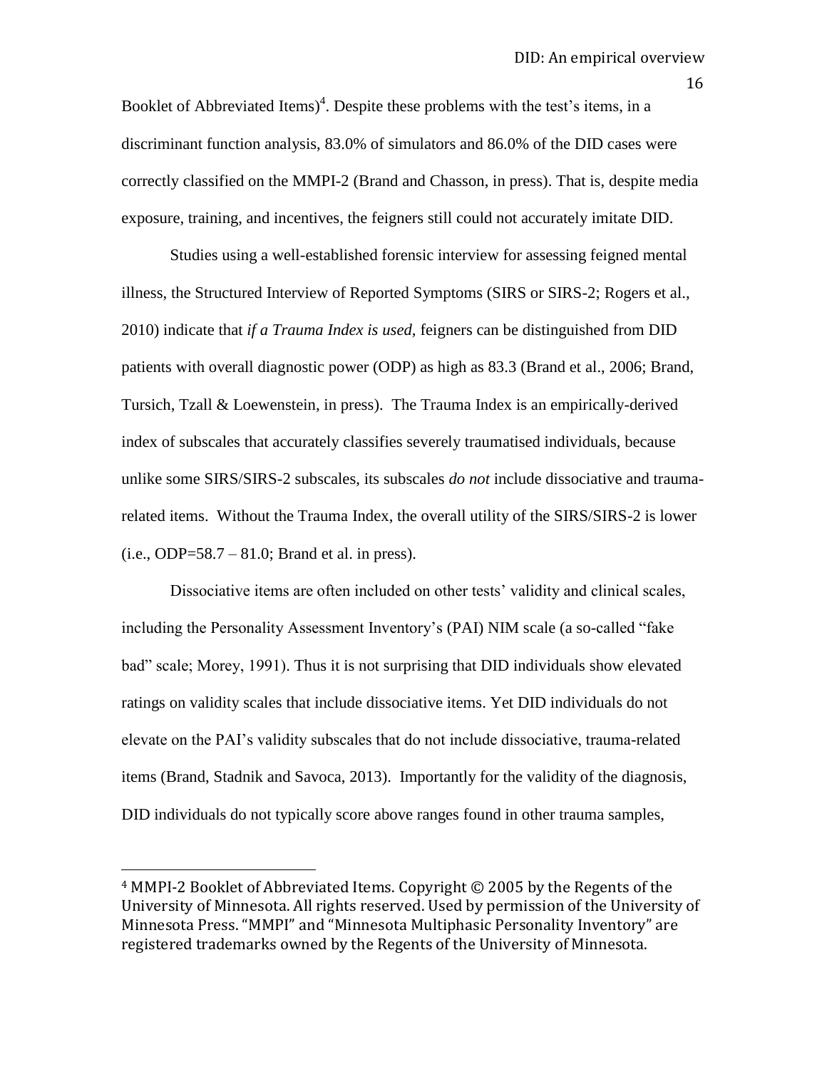Booklet of Abbreviated Items)[4]. Despite these problems with the test's items, in a discriminant function analysis, 83.0% of simulators and 86.0% of the DID cases were correctly classified on the MMPI-2 (Brand and Chasson, in press). That is, despite media exposure, training, and incentives, the feigners still could not accurately imitate DID.

Studies using a well-established forensic interview for assessing feigned mental illness, the Structured Interview of Reported Symptoms (SIRS or SIRS-2; Rogers et al., 2010) indicate that *if a Trauma Index is used,* feigners can be distinguished from DID patients with overall diagnostic power (ODP) as high as 83.3 (Brand et al., 2006; Brand, Tursich, Tzall & Loewenstein, in press). The Trauma Index is an empirically-derived index of subscales that accurately classifies severely traumatised individuals, because unlike some SIRS/SIRS-2 subscales, its subscales *do not* include dissociative and trauma-related items. Without the Trauma Index, the overall utility of the SIRS/SIRS-2 is lower (i.e., ODP=58.7 – 81.0; Brand et al. in press).

Dissociative items are often included on other tests' validity and clinical scales, including the Personality Assessment Inventory's (PAI) NIM scale (a so-called "fake bad" scale; Morey, 1991). Thus it is not surprising that DID individuals show elevated ratings on validity scales that include dissociative items. Yet DID individuals do not elevate on the PAI's validity subscales that do not include dissociative, trauma-related items (Brand, Stadnik and Savoca, 2013). Importantly for the validity of the diagnosis, DID individuals do not typically score above ranges found in other trauma samples,

---

[4] MMPI-2 Booklet of Abbreviated Items. Copyright © 2005 by the Regents of the University of Minnesota. All rights reserved. Used by permission of the University of Minnesota Press. "MMPI" and "Minnesota Multiphasic Personality Inventory" are registered trademarks owned by the Regents of the University of Minnesota.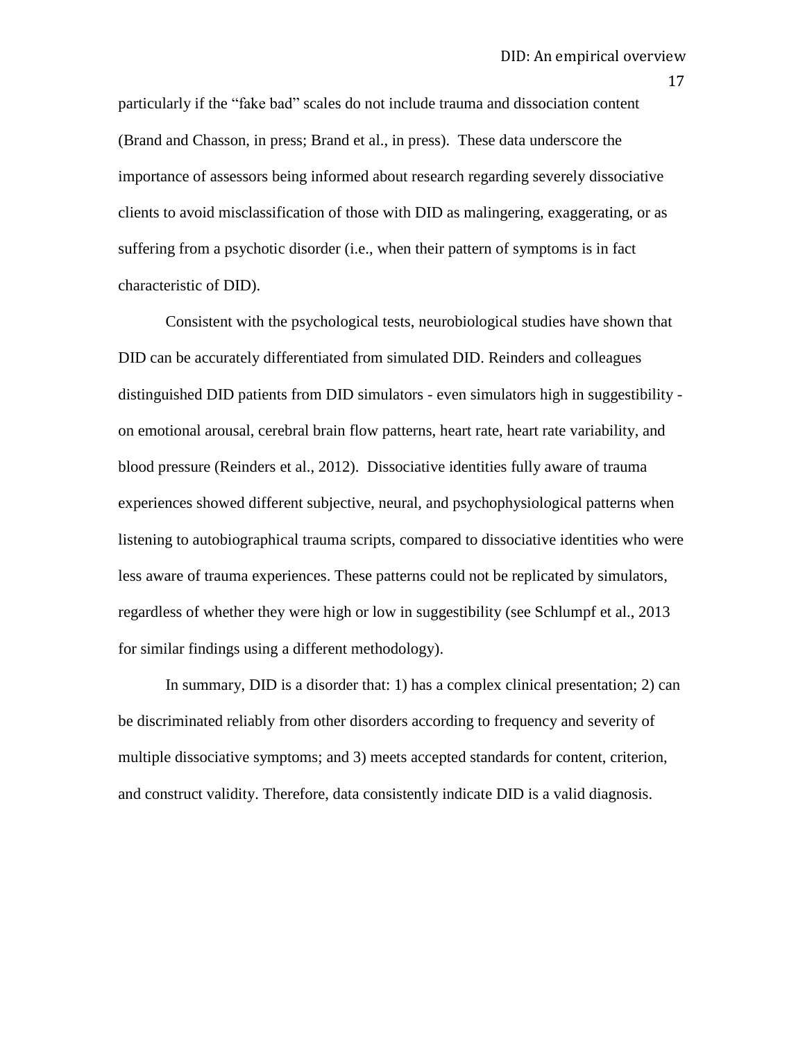particularly if the "fake bad" scales do not include trauma and dissociation content (Brand and Chasson, in press; Brand et al., in press). These data underscore the importance of assessors being informed about research regarding severely dissociative clients to avoid misclassification of those with DID as malingering, exaggerating, or as suffering from a psychotic disorder (i.e., when their pattern of symptoms is in fact characteristic of DID).

Consistent with the psychological tests, neurobiological studies have shown that DID can be accurately differentiated from simulated DID. Reinders and colleagues distinguished DID patients from DID simulators - even simulators high in suggestibility - on emotional arousal, cerebral brain flow patterns, heart rate, heart rate variability, and blood pressure (Reinders et al., 2012). Dissociative identities fully aware of trauma experiences showed different subjective, neural, and psychophysiological patterns when listening to autobiographical trauma scripts, compared to dissociative identities who were less aware of trauma experiences. These patterns could not be replicated by simulators, regardless of whether they were high or low in suggestibility (see Schlumpf et al., 2013 for similar findings using a different methodology).

In summary, DID is a disorder that: 1) has a complex clinical presentation; 2) can be discriminated reliably from other disorders according to frequency and severity of multiple dissociative symptoms; and 3) meets accepted standards for content, criterion, and construct validity. Therefore, data consistently indicate DID is a valid diagnosis.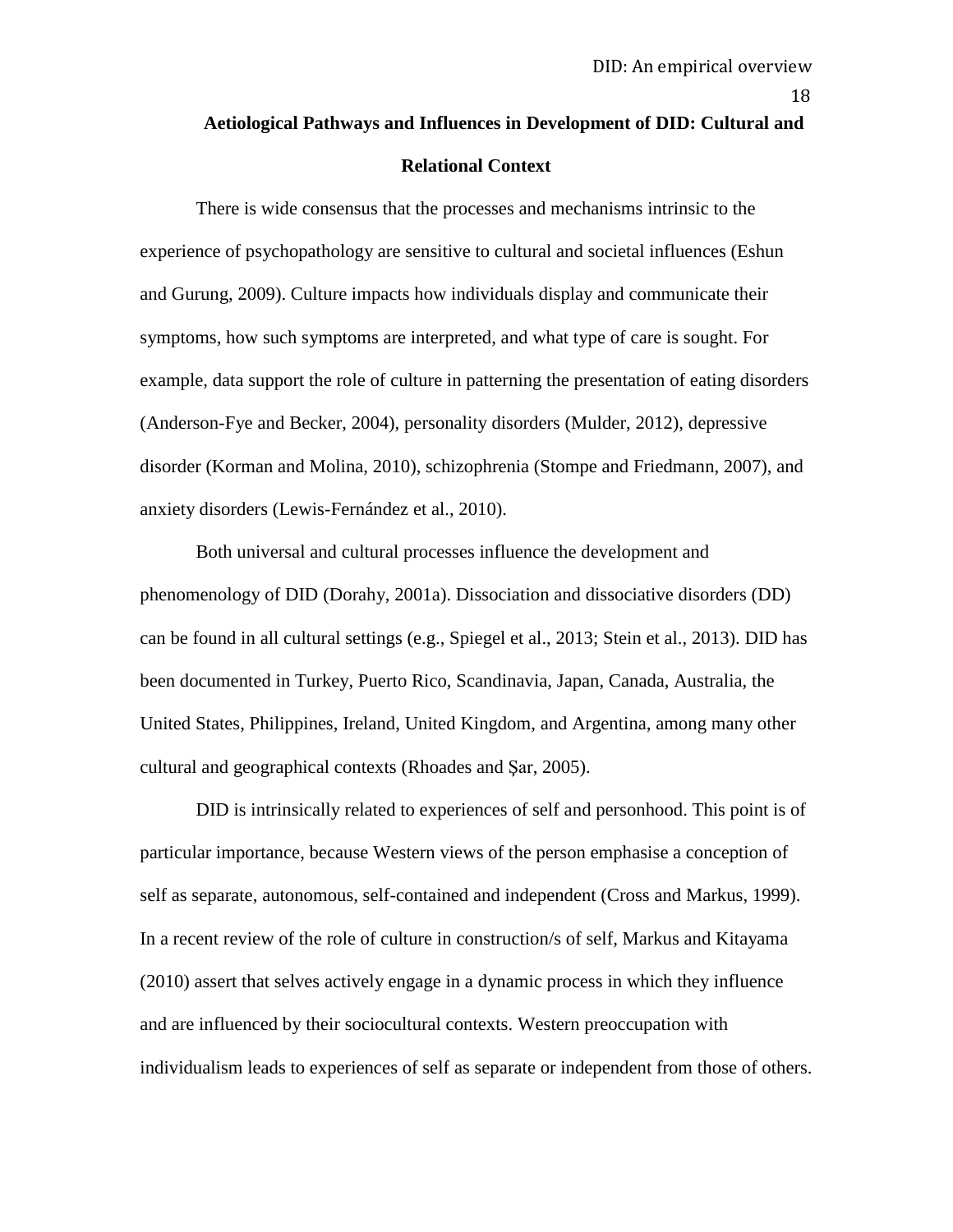## Aetiological Pathways and Influences in Development of DID: Cultural and Relational Context

There is wide consensus that the processes and mechanisms intrinsic to the experience of psychopathology are sensitive to cultural and societal influences (Eshun and Gurung, 2009). Culture impacts how individuals display and communicate their symptoms, how such symptoms are interpreted, and what type of care is sought. For example, data support the role of culture in patterning the presentation of eating disorders (Anderson-Fye and Becker, 2004), personality disorders (Mulder, 2012), depressive disorder (Korman and Molina, 2010), schizophrenia (Stompe and Friedmann, 2007), and anxiety disorders (Lewis-Fernández et al., 2010).

Both universal and cultural processes influence the development and phenomenology of DID (Dorahy, 2001a). Dissociation and dissociative disorders (DD) can be found in all cultural settings (e.g., Spiegel et al., 2013; Stein et al., 2013). DID has been documented in Turkey, Puerto Rico, Scandinavia, Japan, Canada, Australia, the United States, Philippines, Ireland, United Kingdom, and Argentina, among many other cultural and geographical contexts (Rhoades and Şar, 2005).

DID is intrinsically related to experiences of self and personhood. This point is of particular importance, because Western views of the person emphasise a conception of self as separate, autonomous, self-contained and independent (Cross and Markus, 1999). In a recent review of the role of culture in construction/s of self, Markus and Kitayama (2010) assert that selves actively engage in a dynamic process in which they influence and are influenced by their sociocultural contexts. Western preoccupation with individualism leads to experiences of self as separate or independent from those of others.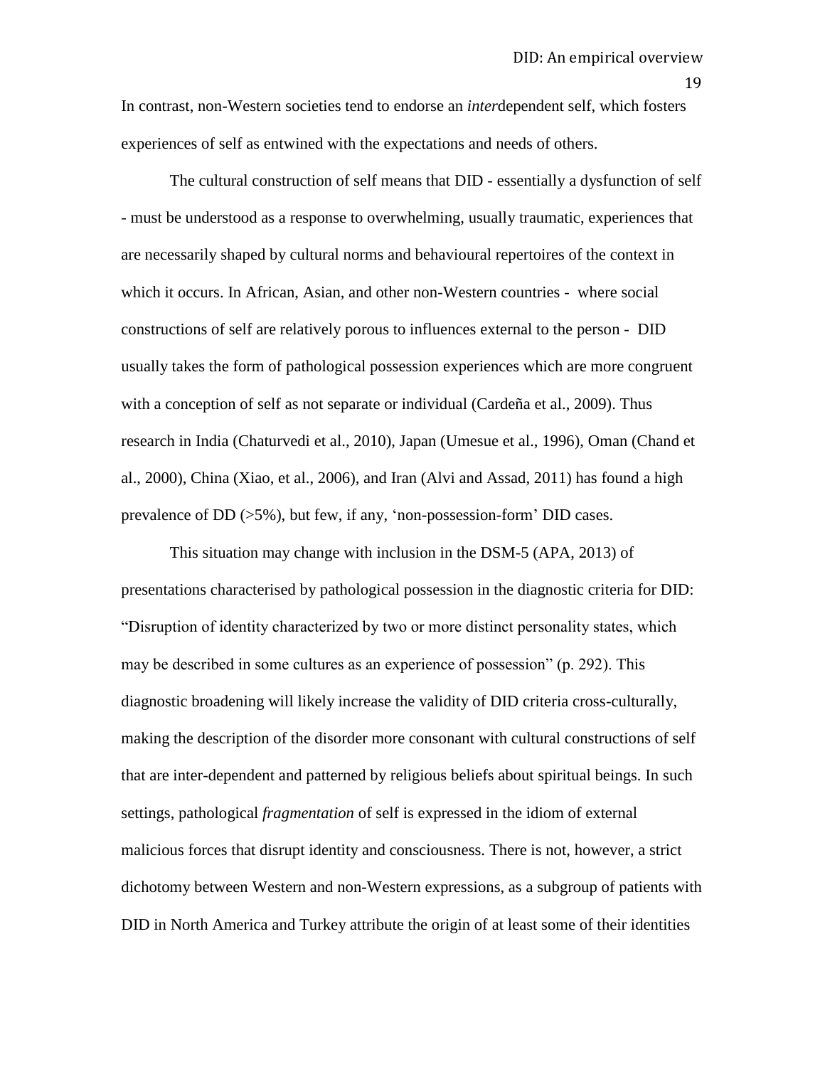In contrast, non-Western societies tend to endorse an *inter*dependent self, which fosters experiences of self as entwined with the expectations and needs of others.

The cultural construction of self means that DID - essentially a dysfunction of self - must be understood as a response to overwhelming, usually traumatic, experiences that are necessarily shaped by cultural norms and behavioural repertoires of the context in which it occurs. In African, Asian, and other non-Western countries - where social constructions of self are relatively porous to influences external to the person - DID usually takes the form of pathological possession experiences which are more congruent with a conception of self as not separate or individual (Cardeña et al., 2009). Thus research in India (Chaturvedi et al., 2010), Japan (Umesue et al., 1996), Oman (Chand et al., 2000), China (Xiao, et al., 2006), and Iran (Alvi and Assad, 2011) has found a high prevalence of DD (>5%), but few, if any, 'non-possession-form' DID cases.

This situation may change with inclusion in the DSM-5 (APA, 2013) of presentations characterised by pathological possession in the diagnostic criteria for DID: "Disruption of identity characterized by two or more distinct personality states, which may be described in some cultures as an experience of possession" (p. 292). This diagnostic broadening will likely increase the validity of DID criteria cross-culturally, making the description of the disorder more consonant with cultural constructions of self that are inter-dependent and patterned by religious beliefs about spiritual beings. In such settings, pathological *fragmentation* of self is expressed in the idiom of external malicious forces that disrupt identity and consciousness. There is not, however, a strict dichotomy between Western and non-Western expressions, as a subgroup of patients with DID in North America and Turkey attribute the origin of at least some of their identities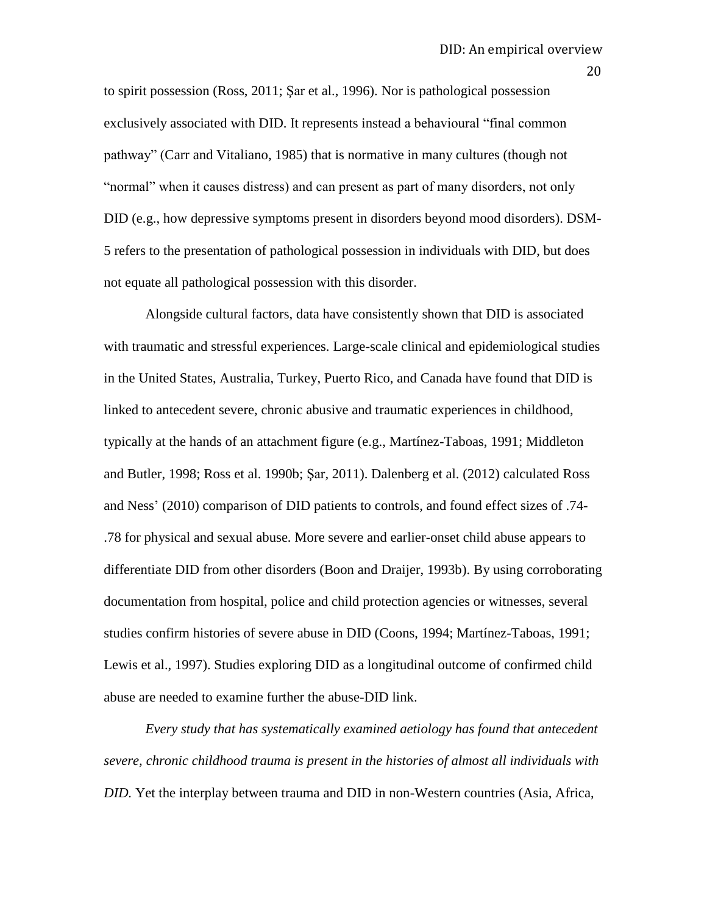to spirit possession (Ross, 2011; Şar et al., 1996). Nor is pathological possession exclusively associated with DID. It represents instead a behavioural "final common pathway" (Carr and Vitaliano, 1985) that is normative in many cultures (though not "normal" when it causes distress) and can present as part of many disorders, not only DID (e.g., how depressive symptoms present in disorders beyond mood disorders). DSM-5 refers to the presentation of pathological possession in individuals with DID, but does not equate all pathological possession with this disorder.

Alongside cultural factors, data have consistently shown that DID is associated with traumatic and stressful experiences. Large-scale clinical and epidemiological studies in the United States, Australia, Turkey, Puerto Rico, and Canada have found that DID is linked to antecedent severe, chronic abusive and traumatic experiences in childhood, typically at the hands of an attachment figure (e.g., Martínez-Taboas, 1991; Middleton and Butler, 1998; Ross et al. 1990b; Şar, 2011). Dalenberg et al. (2012) calculated Ross and Ness' (2010) comparison of DID patients to controls, and found effect sizes of .74-.78 for physical and sexual abuse. More severe and earlier-onset child abuse appears to differentiate DID from other disorders (Boon and Draijer, 1993b). By using corroborating documentation from hospital, police and child protection agencies or witnesses, several studies confirm histories of severe abuse in DID (Coons, 1994; Martínez-Taboas, 1991; Lewis et al., 1997). Studies exploring DID as a longitudinal outcome of confirmed child abuse are needed to examine further the abuse-DID link.

*Every study that has systematically examined aetiology has found that antecedent severe, chronic childhood trauma is present in the histories of almost all individuals with DID.* Yet the interplay between trauma and DID in non-Western countries (Asia, Africa,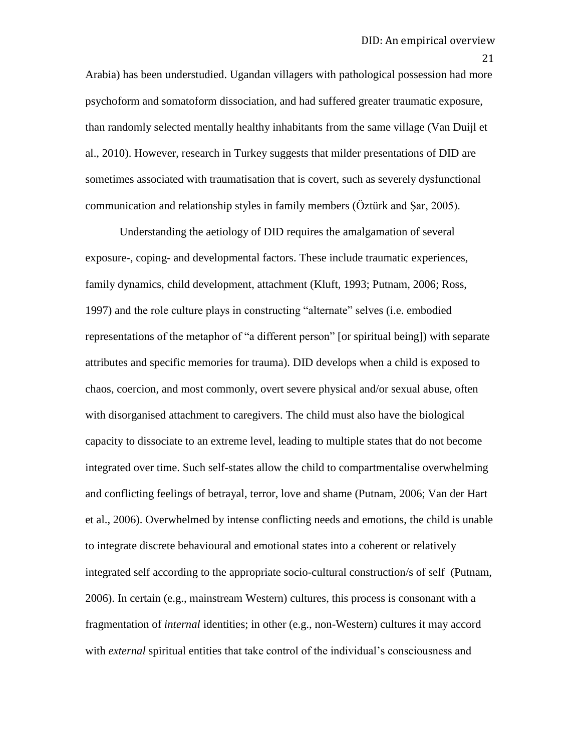Arabia) has been understudied. Ugandan villagers with pathological possession had more psychoform and somatoform dissociation, and had suffered greater traumatic exposure, than randomly selected mentally healthy inhabitants from the same village (Van Duijl et al., 2010). However, research in Turkey suggests that milder presentations of DID are sometimes associated with traumatisation that is covert, such as severely dysfunctional communication and relationship styles in family members (Öztürk and Şar, 2005).

Understanding the aetiology of DID requires the amalgamation of several exposure-, coping- and developmental factors. These include traumatic experiences, family dynamics, child development, attachment (Kluft, 1993; Putnam, 2006; Ross, 1997) and the role culture plays in constructing "alternate" selves (i.e. embodied representations of the metaphor of "a different person" [or spiritual being]) with separate attributes and specific memories for trauma). DID develops when a child is exposed to chaos, coercion, and most commonly, overt severe physical and/or sexual abuse, often with disorganised attachment to caregivers. The child must also have the biological capacity to dissociate to an extreme level, leading to multiple states that do not become integrated over time. Such self-states allow the child to compartmentalise overwhelming and conflicting feelings of betrayal, terror, love and shame (Putnam, 2006; Van der Hart et al., 2006). Overwhelmed by intense conflicting needs and emotions, the child is unable to integrate discrete behavioural and emotional states into a coherent or relatively integrated self according to the appropriate socio-cultural construction/s of self (Putnam, 2006). In certain (e.g., mainstream Western) cultures, this process is consonant with a fragmentation of *internal* identities; in other (e.g., non-Western) cultures it may accord with *external* spiritual entities that take control of the individual's consciousness and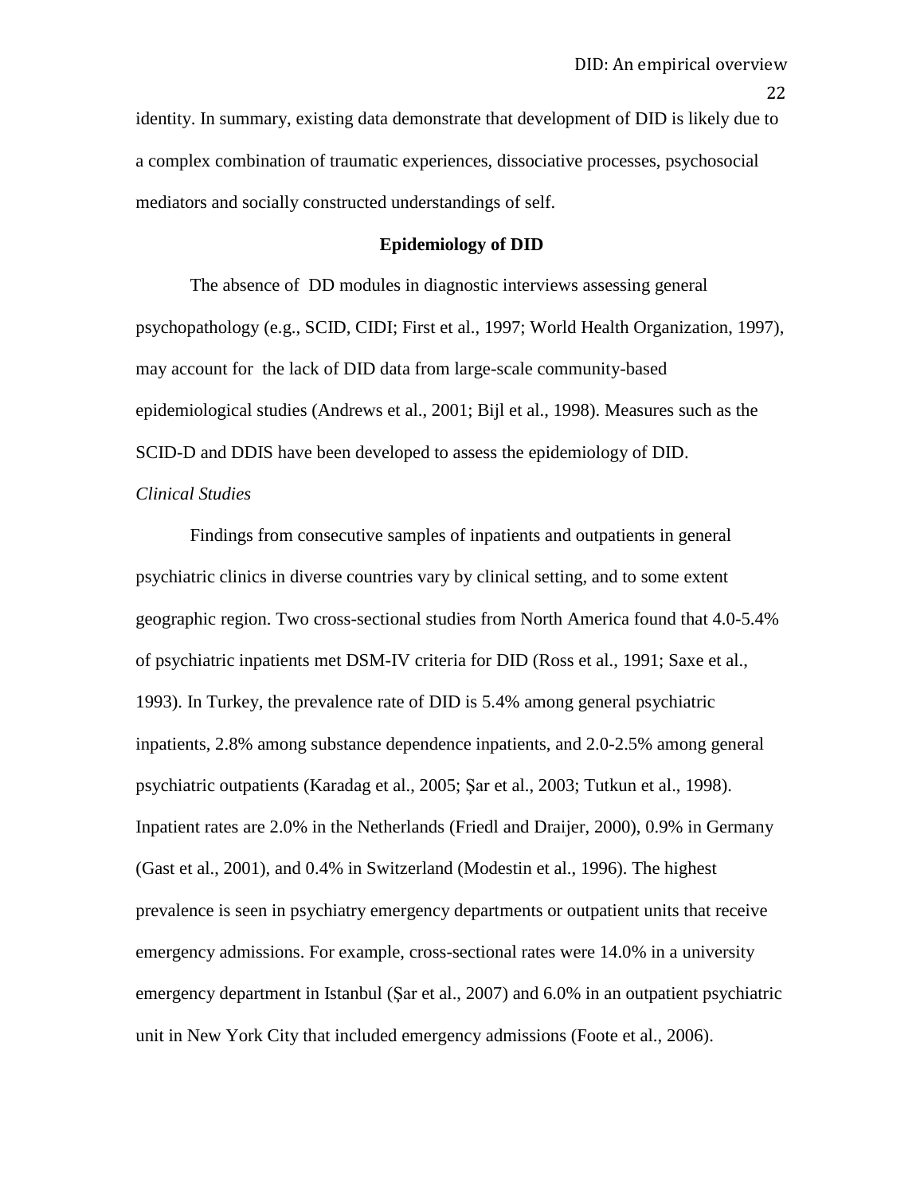identity. In summary, existing data demonstrate that development of DID is likely due to a complex combination of traumatic experiences, dissociative processes, psychosocial mediators and socially constructed understandings of self.

## Epidemiology of DID

The absence of DD modules in diagnostic interviews assessing general psychopathology (e.g., SCID, CIDI; First et al., 1997; World Health Organization, 1997), may account for the lack of DID data from large-scale community-based epidemiological studies (Andrews et al., 2001; Bijl et al., 1998). Measures such as the SCID-D and DDIS have been developed to assess the epidemiology of DID.

### *Clinical Studies*

Findings from consecutive samples of inpatients and outpatients in general psychiatric clinics in diverse countries vary by clinical setting, and to some extent geographic region. Two cross-sectional studies from North America found that 4.0-5.4% of psychiatric inpatients met DSM-IV criteria for DID (Ross et al., 1991; Saxe et al., 1993). In Turkey, the prevalence rate of DID is 5.4% among general psychiatric inpatients, 2.8% among substance dependence inpatients, and 2.0-2.5% among general psychiatric outpatients (Karadag et al., 2005; Şar et al., 2003; Tutkun et al., 1998). Inpatient rates are 2.0% in the Netherlands (Friedl and Draijer, 2000), 0.9% in Germany (Gast et al., 2001), and 0.4% in Switzerland (Modestin et al., 1996). The highest prevalence is seen in psychiatry emergency departments or outpatient units that receive emergency admissions. For example, cross-sectional rates were 14.0% in a university emergency department in Istanbul (Şar et al., 2007) and 6.0% in an outpatient psychiatric unit in New York City that included emergency admissions (Foote et al., 2006).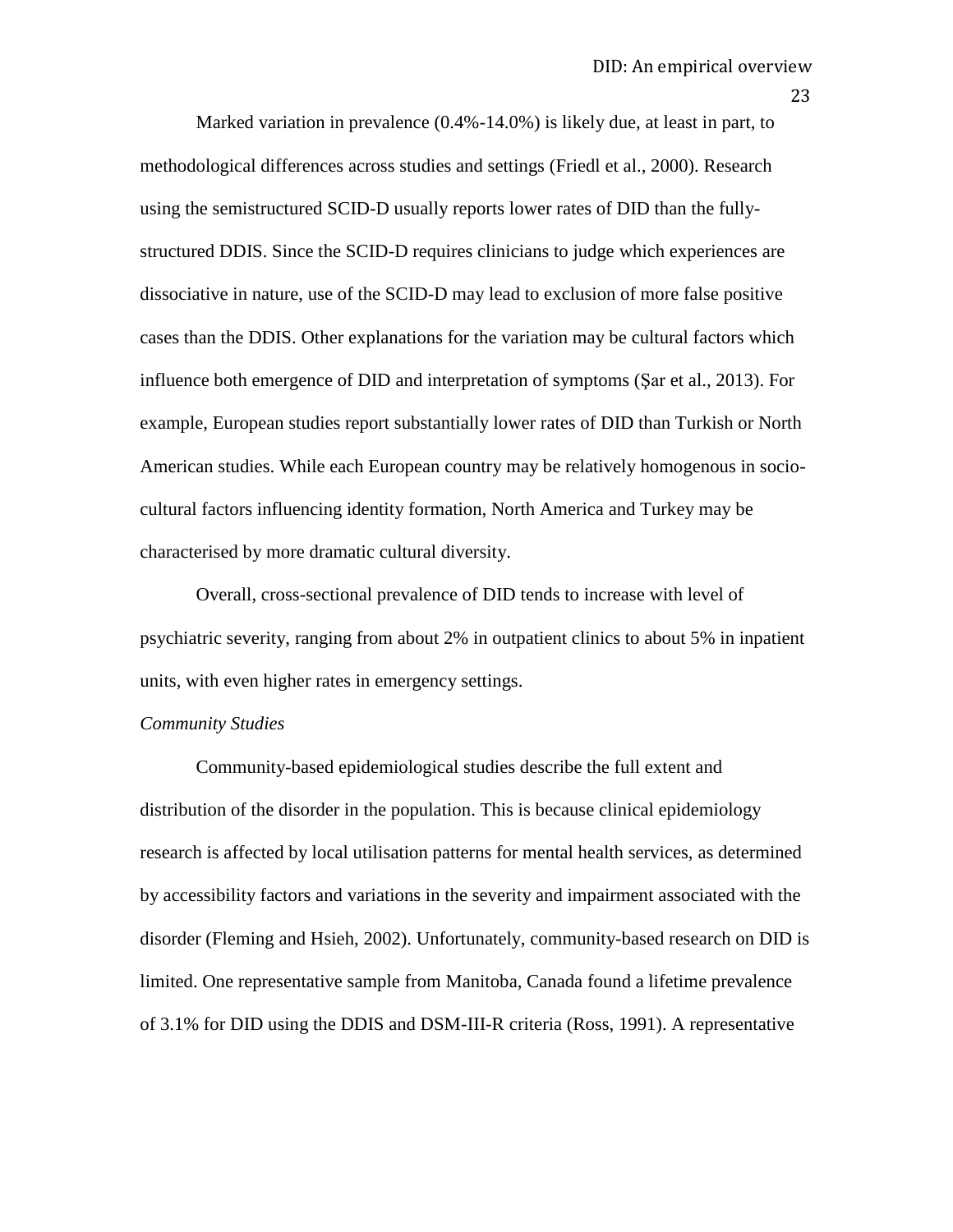Marked variation in prevalence (0.4%-14.0%) is likely due, at least in part, to methodological differences across studies and settings (Friedl et al., 2000). Research using the semistructured SCID-D usually reports lower rates of DID than the fully-structured DDIS. Since the SCID-D requires clinicians to judge which experiences are dissociative in nature, use of the SCID-D may lead to exclusion of more false positive cases than the DDIS. Other explanations for the variation may be cultural factors which influence both emergence of DID and interpretation of symptoms (Şar et al., 2013). For example, European studies report substantially lower rates of DID than Turkish or North American studies. While each European country may be relatively homogenous in socio-cultural factors influencing identity formation, North America and Turkey may be characterised by more dramatic cultural diversity.

Overall, cross-sectional prevalence of DID tends to increase with level of psychiatric severity, ranging from about 2% in outpatient clinics to about 5% in inpatient units, with even higher rates in emergency settings.

*Community Studies*

Community-based epidemiological studies describe the full extent and distribution of the disorder in the population. This is because clinical epidemiology research is affected by local utilisation patterns for mental health services, as determined by accessibility factors and variations in the severity and impairment associated with the disorder (Fleming and Hsieh, 2002). Unfortunately, community-based research on DID is limited. One representative sample from Manitoba, Canada found a lifetime prevalence of 3.1% for DID using the DDIS and DSM-III-R criteria (Ross, 1991). A representative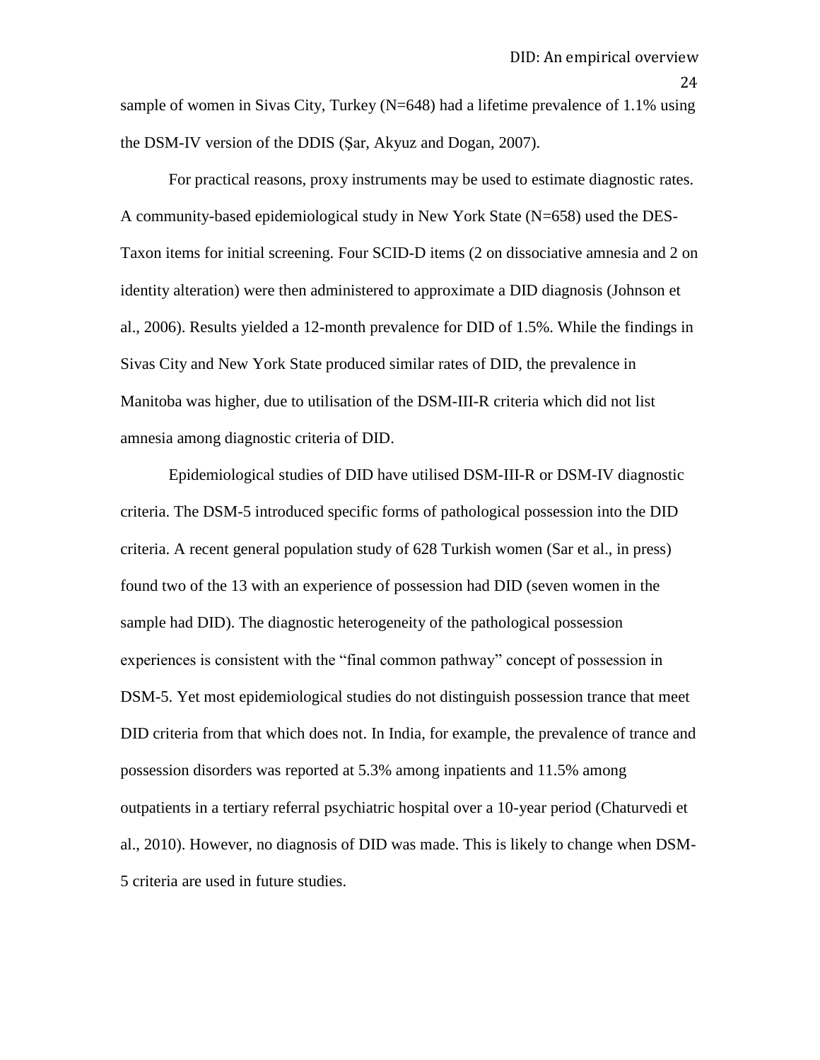sample of women in Sivas City, Turkey (N=648) had a lifetime prevalence of 1.1% using the DSM-IV version of the DDIS (Şar, Akyuz and Dogan, 2007).

For practical reasons, proxy instruments may be used to estimate diagnostic rates. A community-based epidemiological study in New York State (N=658) used the DES-Taxon items for initial screening. Four SCID-D items (2 on dissociative amnesia and 2 on identity alteration) were then administered to approximate a DID diagnosis (Johnson et al., 2006). Results yielded a 12-month prevalence for DID of 1.5%. While the findings in Sivas City and New York State produced similar rates of DID, the prevalence in Manitoba was higher, due to utilisation of the DSM-III-R criteria which did not list amnesia among diagnostic criteria of DID.

Epidemiological studies of DID have utilised DSM-III-R or DSM-IV diagnostic criteria. The DSM-5 introduced specific forms of pathological possession into the DID criteria. A recent general population study of 628 Turkish women (Sar et al., in press) found two of the 13 with an experience of possession had DID (seven women in the sample had DID). The diagnostic heterogeneity of the pathological possession experiences is consistent with the "final common pathway" concept of possession in DSM-5. Yet most epidemiological studies do not distinguish possession trance that meet DID criteria from that which does not. In India, for example, the prevalence of trance and possession disorders was reported at 5.3% among inpatients and 11.5% among outpatients in a tertiary referral psychiatric hospital over a 10-year period (Chaturvedi et al., 2010). However, no diagnosis of DID was made. This is likely to change when DSM-5 criteria are used in future studies.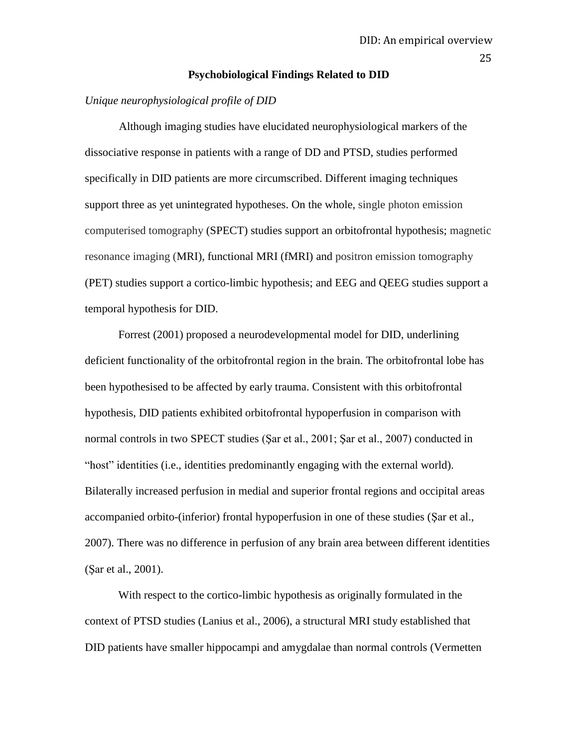## Psychobiological Findings Related to DID

*Unique neurophysiological profile of DID*

Although imaging studies have elucidated neurophysiological markers of the dissociative response in patients with a range of DD and PTSD, studies performed specifically in DID patients are more circumscribed. Different imaging techniques support three as yet unintegrated hypotheses. On the whole, single photon emission computerised tomography (SPECT) studies support an orbitofrontal hypothesis; magnetic resonance imaging (MRI), functional MRI (fMRI) and positron emission tomography (PET) studies support a cortico-limbic hypothesis; and EEG and QEEG studies support a temporal hypothesis for DID.

Forrest (2001) proposed a neurodevelopmental model for DID, underlining deficient functionality of the orbitofrontal region in the brain. The orbitofrontal lobe has been hypothesised to be affected by early trauma. Consistent with this orbitofrontal hypothesis, DID patients exhibited orbitofrontal hypoperfusion in comparison with normal controls in two SPECT studies (Şar et al., 2001; Şar et al., 2007) conducted in "host" identities (i.e., identities predominantly engaging with the external world). Bilaterally increased perfusion in medial and superior frontal regions and occipital areas accompanied orbito-(inferior) frontal hypoperfusion in one of these studies (Şar et al., 2007). There was no difference in perfusion of any brain area between different identities (Şar et al., 2001).

With respect to the cortico-limbic hypothesis as originally formulated in the context of PTSD studies (Lanius et al., 2006), a structural MRI study established that DID patients have smaller hippocampi and amygdalae than normal controls (Vermetten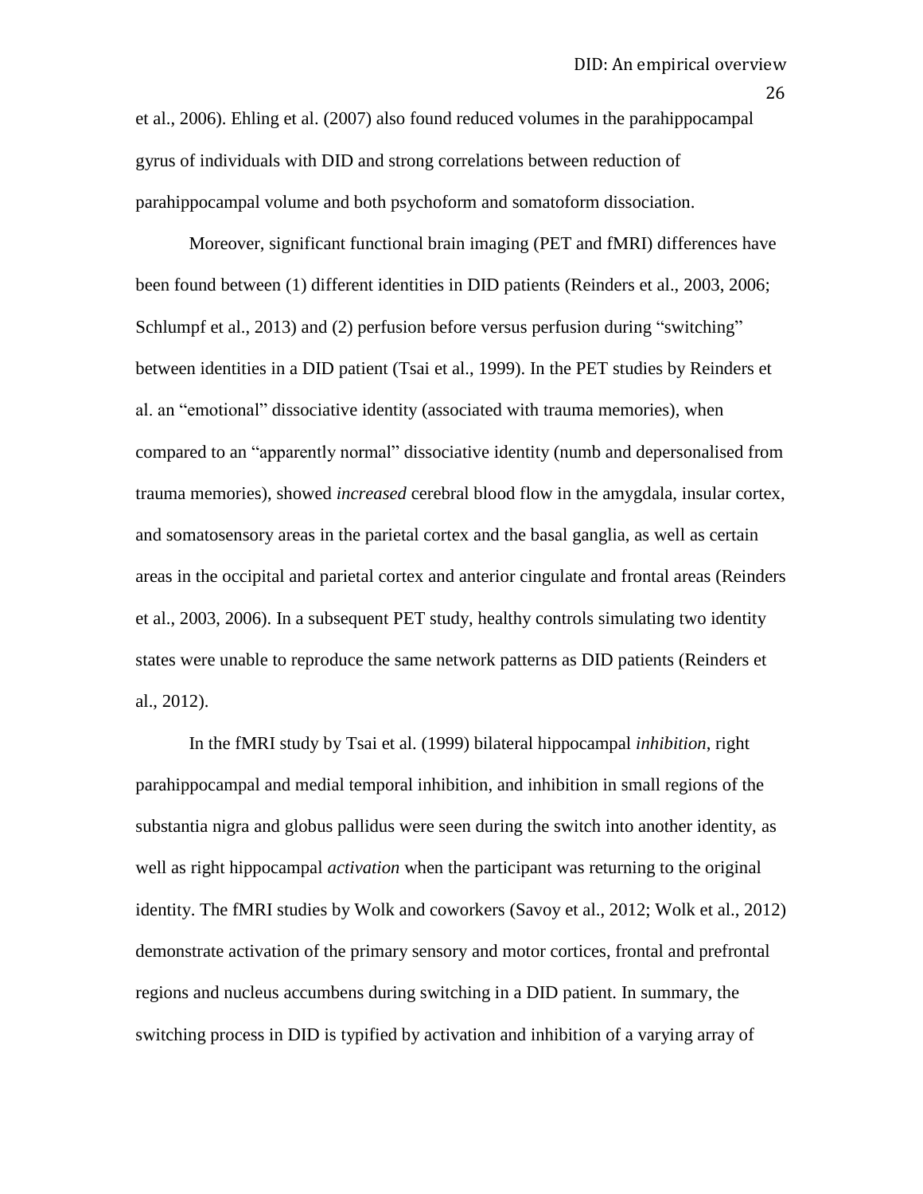et al., 2006). Ehling et al. (2007) also found reduced volumes in the parahippocampal gyrus of individuals with DID and strong correlations between reduction of parahippocampal volume and both psychoform and somatoform dissociation.

Moreover, significant functional brain imaging (PET and fMRI) differences have been found between (1) different identities in DID patients (Reinders et al., 2003, 2006; Schlumpf et al., 2013) and (2) perfusion before versus perfusion during "switching" between identities in a DID patient (Tsai et al., 1999). In the PET studies by Reinders et al. an "emotional" dissociative identity (associated with trauma memories), when compared to an "apparently normal" dissociative identity (numb and depersonalised from trauma memories), showed *increased* cerebral blood flow in the amygdala, insular cortex, and somatosensory areas in the parietal cortex and the basal ganglia, as well as certain areas in the occipital and parietal cortex and anterior cingulate and frontal areas (Reinders et al., 2003, 2006). In a subsequent PET study, healthy controls simulating two identity states were unable to reproduce the same network patterns as DID patients (Reinders et al., 2012).

In the fMRI study by Tsai et al. (1999) bilateral hippocampal *inhibition*, right parahippocampal and medial temporal inhibition, and inhibition in small regions of the substantia nigra and globus pallidus were seen during the switch into another identity, as well as right hippocampal *activation* when the participant was returning to the original identity. The fMRI studies by Wolk and coworkers (Savoy et al., 2012; Wolk et al., 2012) demonstrate activation of the primary sensory and motor cortices, frontal and prefrontal regions and nucleus accumbens during switching in a DID patient. In summary, the switching process in DID is typified by activation and inhibition of a varying array of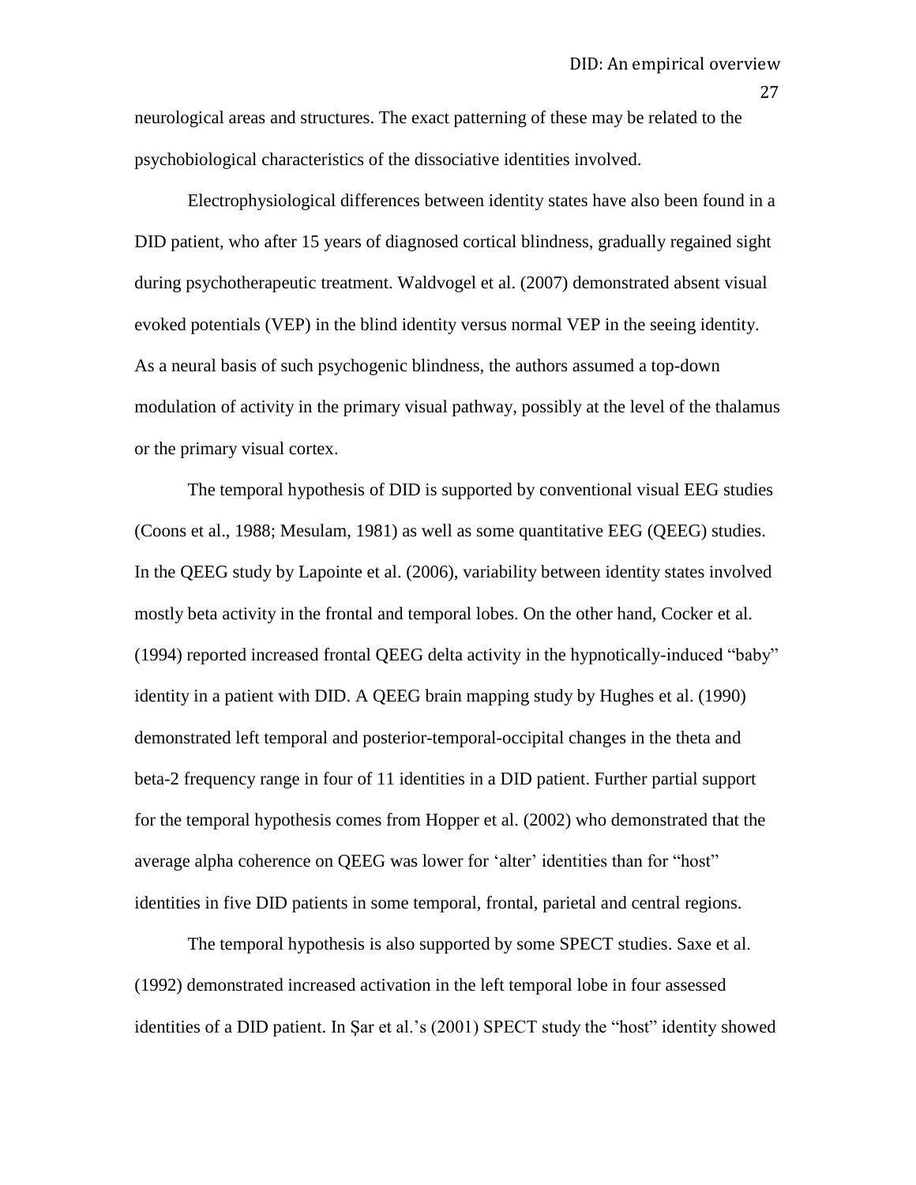neurological areas and structures. The exact patterning of these may be related to the psychobiological characteristics of the dissociative identities involved.

Electrophysiological differences between identity states have also been found in a DID patient, who after 15 years of diagnosed cortical blindness, gradually regained sight during psychotherapeutic treatment. Waldvogel et al. (2007) demonstrated absent visual evoked potentials (VEP) in the blind identity versus normal VEP in the seeing identity. As a neural basis of such psychogenic blindness, the authors assumed a top-down modulation of activity in the primary visual pathway, possibly at the level of the thalamus or the primary visual cortex.

The temporal hypothesis of DID is supported by conventional visual EEG studies (Coons et al., 1988; Mesulam, 1981) as well as some quantitative EEG (QEEG) studies. In the QEEG study by Lapointe et al. (2006), variability between identity states involved mostly beta activity in the frontal and temporal lobes. On the other hand, Cocker et al. (1994) reported increased frontal QEEG delta activity in the hypnotically-induced "baby" identity in a patient with DID. A QEEG brain mapping study by Hughes et al. (1990) demonstrated left temporal and posterior-temporal-occipital changes in the theta and beta-2 frequency range in four of 11 identities in a DID patient. Further partial support for the temporal hypothesis comes from Hopper et al. (2002) who demonstrated that the average alpha coherence on QEEG was lower for 'alter' identities than for "host" identities in five DID patients in some temporal, frontal, parietal and central regions.

The temporal hypothesis is also supported by some SPECT studies. Saxe et al. (1992) demonstrated increased activation in the left temporal lobe in four assessed identities of a DID patient. In Şar et al.'s (2001) SPECT study the "host" identity showed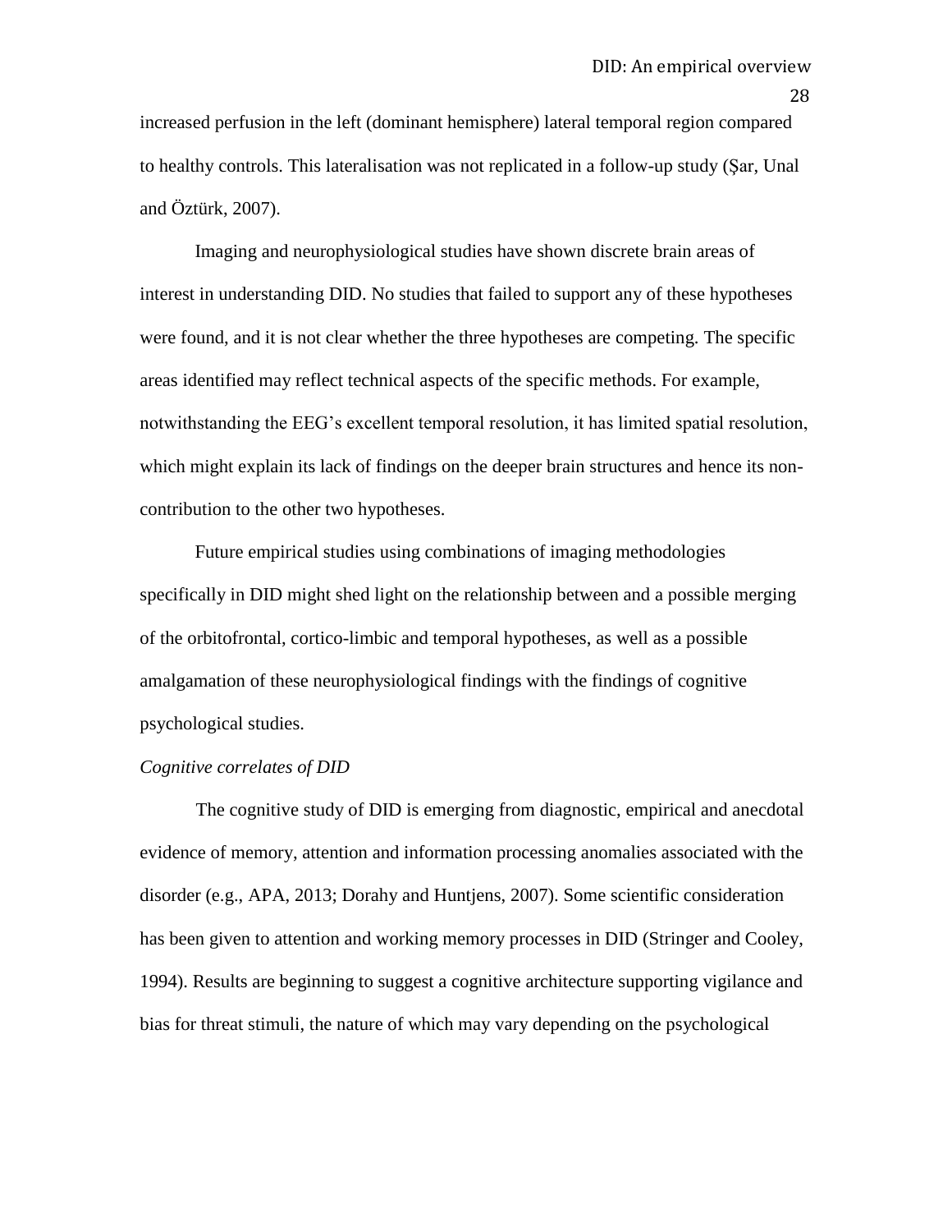increased perfusion in the left (dominant hemisphere) lateral temporal region compared to healthy controls. This lateralisation was not replicated in a follow-up study (Şar, Unal and Öztürk, 2007).

Imaging and neurophysiological studies have shown discrete brain areas of interest in understanding DID. No studies that failed to support any of these hypotheses were found, and it is not clear whether the three hypotheses are competing. The specific areas identified may reflect technical aspects of the specific methods. For example, notwithstanding the EEG's excellent temporal resolution, it has limited spatial resolution, which might explain its lack of findings on the deeper brain structures and hence its non-contribution to the other two hypotheses.

Future empirical studies using combinations of imaging methodologies specifically in DID might shed light on the relationship between and a possible merging of the orbitofrontal, cortico-limbic and temporal hypotheses, as well as a possible amalgamation of these neurophysiological findings with the findings of cognitive psychological studies.

*Cognitive correlates of DID*

The cognitive study of DID is emerging from diagnostic, empirical and anecdotal evidence of memory, attention and information processing anomalies associated with the disorder (e.g., APA, 2013; Dorahy and Huntjens, 2007). Some scientific consideration has been given to attention and working memory processes in DID (Stringer and Cooley, 1994). Results are beginning to suggest a cognitive architecture supporting vigilance and bias for threat stimuli, the nature of which may vary depending on the psychological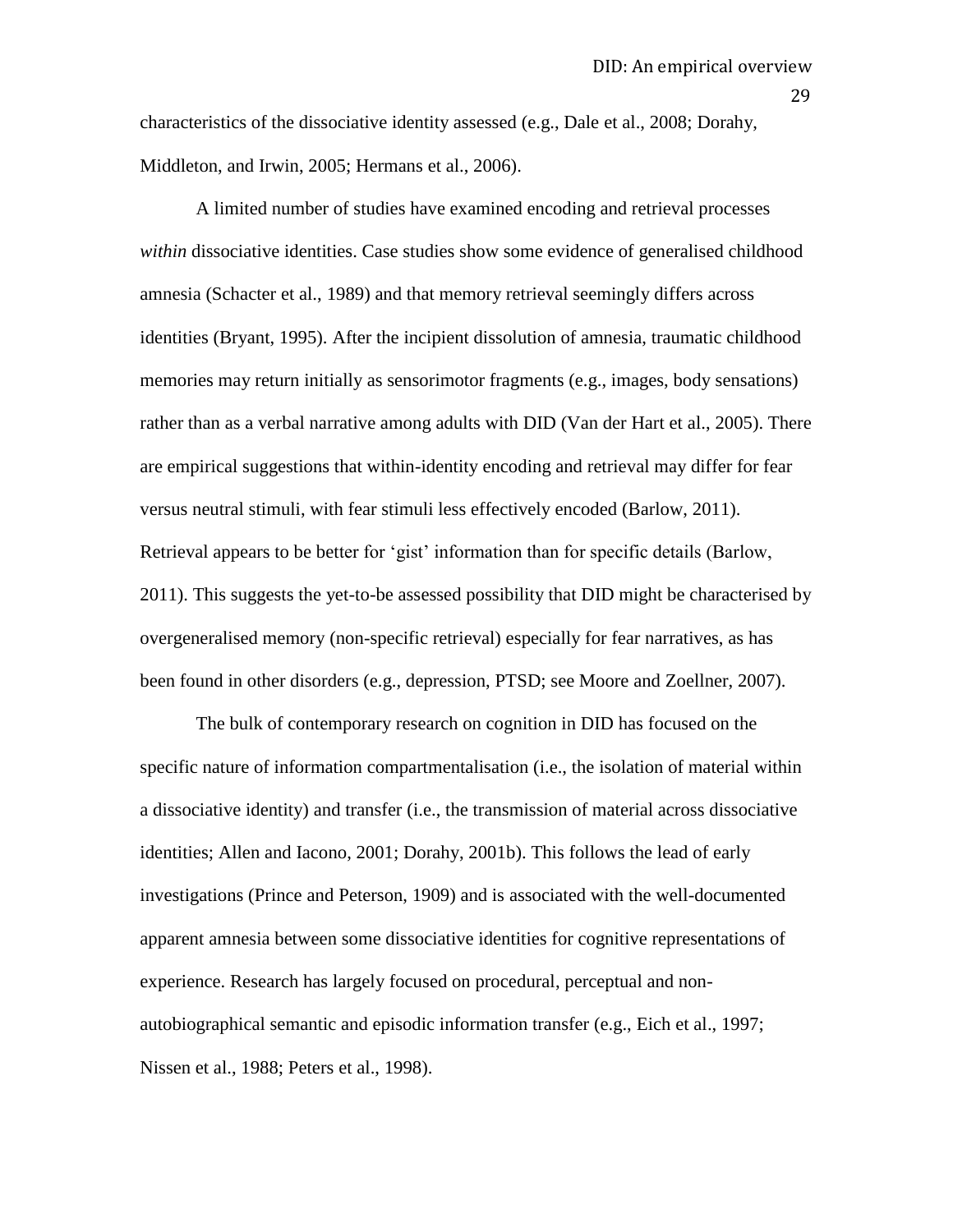characteristics of the dissociative identity assessed (e.g., Dale et al., 2008; Dorahy, Middleton, and Irwin, 2005; Hermans et al., 2006).

A limited number of studies have examined encoding and retrieval processes *within* dissociative identities. Case studies show some evidence of generalised childhood amnesia (Schacter et al., 1989) and that memory retrieval seemingly differs across identities (Bryant, 1995). After the incipient dissolution of amnesia, traumatic childhood memories may return initially as sensorimotor fragments (e.g., images, body sensations) rather than as a verbal narrative among adults with DID (Van der Hart et al., 2005). There are empirical suggestions that within-identity encoding and retrieval may differ for fear versus neutral stimuli, with fear stimuli less effectively encoded (Barlow, 2011). Retrieval appears to be better for 'gist' information than for specific details (Barlow, 2011). This suggests the yet-to-be assessed possibility that DID might be characterised by overgeneralised memory (non-specific retrieval) especially for fear narratives, as has been found in other disorders (e.g., depression, PTSD; see Moore and Zoellner, 2007).

The bulk of contemporary research on cognition in DID has focused on the specific nature of information compartmentalisation (i.e., the isolation of material within a dissociative identity) and transfer (i.e., the transmission of material across dissociative identities; Allen and Iacono, 2001; Dorahy, 2001b). This follows the lead of early investigations (Prince and Peterson, 1909) and is associated with the well-documented apparent amnesia between some dissociative identities for cognitive representations of experience. Research has largely focused on procedural, perceptual and non-autobiographical semantic and episodic information transfer (e.g., Eich et al., 1997; Nissen et al., 1988; Peters et al., 1998).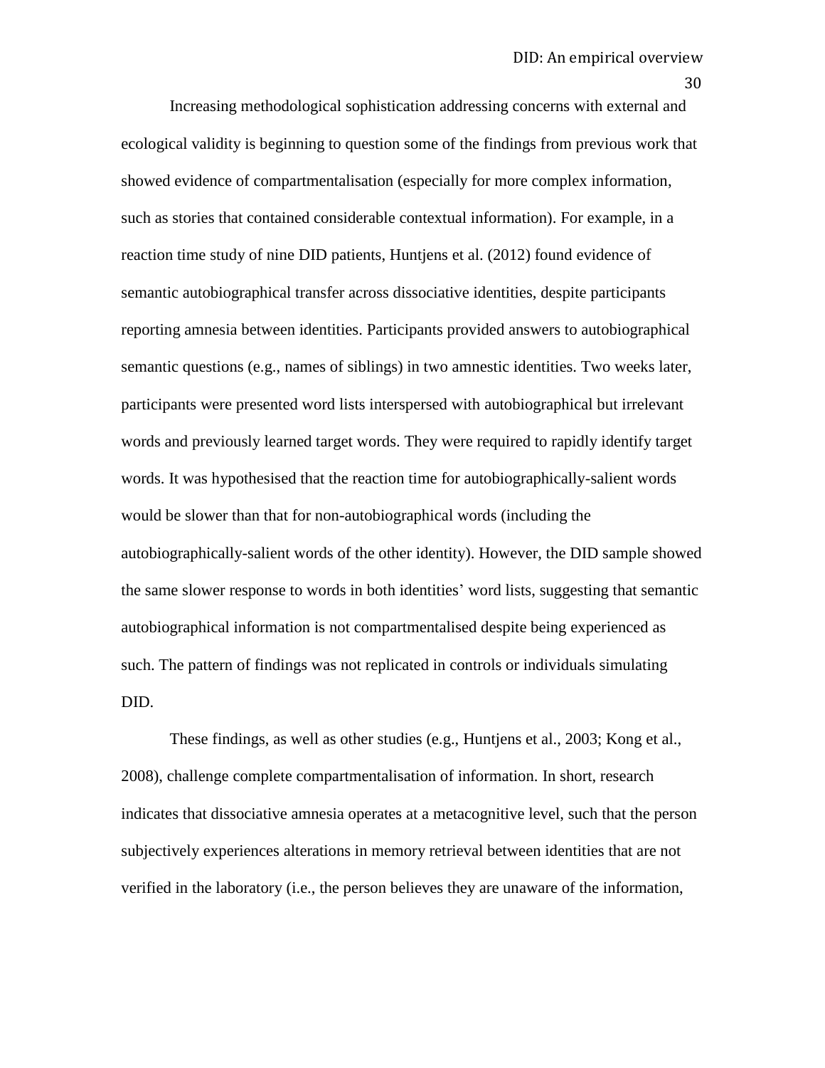Increasing methodological sophistication addressing concerns with external and ecological validity is beginning to question some of the findings from previous work that showed evidence of compartmentalisation (especially for more complex information, such as stories that contained considerable contextual information). For example, in a reaction time study of nine DID patients, Huntjens et al. (2012) found evidence of semantic autobiographical transfer across dissociative identities, despite participants reporting amnesia between identities. Participants provided answers to autobiographical semantic questions (e.g., names of siblings) in two amnestic identities. Two weeks later, participants were presented word lists interspersed with autobiographical but irrelevant words and previously learned target words. They were required to rapidly identify target words. It was hypothesised that the reaction time for autobiographically-salient words would be slower than that for non-autobiographical words (including the autobiographically-salient words of the other identity). However, the DID sample showed the same slower response to words in both identities' word lists, suggesting that semantic autobiographical information is not compartmentalised despite being experienced as such. The pattern of findings was not replicated in controls or individuals simulating DID.

These findings, as well as other studies (e.g., Huntjens et al., 2003; Kong et al., 2008), challenge complete compartmentalisation of information. In short, research indicates that dissociative amnesia operates at a metacognitive level, such that the person subjectively experiences alterations in memory retrieval between identities that are not verified in the laboratory (i.e., the person believes they are unaware of the information,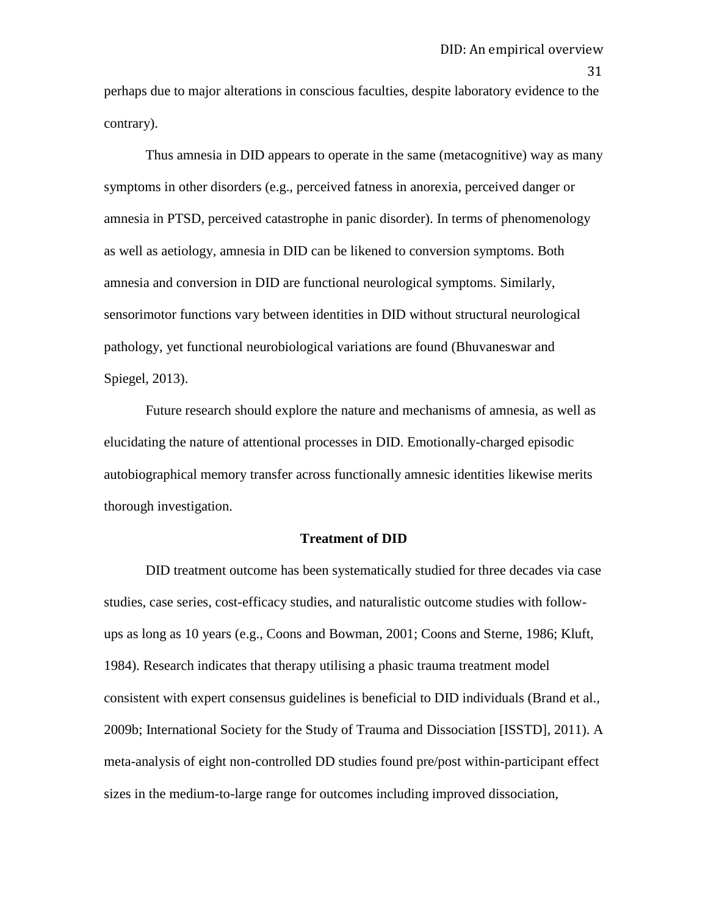perhaps due to major alterations in conscious faculties, despite laboratory evidence to the contrary).

Thus amnesia in DID appears to operate in the same (metacognitive) way as many symptoms in other disorders (e.g., perceived fatness in anorexia, perceived danger or amnesia in PTSD, perceived catastrophe in panic disorder). In terms of phenomenology as well as aetiology, amnesia in DID can be likened to conversion symptoms. Both amnesia and conversion in DID are functional neurological symptoms. Similarly, sensorimotor functions vary between identities in DID without structural neurological pathology, yet functional neurobiological variations are found (Bhuvaneswar and Spiegel, 2013).

Future research should explore the nature and mechanisms of amnesia, as well as elucidating the nature of attentional processes in DID. Emotionally-charged episodic autobiographical memory transfer across functionally amnesic identities likewise merits thorough investigation.

## Treatment of DID

DID treatment outcome has been systematically studied for three decades via case studies, case series, cost-efficacy studies, and naturalistic outcome studies with follow-ups as long as 10 years (e.g., Coons and Bowman, 2001; Coons and Sterne, 1986; Kluft, 1984). Research indicates that therapy utilising a phasic trauma treatment model consistent with expert consensus guidelines is beneficial to DID individuals (Brand et al., 2009b; International Society for the Study of Trauma and Dissociation [ISSTD], 2011). A meta-analysis of eight non-controlled DD studies found pre/post within-participant effect sizes in the medium-to-large range for outcomes including improved dissociation,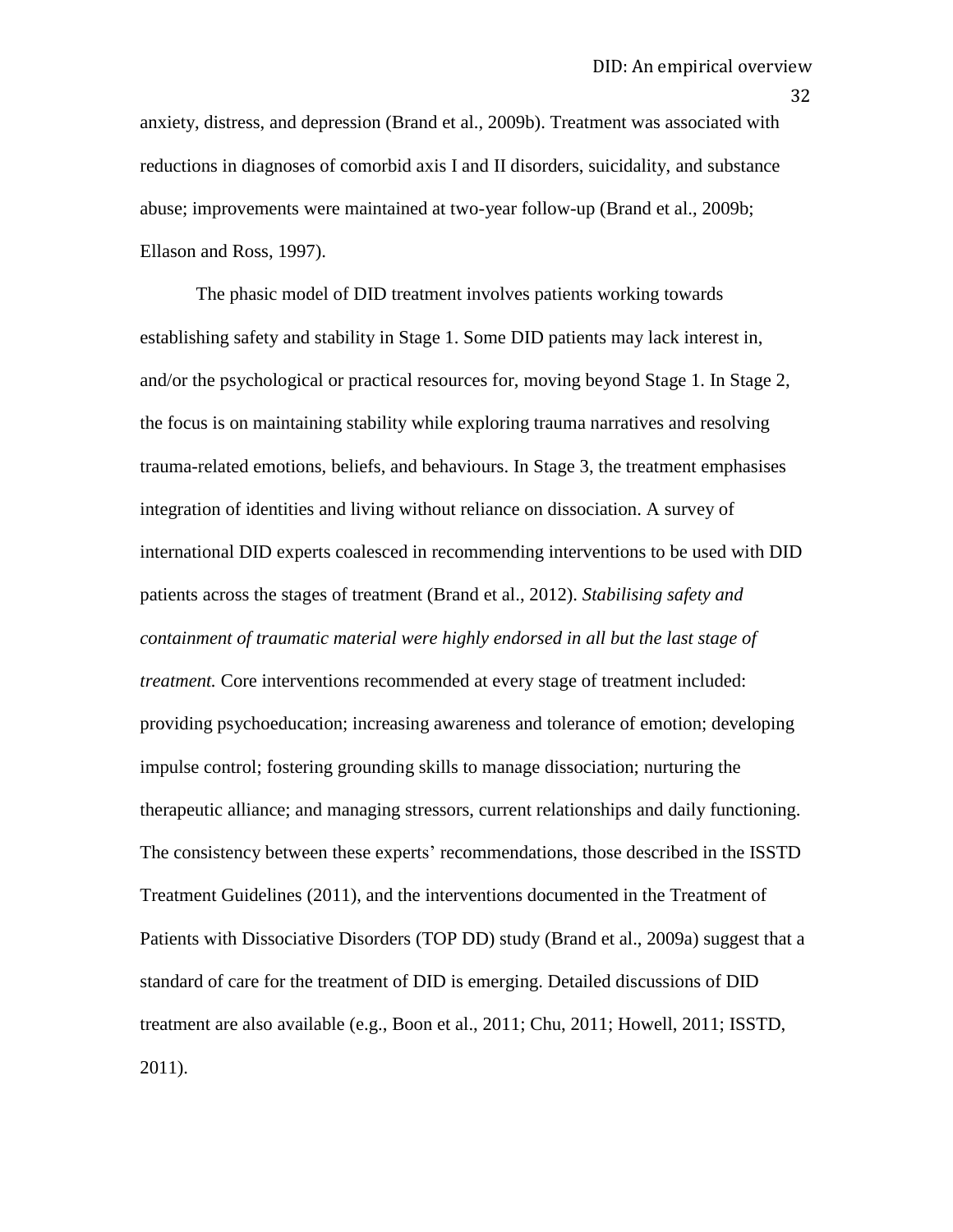anxiety, distress, and depression (Brand et al., 2009b). Treatment was associated with reductions in diagnoses of comorbid axis I and II disorders, suicidality, and substance abuse; improvements were maintained at two-year follow-up (Brand et al., 2009b; Ellason and Ross, 1997).

The phasic model of DID treatment involves patients working towards establishing safety and stability in Stage 1. Some DID patients may lack interest in, and/or the psychological or practical resources for, moving beyond Stage 1. In Stage 2, the focus is on maintaining stability while exploring trauma narratives and resolving trauma-related emotions, beliefs, and behaviours. In Stage 3, the treatment emphasises integration of identities and living without reliance on dissociation. A survey of international DID experts coalesced in recommending interventions to be used with DID patients across the stages of treatment (Brand et al., 2012). *Stabilising safety and containment of traumatic material were highly endorsed in all but the last stage of treatment.* Core interventions recommended at every stage of treatment included: providing psychoeducation; increasing awareness and tolerance of emotion; developing impulse control; fostering grounding skills to manage dissociation; nurturing the therapeutic alliance; and managing stressors, current relationships and daily functioning. The consistency between these experts' recommendations, those described in the ISSTD Treatment Guidelines (2011), and the interventions documented in the Treatment of Patients with Dissociative Disorders (TOP DD) study (Brand et al., 2009a) suggest that a standard of care for the treatment of DID is emerging. Detailed discussions of DID treatment are also available (e.g., Boon et al., 2011; Chu, 2011; Howell, 2011; ISSTD, 2011).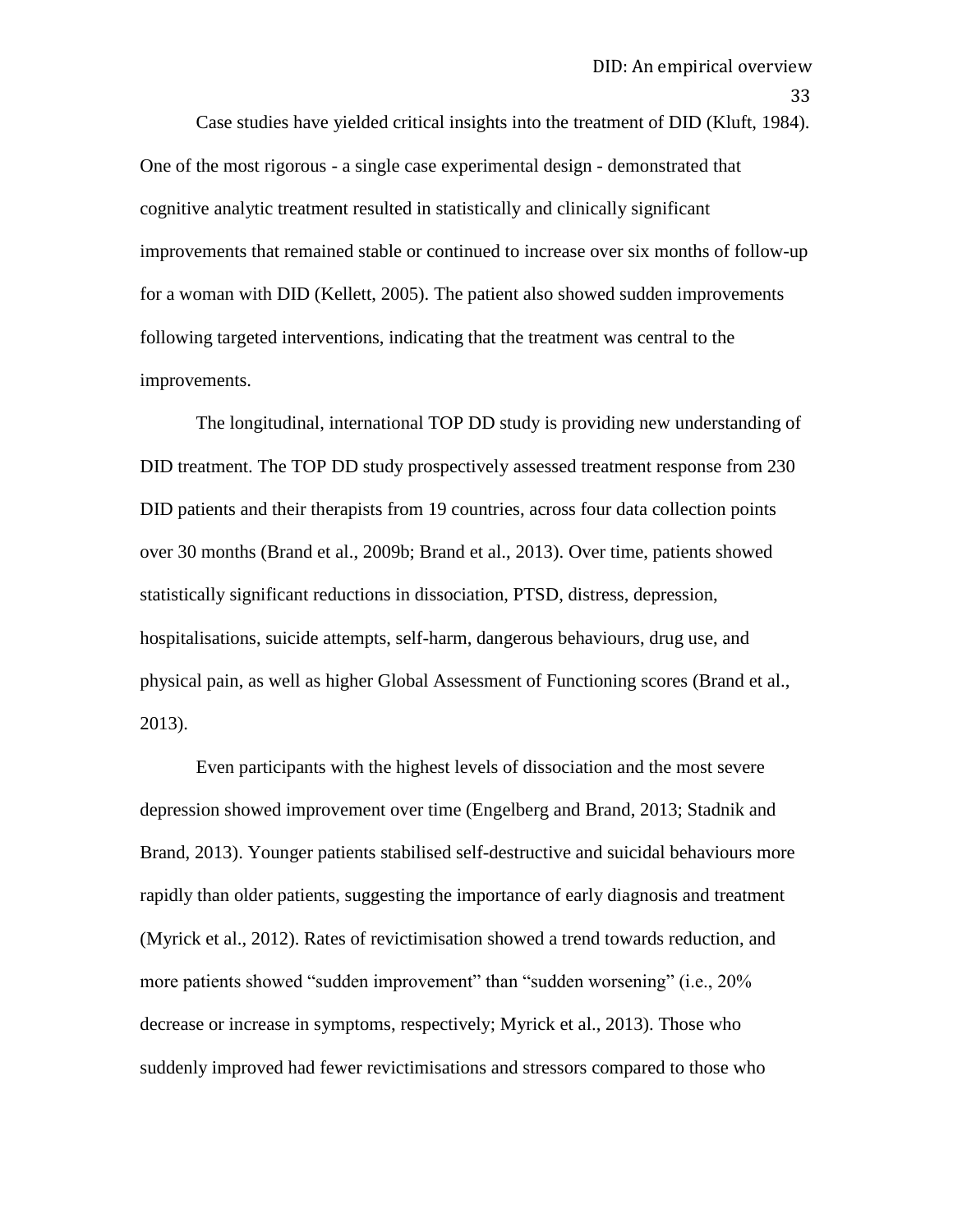Case studies have yielded critical insights into the treatment of DID (Kluft, 1984). One of the most rigorous - a single case experimental design - demonstrated that cognitive analytic treatment resulted in statistically and clinically significant improvements that remained stable or continued to increase over six months of follow-up for a woman with DID (Kellett, 2005). The patient also showed sudden improvements following targeted interventions, indicating that the treatment was central to the improvements.

The longitudinal, international TOP DD study is providing new understanding of DID treatment. The TOP DD study prospectively assessed treatment response from 230 DID patients and their therapists from 19 countries, across four data collection points over 30 months (Brand et al., 2009b; Brand et al., 2013). Over time, patients showed statistically significant reductions in dissociation, PTSD, distress, depression, hospitalisations, suicide attempts, self-harm, dangerous behaviours, drug use, and physical pain, as well as higher Global Assessment of Functioning scores (Brand et al., 2013).

Even participants with the highest levels of dissociation and the most severe depression showed improvement over time (Engelberg and Brand, 2013; Stadnik and Brand, 2013). Younger patients stabilised self-destructive and suicidal behaviours more rapidly than older patients, suggesting the importance of early diagnosis and treatment (Myrick et al., 2012). Rates of revictimisation showed a trend towards reduction, and more patients showed "sudden improvement" than "sudden worsening" (i.e., 20% decrease or increase in symptoms, respectively; Myrick et al., 2013). Those who suddenly improved had fewer revictimisations and stressors compared to those who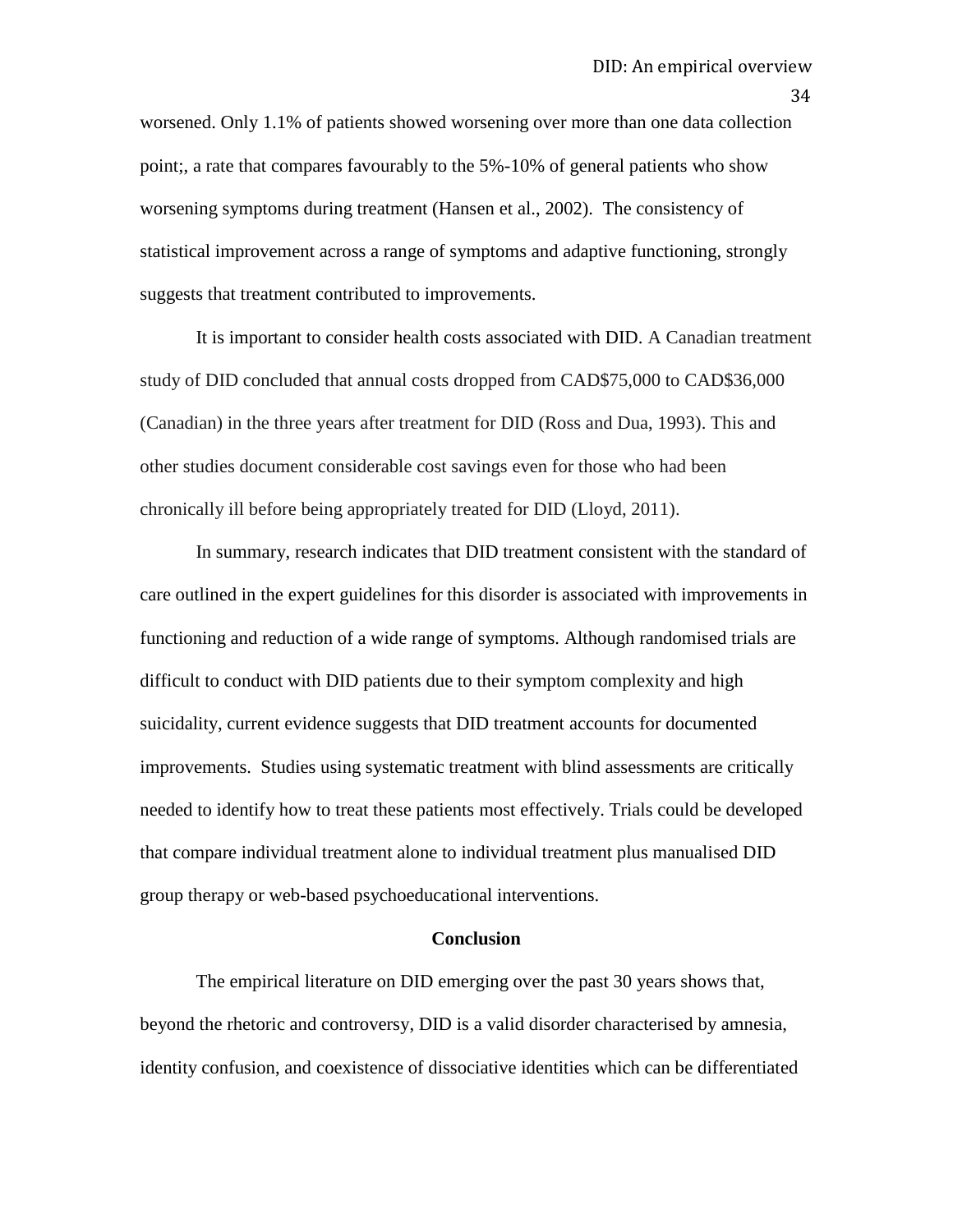worsened. Only 1.1% of patients showed worsening over more than one data collection point;, a rate that compares favourably to the 5%-10% of general patients who show worsening symptoms during treatment (Hansen et al., 2002). The consistency of statistical improvement across a range of symptoms and adaptive functioning, strongly suggests that treatment contributed to improvements.

It is important to consider health costs associated with DID. A Canadian treatment study of DID concluded that annual costs dropped from CAD$75,000 to CAD$36,000 (Canadian) in the three years after treatment for DID (Ross and Dua, 1993). This and other studies document considerable cost savings even for those who had been chronically ill before being appropriately treated for DID (Lloyd, 2011).

In summary, research indicates that DID treatment consistent with the standard of care outlined in the expert guidelines for this disorder is associated with improvements in functioning and reduction of a wide range of symptoms. Although randomised trials are difficult to conduct with DID patients due to their symptom complexity and high suicidality, current evidence suggests that DID treatment accounts for documented improvements. Studies using systematic treatment with blind assessments are critically needed to identify how to treat these patients most effectively. Trials could be developed that compare individual treatment alone to individual treatment plus manualised DID group therapy or web-based psychoeducational interventions.

## Conclusion

The empirical literature on DID emerging over the past 30 years shows that, beyond the rhetoric and controversy, DID is a valid disorder characterised by amnesia, identity confusion, and coexistence of dissociative identities which can be differentiated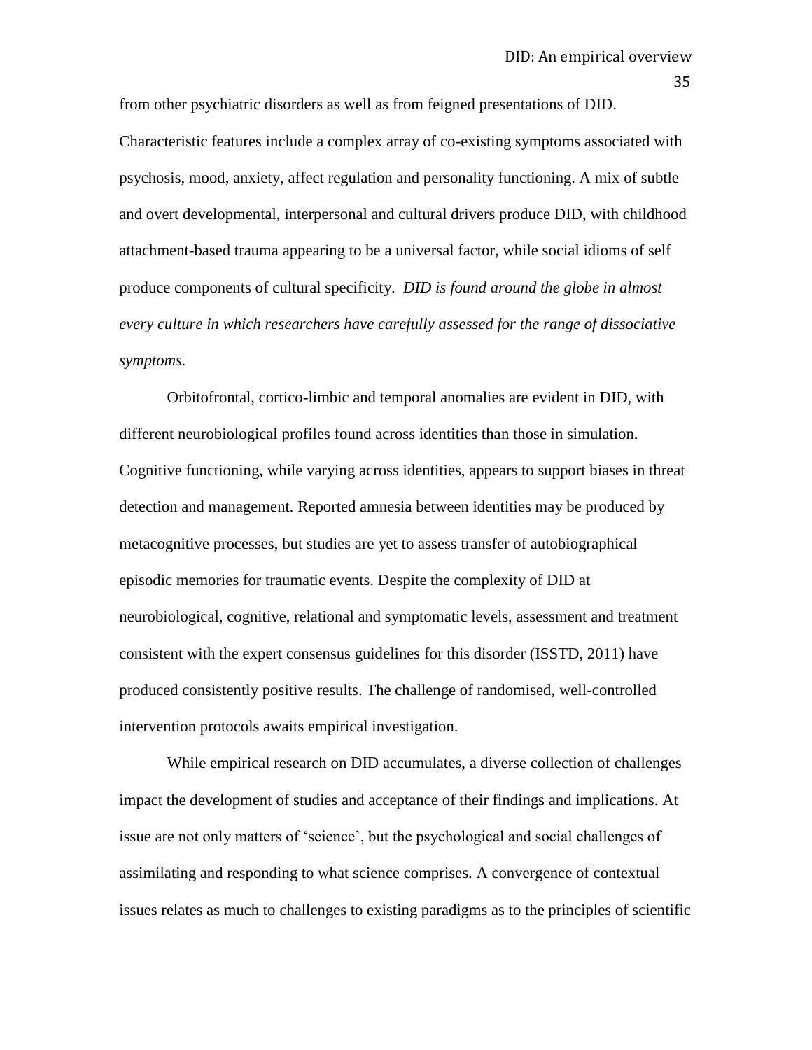from other psychiatric disorders as well as from feigned presentations of DID. Characteristic features include a complex array of co-existing symptoms associated with psychosis, mood, anxiety, affect regulation and personality functioning. A mix of subtle and overt developmental, interpersonal and cultural drivers produce DID, with childhood attachment-based trauma appearing to be a universal factor, while social idioms of self produce components of cultural specificity. *DID is found around the globe in almost every culture in which researchers have carefully assessed for the range of dissociative symptoms.*

Orbitofrontal, cortico-limbic and temporal anomalies are evident in DID, with different neurobiological profiles found across identities than those in simulation. Cognitive functioning, while varying across identities, appears to support biases in threat detection and management. Reported amnesia between identities may be produced by metacognitive processes, but studies are yet to assess transfer of autobiographical episodic memories for traumatic events. Despite the complexity of DID at neurobiological, cognitive, relational and symptomatic levels, assessment and treatment consistent with the expert consensus guidelines for this disorder (ISSTD, 2011) have produced consistently positive results. The challenge of randomised, well-controlled intervention protocols awaits empirical investigation.

While empirical research on DID accumulates, a diverse collection of challenges impact the development of studies and acceptance of their findings and implications. At issue are not only matters of 'science', but the psychological and social challenges of assimilating and responding to what science comprises. A convergence of contextual issues relates as much to challenges to existing paradigms as to the principles of scientific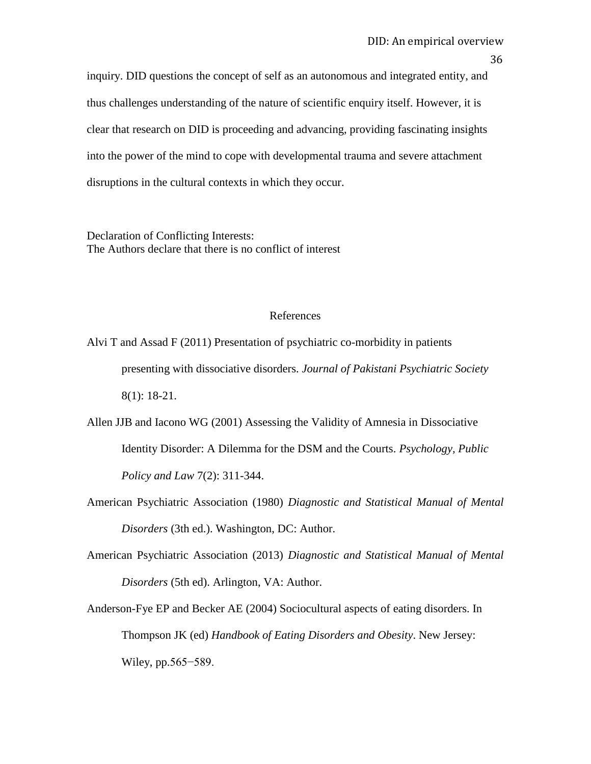inquiry. DID questions the concept of self as an autonomous and integrated entity, and thus challenges understanding of the nature of scientific enquiry itself. However, it is clear that research on DID is proceeding and advancing, providing fascinating insights into the power of the mind to cope with developmental trauma and severe attachment disruptions in the cultural contexts in which they occur.

Declaration of Conflicting Interests:
The Authors declare that there is no conflict of interest

## References

Alvi T and Assad F (2011) Presentation of psychiatric co-morbidity in patients presenting with dissociative disorders. *Journal of Pakistani Psychiatric Society* 8(1): 18-21.

Allen JJB and Iacono WG (2001) Assessing the Validity of Amnesia in Dissociative Identity Disorder: A Dilemma for the DSM and the Courts. *Psychology, Public Policy and Law* 7(2): 311-344.

American Psychiatric Association (1980) *Diagnostic and Statistical Manual of Mental Disorders* (3th ed.). Washington, DC: Author.

American Psychiatric Association (2013) *Diagnostic and Statistical Manual of Mental Disorders* (5th ed). Arlington, VA: Author.

Anderson-Fye EP and Becker AE (2004) Sociocultural aspects of eating disorders. In Thompson JK (ed) *Handbook of Eating Disorders and Obesity*. New Jersey: Wiley, pp.565−589.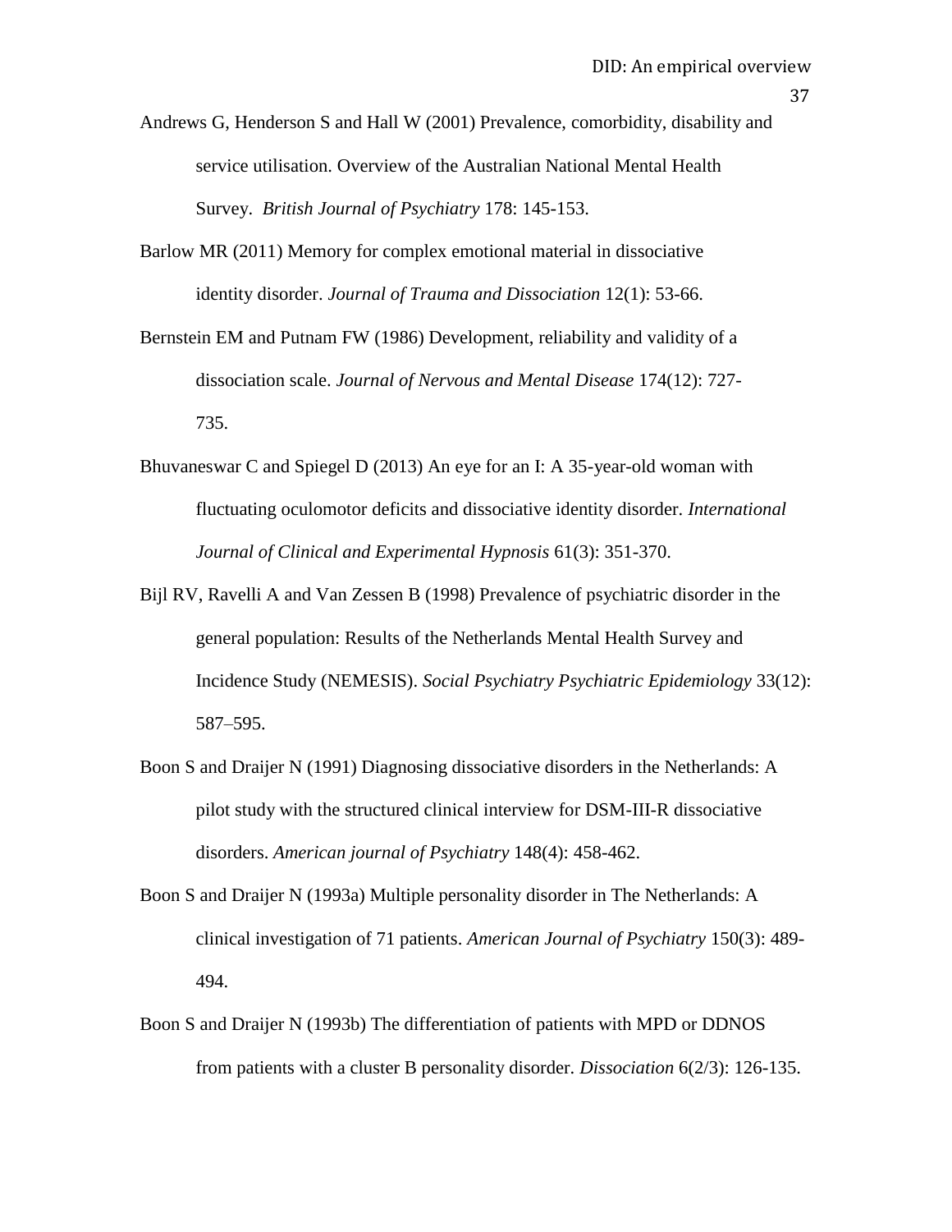Andrews G, Henderson S and Hall W (2001) Prevalence, comorbidity, disability and service utilisation. Overview of the Australian National Mental Health Survey. *British Journal of Psychiatry* 178: 145-153.

Barlow MR (2011) Memory for complex emotional material in dissociative identity disorder. *Journal of Trauma and Dissociation* 12(1): 53-66.

Bernstein EM and Putnam FW (1986) Development, reliability and validity of a dissociation scale. *Journal of Nervous and Mental Disease* 174(12): 727-735.

Bhuvaneswar C and Spiegel D (2013) An eye for an I: A 35-year-old woman with fluctuating oculomotor deficits and dissociative identity disorder. *International Journal of Clinical and Experimental Hypnosis* 61(3): 351-370.

Bijl RV, Ravelli A and Van Zessen B (1998) Prevalence of psychiatric disorder in the general population: Results of the Netherlands Mental Health Survey and Incidence Study (NEMESIS). *Social Psychiatry Psychiatric Epidemiology* 33(12): 587–595.

Boon S and Draijer N (1991) Diagnosing dissociative disorders in the Netherlands: A pilot study with the structured clinical interview for DSM-III-R dissociative disorders. *American journal of Psychiatry* 148(4): 458-462.

Boon S and Draijer N (1993a) Multiple personality disorder in The Netherlands: A clinical investigation of 71 patients. *American Journal of Psychiatry* 150(3): 489-494.

Boon S and Draijer N (1993b) The differentiation of patients with MPD or DDNOS from patients with a cluster B personality disorder. *Dissociation* 6(2/3): 126-135.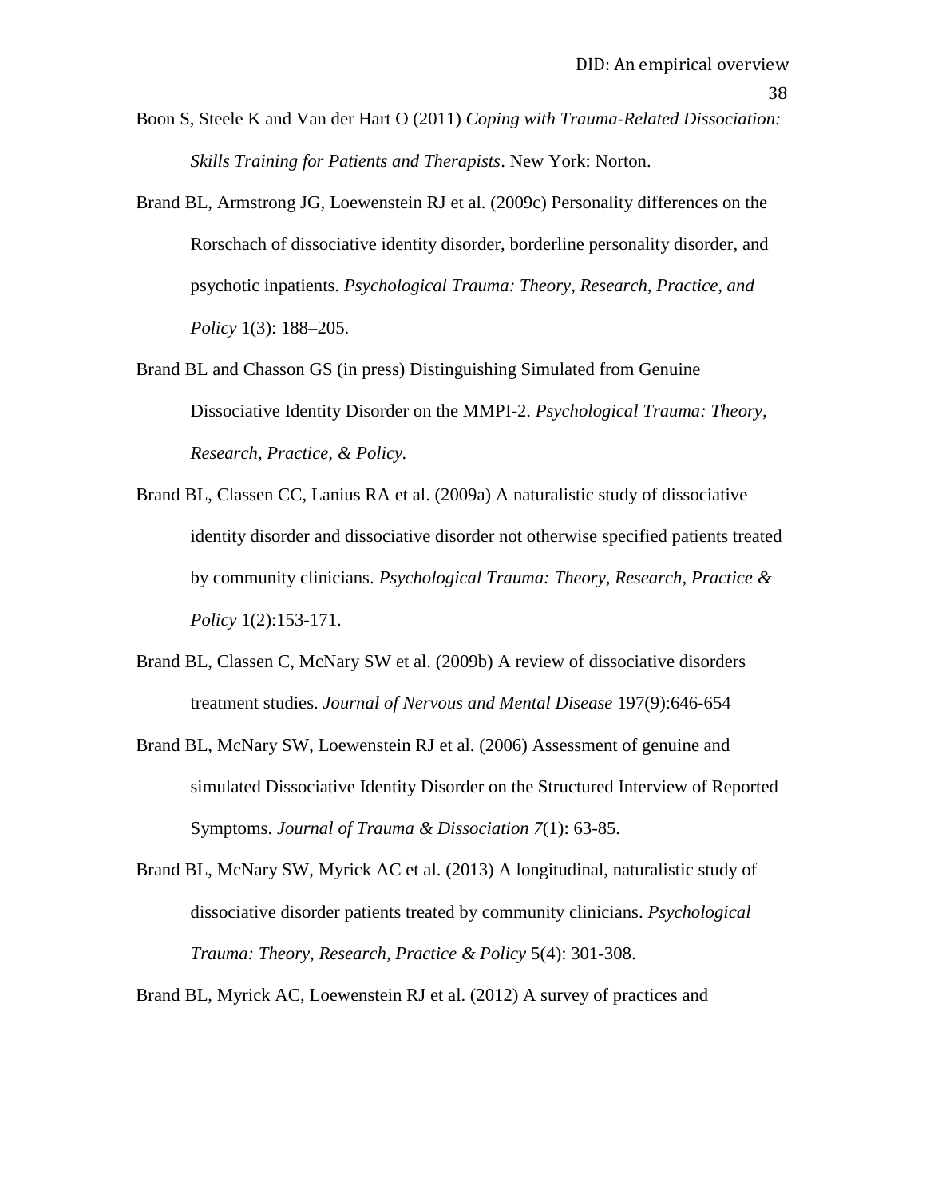Boon S, Steele K and Van der Hart O (2011) *Coping with Trauma-Related Dissociation: Skills Training for Patients and Therapists*. New York: Norton.

Brand BL, Armstrong JG, Loewenstein RJ et al. (2009c) Personality differences on the Rorschach of dissociative identity disorder, borderline personality disorder, and psychotic inpatients. *Psychological Trauma: Theory, Research, Practice, and Policy* 1(3): 188–205.

Brand BL and Chasson GS (in press) Distinguishing Simulated from Genuine Dissociative Identity Disorder on the MMPI-2. *Psychological Trauma: Theory, Research, Practice, & Policy.*

Brand BL, Classen CC, Lanius RA et al. (2009a) A naturalistic study of dissociative identity disorder and dissociative disorder not otherwise specified patients treated by community clinicians. *Psychological Trauma: Theory, Research, Practice & Policy* 1(2):153-171.

Brand BL, Classen C, McNary SW et al. (2009b) A review of dissociative disorders treatment studies. *Journal of Nervous and Mental Disease* 197(9):646-654

Brand BL, McNary SW, Loewenstein RJ et al. (2006) Assessment of genuine and simulated Dissociative Identity Disorder on the Structured Interview of Reported Symptoms. *Journal of Trauma & Dissociation 7*(1): 63-85.

Brand BL, McNary SW, Myrick AC et al. (2013) A longitudinal, naturalistic study of dissociative disorder patients treated by community clinicians. *Psychological Trauma: Theory, Research, Practice & Policy* 5(4): 301-308.

Brand BL, Myrick AC, Loewenstein RJ et al. (2012) A survey of practices and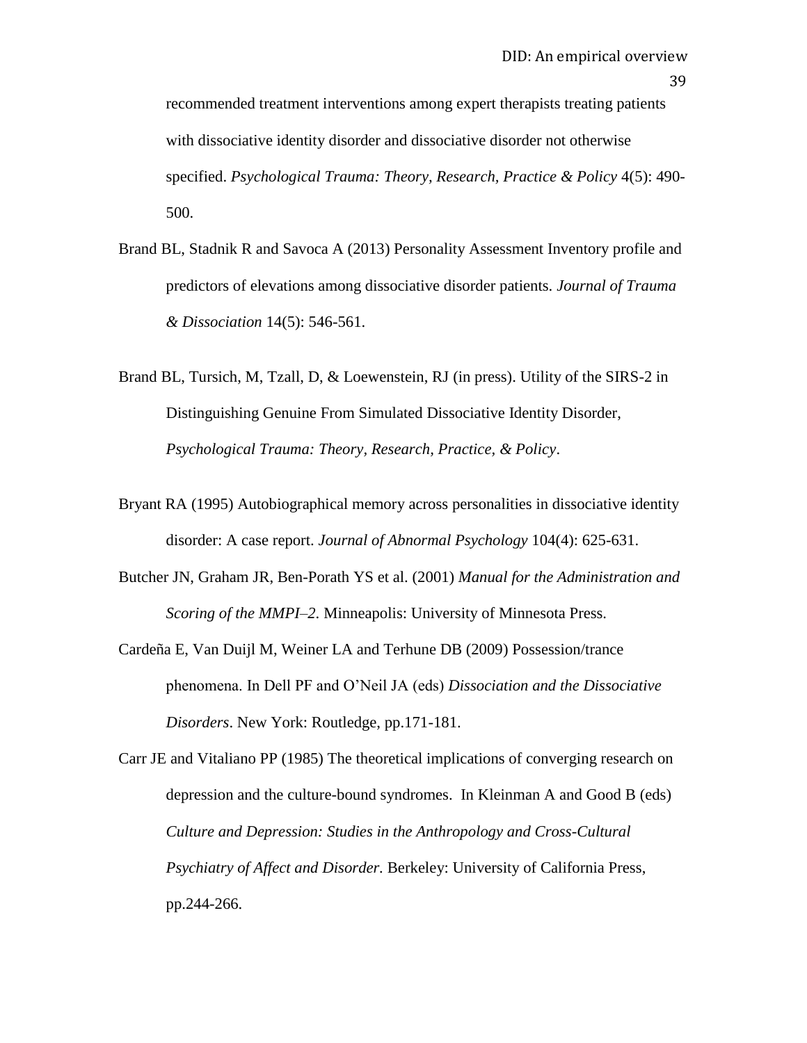recommended treatment interventions among expert therapists treating patients with dissociative identity disorder and dissociative disorder not otherwise specified. *Psychological Trauma: Theory, Research, Practice & Policy* 4(5): 490-500.

Brand BL, Stadnik R and Savoca A (2013) Personality Assessment Inventory profile and predictors of elevations among dissociative disorder patients. *Journal of Trauma & Dissociation* 14(5): 546-561.

Brand BL, Tursich, M, Tzall, D, & Loewenstein, RJ (in press). Utility of the SIRS-2 in Distinguishing Genuine From Simulated Dissociative Identity Disorder, *Psychological Trauma: Theory, Research, Practice, & Policy*.

Bryant RA (1995) Autobiographical memory across personalities in dissociative identity disorder: A case report. *Journal of Abnormal Psychology* 104(4): 625-631.

Butcher JN, Graham JR, Ben-Porath YS et al. (2001) *Manual for the Administration and Scoring of the MMPI–2*. Minneapolis: University of Minnesota Press.

Cardeña E, Van Duijl M, Weiner LA and Terhune DB (2009) Possession/trance phenomena. In Dell PF and O'Neil JA (eds) *Dissociation and the Dissociative Disorders*. New York: Routledge, pp.171-181.

Carr JE and Vitaliano PP (1985) The theoretical implications of converging research on depression and the culture-bound syndromes. In Kleinman A and Good B (eds) *Culture and Depression: Studies in the Anthropology and Cross-Cultural Psychiatry of Affect and Disorder.* Berkeley: University of California Press, pp.244-266.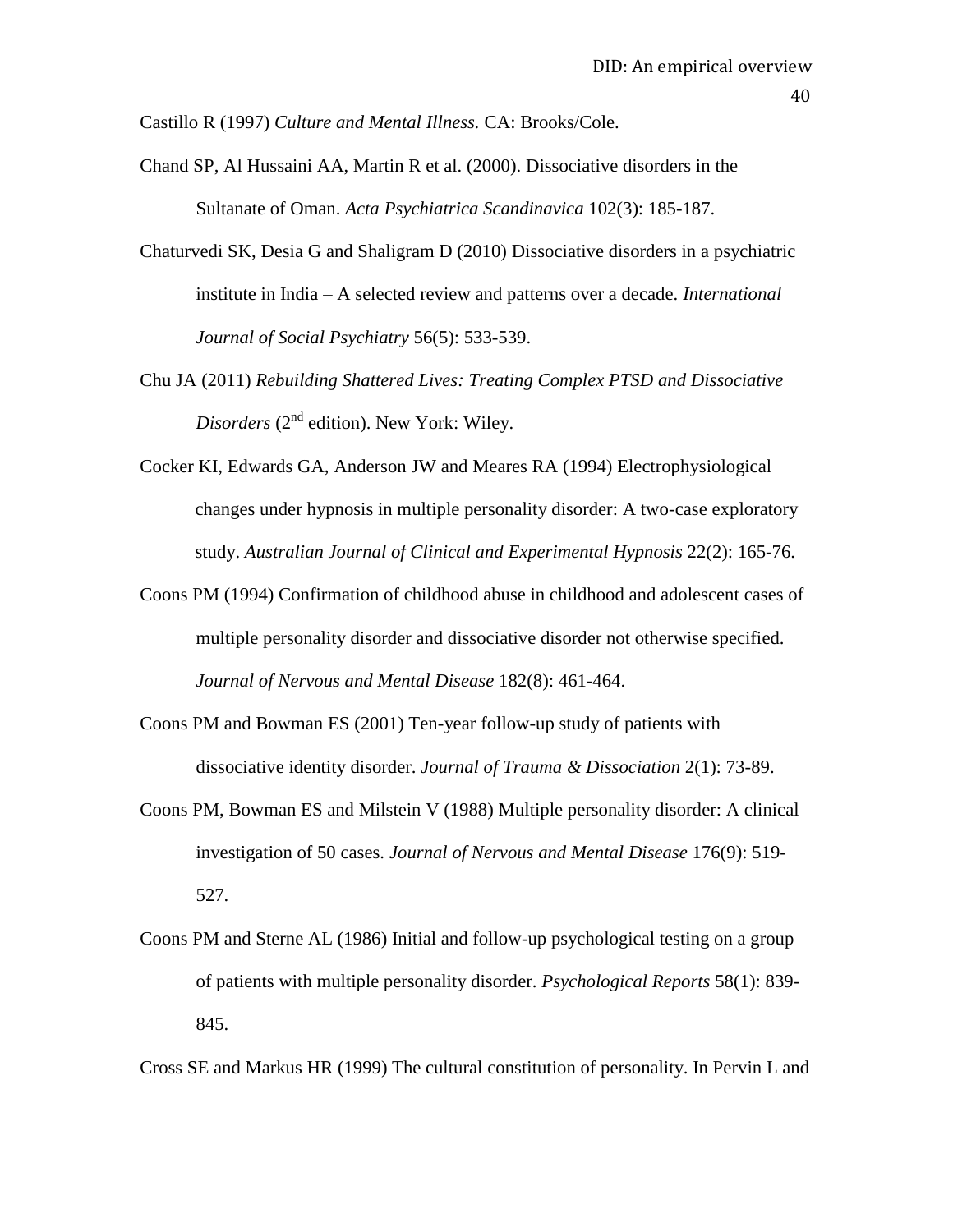Castillo R (1997) *Culture and Mental Illness.* CA: Brooks/Cole.

Chand SP, Al Hussaini AA, Martin R et al. (2000). Dissociative disorders in the Sultanate of Oman. *Acta Psychiatrica Scandinavica* 102(3): 185-187.

Chaturvedi SK, Desia G and Shaligram D (2010) Dissociative disorders in a psychiatric institute in India – A selected review and patterns over a decade. *International Journal of Social Psychiatry* 56(5): 533-539.

Chu JA (2011) *Rebuilding Shattered Lives: Treating Complex PTSD and Dissociative Disorders* (2nd edition). New York: Wiley.

Cocker KI, Edwards GA, Anderson JW and Meares RA (1994) Electrophysiological changes under hypnosis in multiple personality disorder: A two-case exploratory study. *Australian Journal of Clinical and Experimental Hypnosis* 22(2): 165-76.

Coons PM (1994) Confirmation of childhood abuse in childhood and adolescent cases of multiple personality disorder and dissociative disorder not otherwise specified. *Journal of Nervous and Mental Disease* 182(8): 461-464.

Coons PM and Bowman ES (2001) Ten-year follow-up study of patients with dissociative identity disorder. *Journal of Trauma & Dissociation* 2(1): 73-89.

Coons PM, Bowman ES and Milstein V (1988) Multiple personality disorder: A clinical investigation of 50 cases. *Journal of Nervous and Mental Disease* 176(9): 519-527.

Coons PM and Sterne AL (1986) Initial and follow-up psychological testing on a group of patients with multiple personality disorder. *Psychological Reports* 58(1): 839-845.

Cross SE and Markus HR (1999) The cultural constitution of personality. In Pervin L and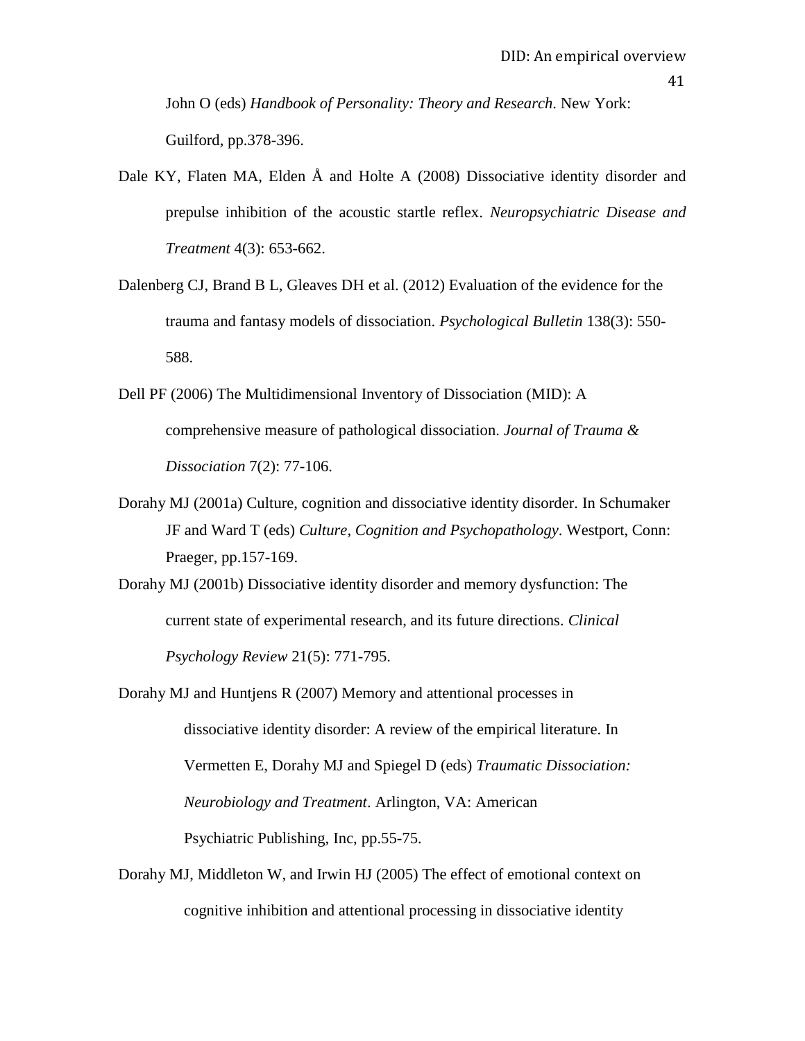John O (eds) *Handbook of Personality: Theory and Research*. New York: Guilford, pp.378-396.

Dale KY, Flaten MA, Elden Å and Holte A (2008) Dissociative identity disorder and prepulse inhibition of the acoustic startle reflex. *Neuropsychiatric Disease and Treatment* 4(3): 653-662.

Dalenberg CJ, Brand B L, Gleaves DH et al. (2012) Evaluation of the evidence for the trauma and fantasy models of dissociation. *Psychological Bulletin* 138(3): 550-588.

Dell PF (2006) The Multidimensional Inventory of Dissociation (MID): A comprehensive measure of pathological dissociation. *Journal of Trauma & Dissociation* 7(2): 77-106.

Dorahy MJ (2001a) Culture, cognition and dissociative identity disorder. In Schumaker JF and Ward T (eds) *Culture, Cognition and Psychopathology*. Westport, Conn: Praeger, pp.157-169.

Dorahy MJ (2001b) Dissociative identity disorder and memory dysfunction: The current state of experimental research, and its future directions. *Clinical Psychology Review* 21(5): 771-795.

Dorahy MJ and Huntjens R (2007) Memory and attentional processes in dissociative identity disorder: A review of the empirical literature. In Vermetten E, Dorahy MJ and Spiegel D (eds) *Traumatic Dissociation: Neurobiology and Treatment*. Arlington, VA: American Psychiatric Publishing, Inc, pp.55-75.

Dorahy MJ, Middleton W, and Irwin HJ (2005) The effect of emotional context on cognitive inhibition and attentional processing in dissociative identity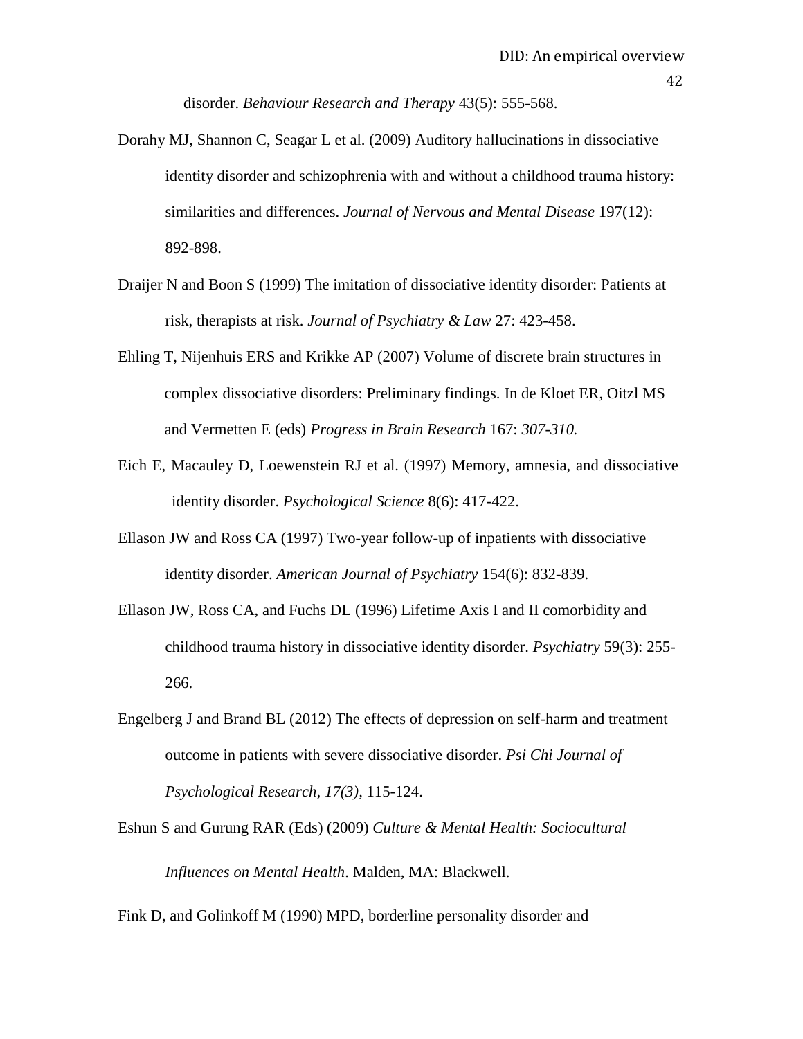disorder. *Behaviour Research and Therapy* 43(5): 555-568.

Dorahy MJ, Shannon C, Seagar L et al. (2009) Auditory hallucinations in dissociative identity disorder and schizophrenia with and without a childhood trauma history: similarities and differences. *Journal of Nervous and Mental Disease* 197(12): 892-898.

Draijer N and Boon S (1999) The imitation of dissociative identity disorder: Patients at risk, therapists at risk. *Journal of Psychiatry & Law* 27: 423-458.

Ehling T, Nijenhuis ERS and Krikke AP (2007) Volume of discrete brain structures in complex dissociative disorders: Preliminary findings. In de Kloet ER, Oitzl MS and Vermetten E (eds) *Progress in Brain Research* 167: *307-310.*

Eich E, Macauley D, Loewenstein RJ et al. (1997) Memory, amnesia, and dissociative identity disorder. *Psychological Science* 8(6): 417-422.

Ellason JW and Ross CA (1997) Two-year follow-up of inpatients with dissociative identity disorder. *American Journal of Psychiatry* 154(6): 832-839.

Ellason JW, Ross CA, and Fuchs DL (1996) Lifetime Axis I and II comorbidity and childhood trauma history in dissociative identity disorder. *Psychiatry* 59(3): 255-266.

Engelberg J and Brand BL (2012) The effects of depression on self-harm and treatment outcome in patients with severe dissociative disorder. *Psi Chi Journal of Psychological Research, 17(3),* 115-124.

Eshun S and Gurung RAR (Eds) (2009) *Culture & Mental Health: Sociocultural Influences on Mental Health*. Malden, MA: Blackwell.

Fink D, and Golinkoff M (1990) MPD, borderline personality disorder and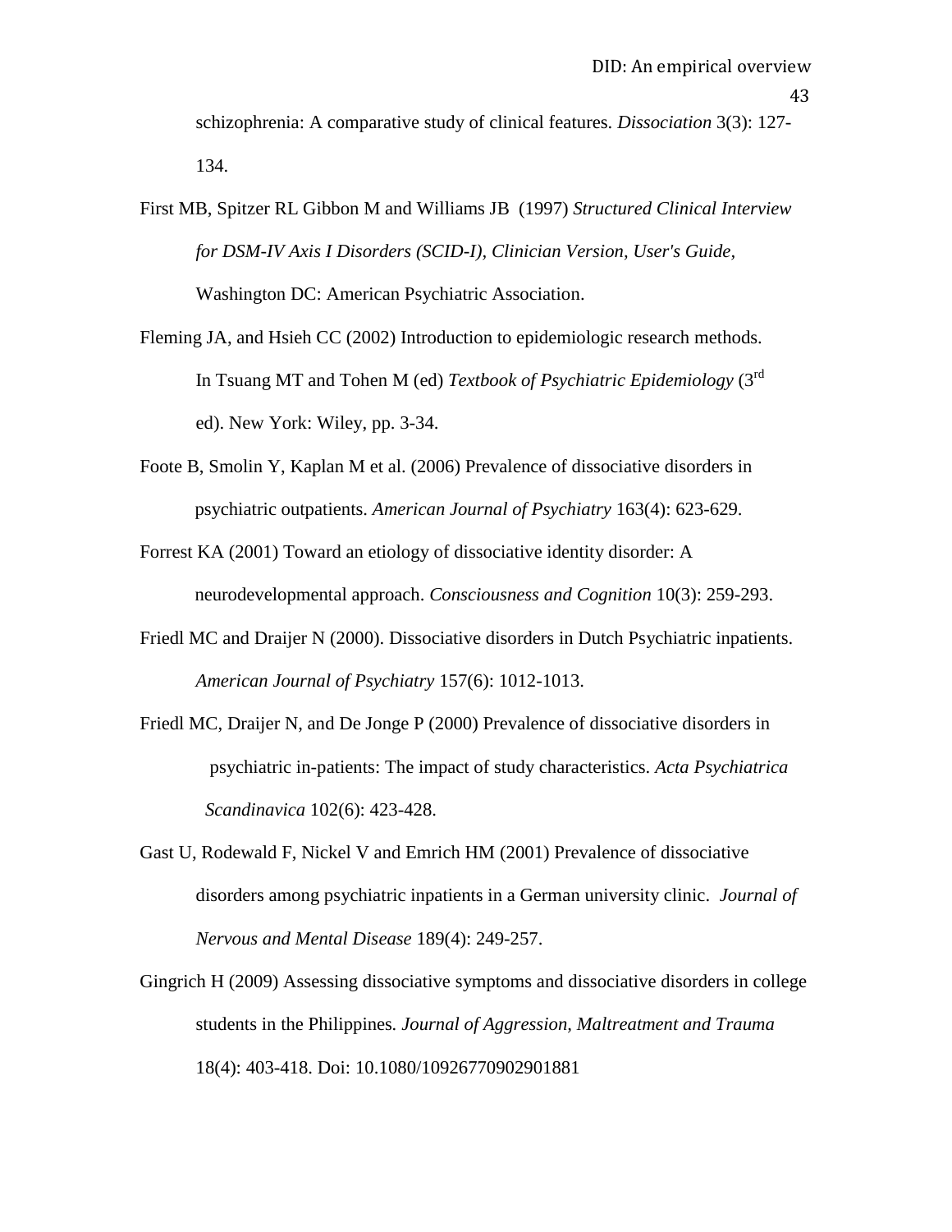schizophrenia: A comparative study of clinical features. *Dissociation* 3(3): 127-134.

First MB, Spitzer RL Gibbon M and Williams JB (1997) *Structured Clinical Interview for DSM-IV Axis I Disorders (SCID-I), Clinician Version, User's Guide,* Washington DC: American Psychiatric Association.

Fleming JA, and Hsieh CC (2002) Introduction to epidemiologic research methods. In Tsuang MT and Tohen M (ed) *Textbook of Psychiatric Epidemiology* (3rd ed). New York: Wiley, pp. 3-34.

Foote B, Smolin Y, Kaplan M et al. (2006) Prevalence of dissociative disorders in psychiatric outpatients. *American Journal of Psychiatry* 163(4): 623-629.

Forrest KA (2001) Toward an etiology of dissociative identity disorder: A neurodevelopmental approach. *Consciousness and Cognition* 10(3): 259-293.

Friedl MC and Draijer N (2000). Dissociative disorders in Dutch Psychiatric inpatients. *American Journal of Psychiatry* 157(6): 1012-1013.

Friedl MC, Draijer N, and De Jonge P (2000) Prevalence of dissociative disorders in psychiatric in-patients: The impact of study characteristics. *Acta Psychiatrica Scandinavica* 102(6): 423-428.

Gast U, Rodewald F, Nickel V and Emrich HM (2001) Prevalence of dissociative disorders among psychiatric inpatients in a German university clinic. *Journal of Nervous and Mental Disease* 189(4): 249-257.

Gingrich H (2009) Assessing dissociative symptoms and dissociative disorders in college students in the Philippines. *Journal of Aggression, Maltreatment and Trauma* 18(4): 403-418. Doi: 10.1080/10926770902901881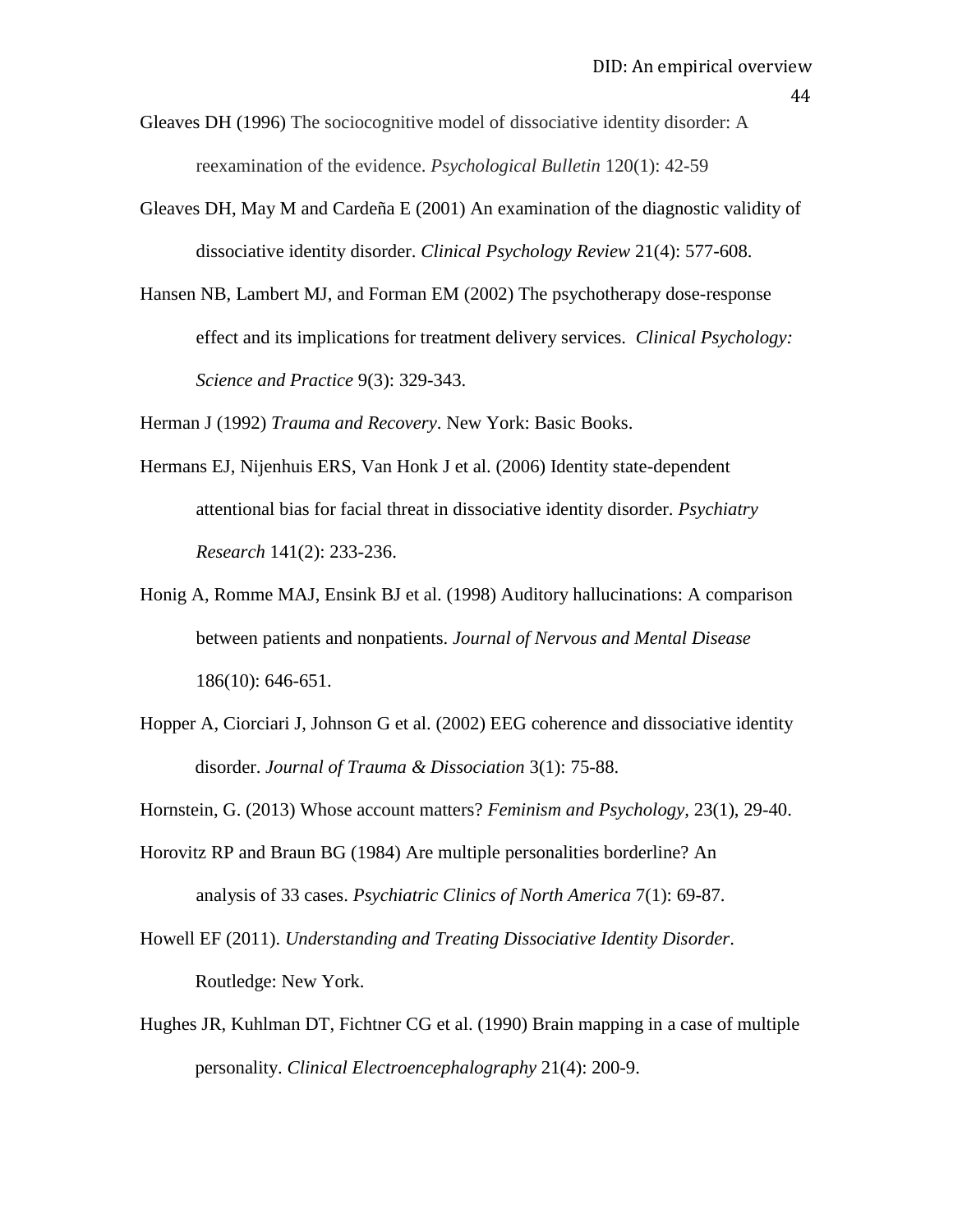Gleaves DH (1996) The sociocognitive model of dissociative identity disorder: A reexamination of the evidence. *Psychological Bulletin* 120(1): 42-59

Gleaves DH, May M and Cardeña E (2001) An examination of the diagnostic validity of dissociative identity disorder. *Clinical Psychology Review* 21(4): 577-608.

Hansen NB, Lambert MJ, and Forman EM (2002) The psychotherapy dose-response effect and its implications for treatment delivery services. *Clinical Psychology: Science and Practice* 9(3): 329-343.

Herman J (1992) *Trauma and Recovery*. New York: Basic Books.

Hermans EJ, Nijenhuis ERS, Van Honk J et al. (2006) Identity state-dependent attentional bias for facial threat in dissociative identity disorder. *Psychiatry Research* 141(2): 233-236.

Honig A, Romme MAJ, Ensink BJ et al. (1998) Auditory hallucinations: A comparison between patients and nonpatients. *Journal of Nervous and Mental Disease* 186(10): 646-651.

Hopper A, Ciorciari J, Johnson G et al. (2002) EEG coherence and dissociative identity disorder. *Journal of Trauma & Dissociation* 3(1): 75-88.

Hornstein, G. (2013) Whose account matters? *Feminism and Psychology*, 23(1), 29-40.

Horovitz RP and Braun BG (1984) Are multiple personalities borderline? An analysis of 33 cases. *Psychiatric Clinics of North America* 7(1): 69-87.

Howell EF (2011). *Understanding and Treating Dissociative Identity Disorder*. Routledge: New York.

Hughes JR, Kuhlman DT, Fichtner CG et al. (1990) Brain mapping in a case of multiple personality. *Clinical Electroencephalography* 21(4): 200-9.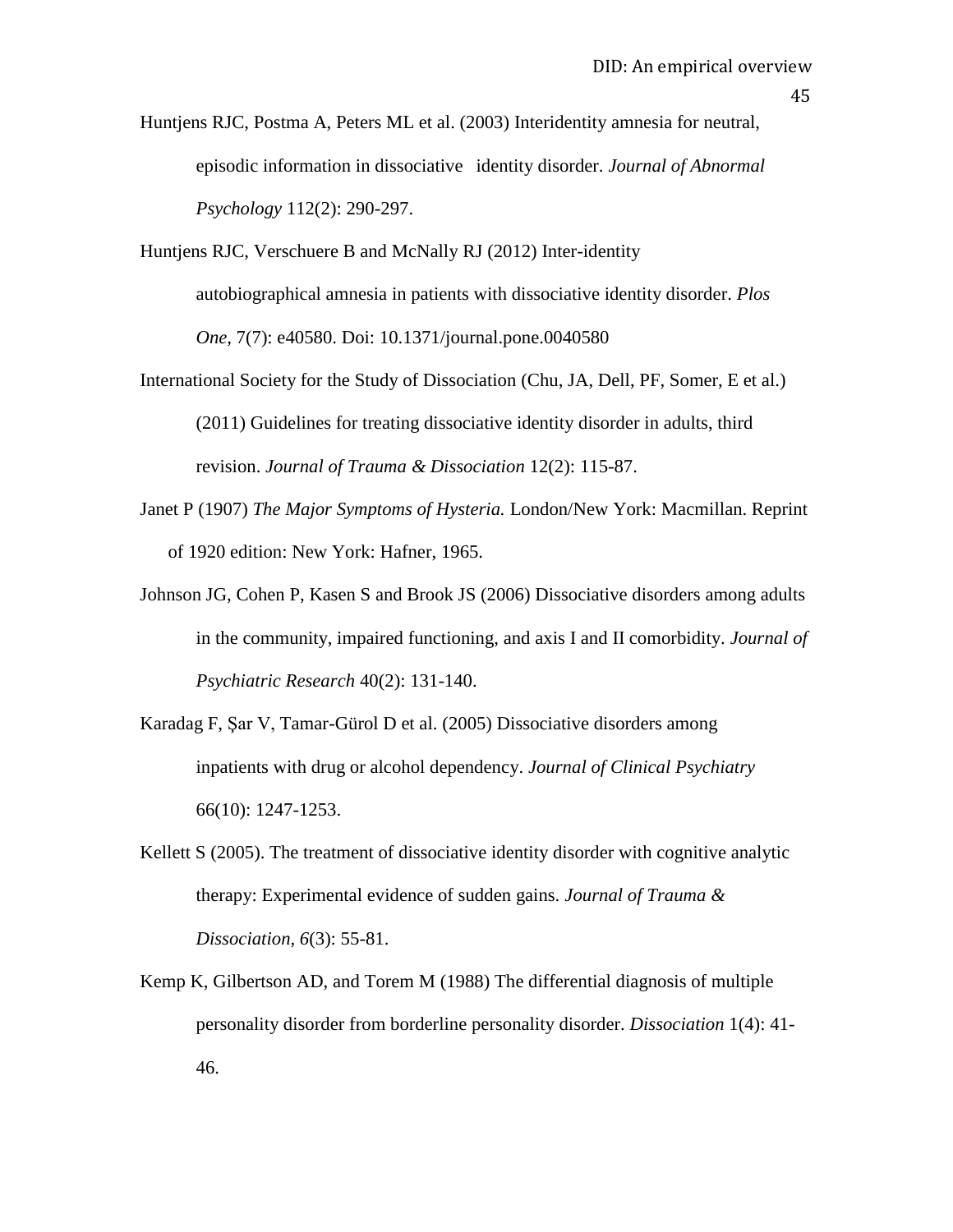Huntjens RJC, Postma A, Peters ML et al. (2003) Interidentity amnesia for neutral, episodic information in dissociative identity disorder. *Journal of Abnormal Psychology* 112(2): 290-297.

Huntjens RJC, Verschuere B and McNally RJ (2012) Inter-identity autobiographical amnesia in patients with dissociative identity disorder. *Plos One,* 7(7): e40580. Doi: 10.1371/journal.pone.0040580

International Society for the Study of Dissociation (Chu, JA, Dell, PF, Somer, E et al.) (2011) Guidelines for treating dissociative identity disorder in adults, third revision. *Journal of Trauma & Dissociation* 12(2): 115-87.

Janet P (1907) *The Major Symptoms of Hysteria.* London/New York: Macmillan. Reprint of 1920 edition: New York: Hafner, 1965.

Johnson JG, Cohen P, Kasen S and Brook JS (2006) Dissociative disorders among adults in the community, impaired functioning, and axis I and II comorbidity. *Journal of Psychiatric Research* 40(2): 131-140.

Karadag F, Şar V, Tamar-Gürol D et al. (2005) Dissociative disorders among inpatients with drug or alcohol dependency. *Journal of Clinical Psychiatry* 66(10): 1247-1253.

Kellett S (2005). The treatment of dissociative identity disorder with cognitive analytic therapy: Experimental evidence of sudden gains. *Journal of Trauma & Dissociation, 6*(3): 55-81.

Kemp K, Gilbertson AD, and Torem M (1988) The differential diagnosis of multiple personality disorder from borderline personality disorder. *Dissociation* 1(4): 41-46.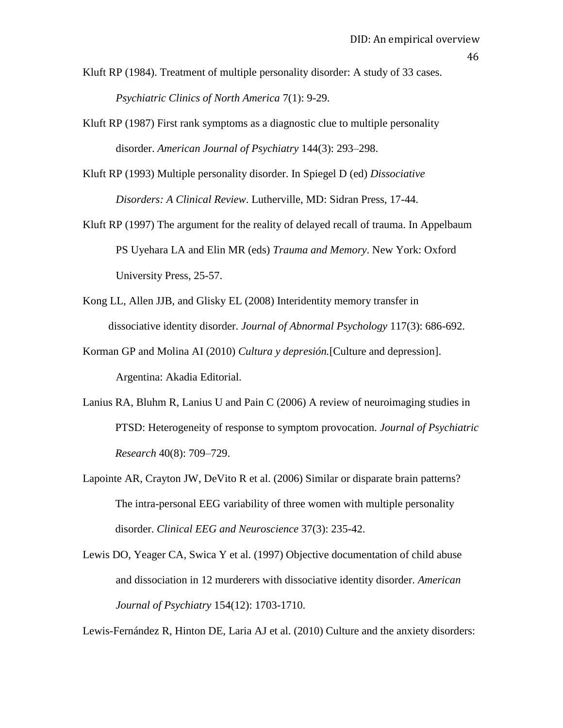Kluft RP (1984). Treatment of multiple personality disorder: A study of 33 cases. *Psychiatric Clinics of North America* 7(1): 9-29.

Kluft RP (1987) First rank symptoms as a diagnostic clue to multiple personality disorder. *American Journal of Psychiatry* 144(3): 293–298.

Kluft RP (1993) Multiple personality disorder. In Spiegel D (ed) *Dissociative Disorders: A Clinical Review*. Lutherville, MD: Sidran Press, 17-44.

Kluft RP (1997) The argument for the reality of delayed recall of trauma. In Appelbaum PS Uyehara LA and Elin MR (eds) *Trauma and Memory*. New York: Oxford University Press, 25-57.

Kong LL, Allen JJB, and Glisky EL (2008) Interidentity memory transfer in dissociative identity disorder. *Journal of Abnormal Psychology* 117(3): 686-692.

Korman GP and Molina AI (2010) *Cultura y depresión.*[Culture and depression]. Argentina: Akadia Editorial.

Lanius RA, Bluhm R, Lanius U and Pain C (2006) A review of neuroimaging studies in PTSD: Heterogeneity of response to symptom provocation. *Journal of Psychiatric Research* 40(8): 709–729.

Lapointe AR, Crayton JW, DeVito R et al. (2006) Similar or disparate brain patterns? The intra-personal EEG variability of three women with multiple personality disorder. *Clinical EEG and Neuroscience* 37(3): 235-42.

Lewis DO, Yeager CA, Swica Y et al. (1997) Objective documentation of child abuse and dissociation in 12 murderers with dissociative identity disorder. *American Journal of Psychiatry* 154(12): 1703-1710.

Lewis-Fernández R, Hinton DE, Laria AJ et al. (2010) Culture and the anxiety disorders: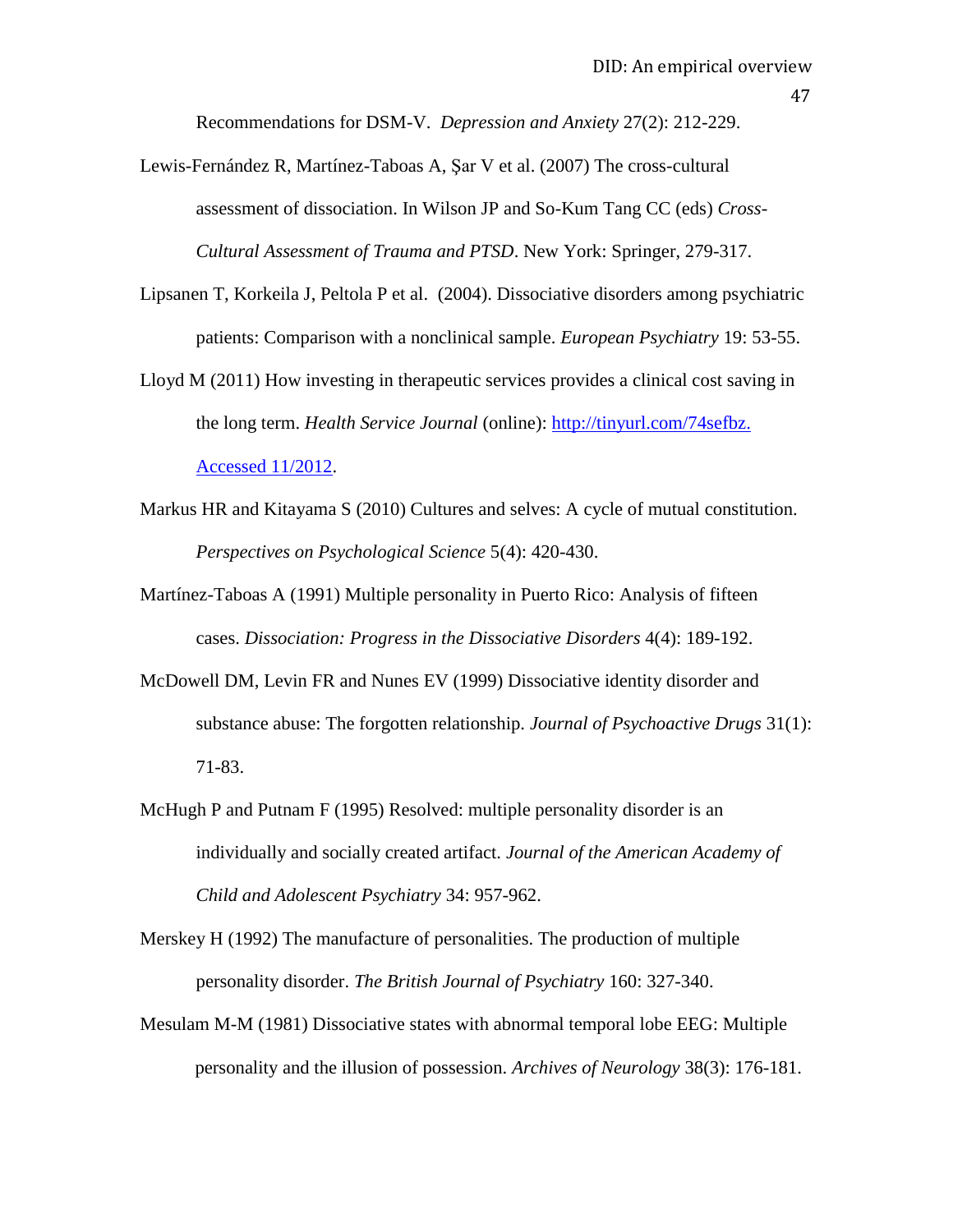Recommendations for DSM-V. *Depression and Anxiety* 27(2): 212-229.

Lewis-Fernández R, Martínez-Taboas A, Şar V et al. (2007) The cross-cultural assessment of dissociation. In Wilson JP and So-Kum Tang CC (eds) *Cross-Cultural Assessment of Trauma and PTSD*. New York: Springer, 279-317.

Lipsanen T, Korkeila J, Peltola P et al. (2004). Dissociative disorders among psychiatric patients: Comparison with a nonclinical sample. *European Psychiatry* 19: 53-55.

Lloyd M (2011) How investing in therapeutic services provides a clinical cost saving in the long term. *Health Service Journal* (online): [http://tinyurl.com/74sefbz. Accessed 11/2012](http://tinyurl.com/74sefbz).

Markus HR and Kitayama S (2010) Cultures and selves: A cycle of mutual constitution. *Perspectives on Psychological Science* 5(4): 420-430.

Martínez-Taboas A (1991) Multiple personality in Puerto Rico: Analysis of fifteen cases. *Dissociation: Progress in the Dissociative Disorders* 4(4): 189-192.

McDowell DM, Levin FR and Nunes EV (1999) Dissociative identity disorder and substance abuse: The forgotten relationship. *Journal of Psychoactive Drugs* 31(1): 71-83.

McHugh P and Putnam F (1995) Resolved: multiple personality disorder is an individually and socially created artifact. *Journal of the American Academy of Child and Adolescent Psychiatry* 34: 957-962.

Merskey H (1992) The manufacture of personalities. The production of multiple personality disorder. *The British Journal of Psychiatry* 160: 327-340.

Mesulam M-M (1981) Dissociative states with abnormal temporal lobe EEG: Multiple personality and the illusion of possession. *Archives of Neurology* 38(3): 176-181.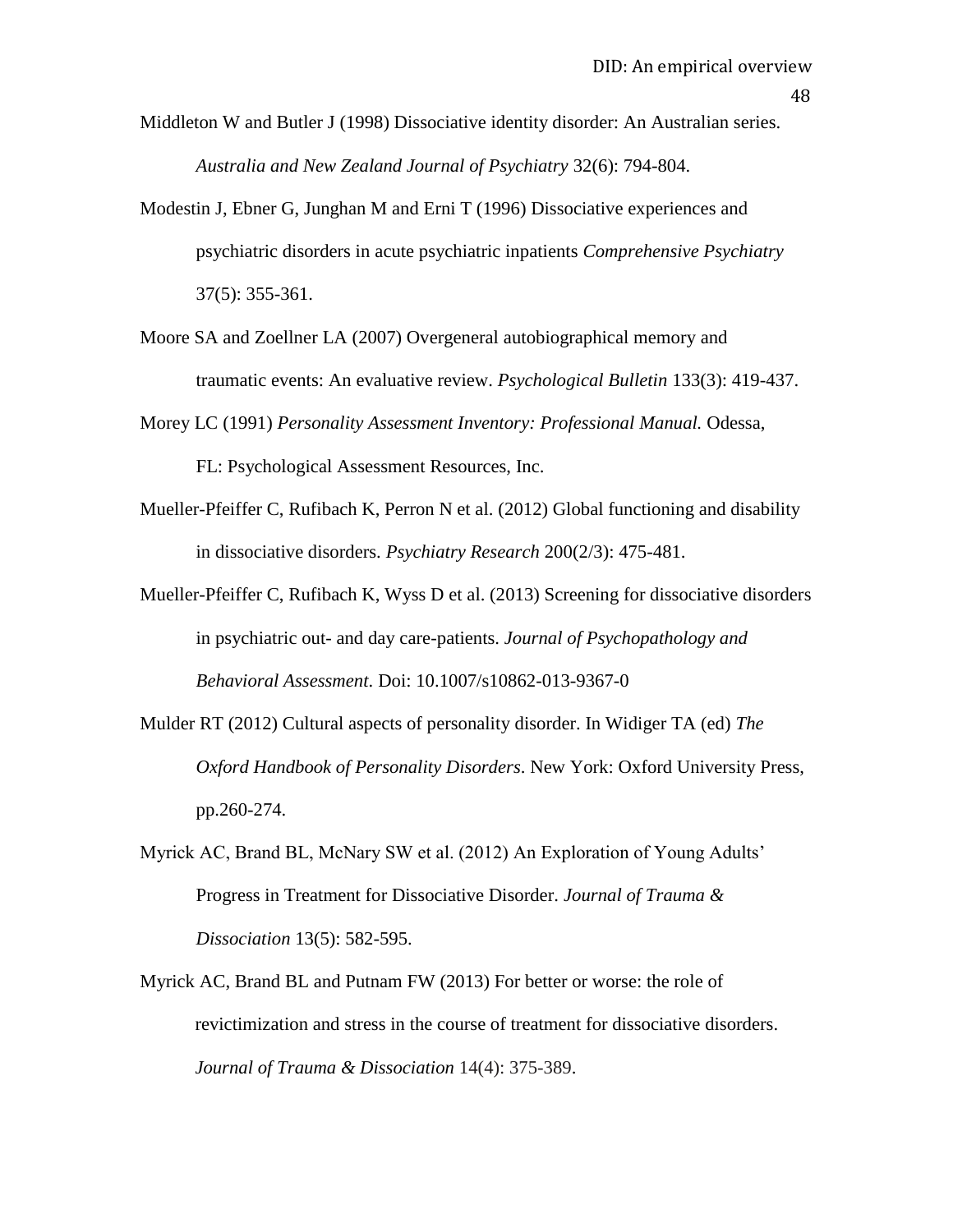Middleton W and Butler J (1998) Dissociative identity disorder: An Australian series. *Australia and New Zealand Journal of Psychiatry* 32(6): 794-804.

Modestin J, Ebner G, Junghan M and Erni T (1996) Dissociative experiences and psychiatric disorders in acute psychiatric inpatients *Comprehensive Psychiatry* 37(5): 355-361.

Moore SA and Zoellner LA (2007) Overgeneral autobiographical memory and traumatic events: An evaluative review. *Psychological Bulletin* 133(3): 419-437.

Morey LC (1991) *Personality Assessment Inventory: Professional Manual.* Odessa, FL: Psychological Assessment Resources, Inc.

Mueller-Pfeiffer C, Rufibach K, Perron N et al. (2012) Global functioning and disability in dissociative disorders. *Psychiatry Research* 200(2/3): 475-481.

Mueller-Pfeiffer C, Rufibach K, Wyss D et al. (2013) Screening for dissociative disorders in psychiatric out- and day care-patients. *Journal of Psychopathology and Behavioral Assessment*. Doi: 10.1007/s10862-013-9367-0

Mulder RT (2012) Cultural aspects of personality disorder. In Widiger TA (ed) *The Oxford Handbook of Personality Disorders*. New York: Oxford University Press, pp.260-274.

Myrick AC, Brand BL, McNary SW et al. (2012) An Exploration of Young Adults' Progress in Treatment for Dissociative Disorder. *Journal of Trauma & Dissociation* 13(5): 582-595.

Myrick AC, Brand BL and Putnam FW (2013) For better or worse: the role of revictimization and stress in the course of treatment for dissociative disorders. *Journal of Trauma & Dissociation* 14(4): 375-389.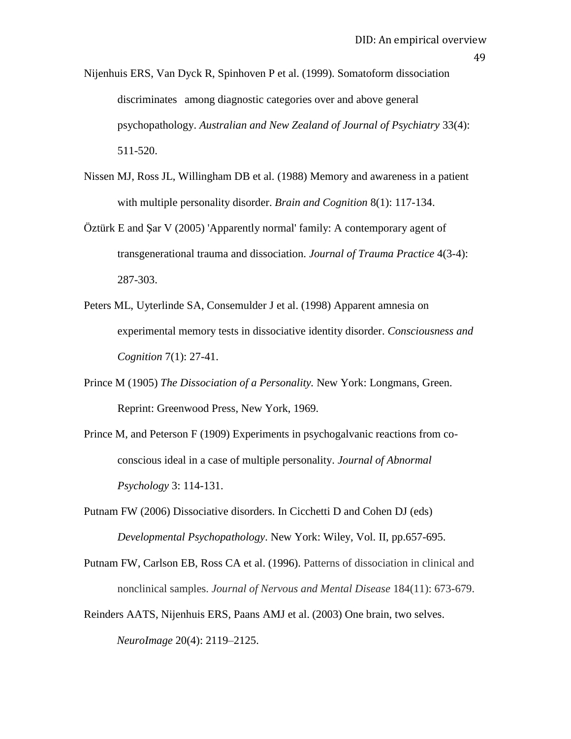Nijenhuis ERS, Van Dyck R, Spinhoven P et al. (1999). Somatoform dissociation discriminates among diagnostic categories over and above general psychopathology. *Australian and New Zealand of Journal of Psychiatry* 33(4): 511-520.

Nissen MJ, Ross JL, Willingham DB et al. (1988) Memory and awareness in a patient with multiple personality disorder. *Brain and Cognition* 8(1): 117-134.

Öztürk E and Şar V (2005) 'Apparently normal' family: A contemporary agent of transgenerational trauma and dissociation. *Journal of Trauma Practice* 4(3-4): 287-303.

Peters ML, Uyterlinde SA, Consemulder J et al. (1998) Apparent amnesia on experimental memory tests in dissociative identity disorder. *Consciousness and Cognition* 7(1): 27-41.

Prince M (1905) *The Dissociation of a Personality.* New York: Longmans, Green. Reprint: Greenwood Press, New York, 1969.

Prince M, and Peterson F (1909) Experiments in psychogalvanic reactions from co-conscious ideal in a case of multiple personality. *Journal of Abnormal Psychology* 3: 114-131.

Putnam FW (2006) Dissociative disorders. In Cicchetti D and Cohen DJ (eds) *Developmental Psychopathology*. New York: Wiley, Vol. II, pp.657-695.

Putnam FW, Carlson EB, Ross CA et al. (1996). Patterns of dissociation in clinical and nonclinical samples. *Journal of Nervous and Mental Disease* 184(11): 673-679.

Reinders AATS, Nijenhuis ERS, Paans AMJ et al. (2003) One brain, two selves. *NeuroImage* 20(4): 2119–2125.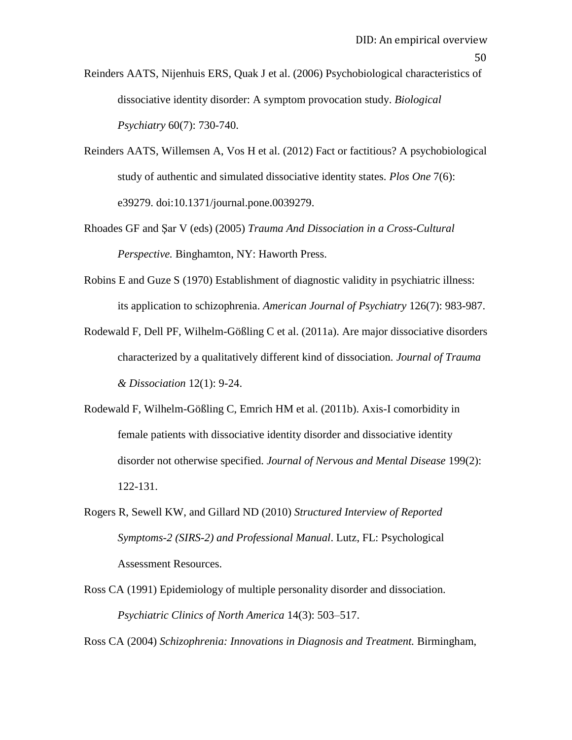Reinders AATS, Nijenhuis ERS, Quak J et al. (2006) Psychobiological characteristics of dissociative identity disorder: A symptom provocation study. *Biological Psychiatry* 60(7): 730-740.

Reinders AATS, Willemsen A, Vos H et al. (2012) Fact or factitious? A psychobiological study of authentic and simulated dissociative identity states. *Plos One* 7(6): e39279. doi:10.1371/journal.pone.0039279.

Rhoades GF and Şar V (eds) (2005) *Trauma And Dissociation in a Cross-Cultural Perspective.* Binghamton, NY: Haworth Press.

Robins E and Guze S (1970) Establishment of diagnostic validity in psychiatric illness: its application to schizophrenia. *American Journal of Psychiatry* 126(7): 983-987.

Rodewald F, Dell PF, Wilhelm-Gößling C et al. (2011a). Are major dissociative disorders characterized by a qualitatively different kind of dissociation. *Journal of Trauma & Dissociation* 12(1): 9-24.

Rodewald F, Wilhelm-Gößling C, Emrich HM et al. (2011b). Axis-I comorbidity in female patients with dissociative identity disorder and dissociative identity disorder not otherwise specified. *Journal of Nervous and Mental Disease* 199(2): 122-131.

Rogers R, Sewell KW, and Gillard ND (2010) *Structured Interview of Reported Symptoms-2 (SIRS-2) and Professional Manual*. Lutz, FL: Psychological Assessment Resources.

Ross CA (1991) Epidemiology of multiple personality disorder and dissociation. *Psychiatric Clinics of North America* 14(3): 503–517.

Ross CA (2004) *Schizophrenia: Innovations in Diagnosis and Treatment.* Birmingham,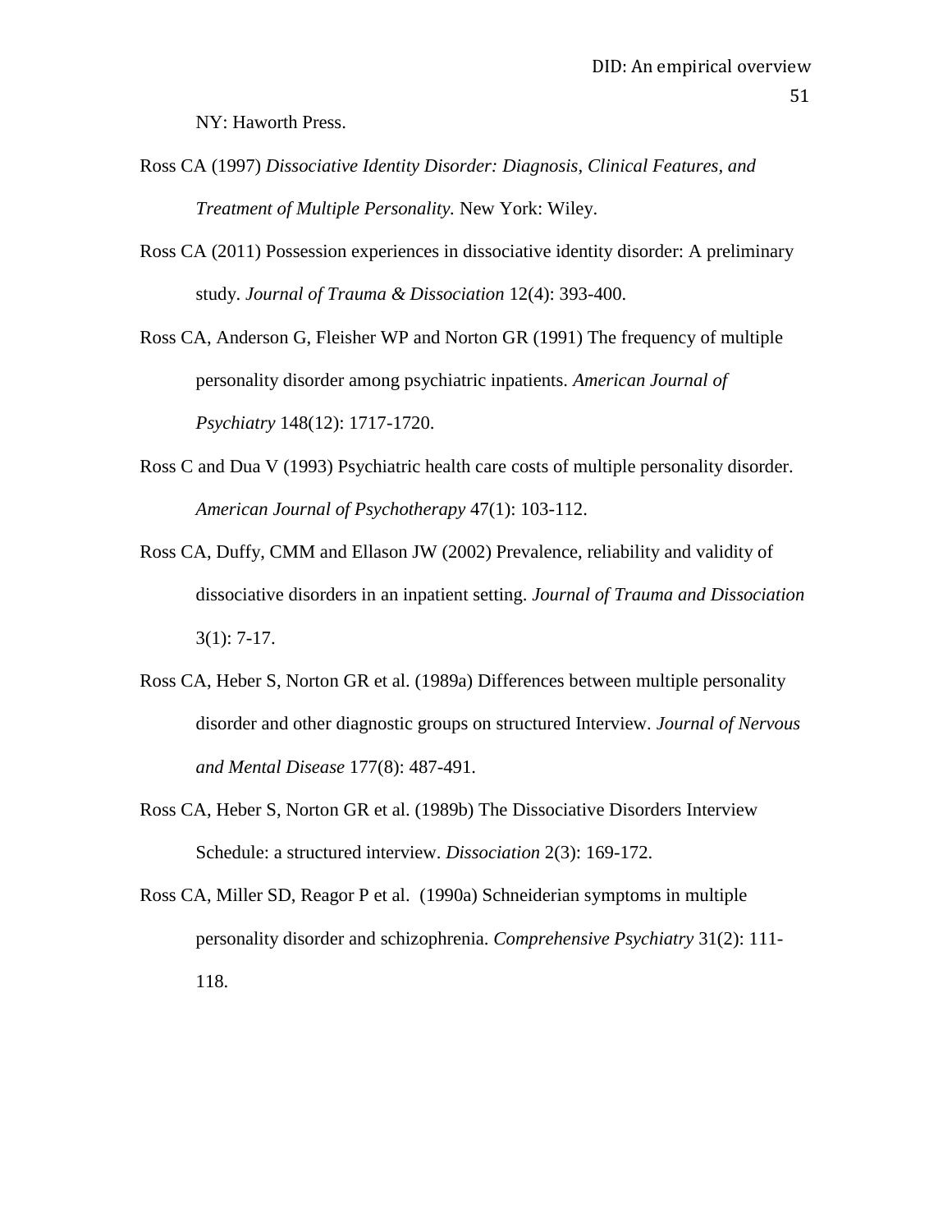NY: Haworth Press.

Ross CA (1997) *Dissociative Identity Disorder: Diagnosis, Clinical Features, and Treatment of Multiple Personality.* New York: Wiley.

Ross CA (2011) Possession experiences in dissociative identity disorder: A preliminary study. *Journal of Trauma & Dissociation* 12(4): 393-400.

Ross CA, Anderson G, Fleisher WP and Norton GR (1991) The frequency of multiple personality disorder among psychiatric inpatients. *American Journal of Psychiatry* 148(12): 1717-1720.

Ross C and Dua V (1993) Psychiatric health care costs of multiple personality disorder. *American Journal of Psychotherapy* 47(1): 103-112.

Ross CA, Duffy, CMM and Ellason JW (2002) Prevalence, reliability and validity of dissociative disorders in an inpatient setting. *Journal of Trauma and Dissociation* 3(1): 7-17.

Ross CA, Heber S, Norton GR et al. (1989a) Differences between multiple personality disorder and other diagnostic groups on structured Interview. *Journal of Nervous and Mental Disease* 177(8): 487-491.

Ross CA, Heber S, Norton GR et al. (1989b) The Dissociative Disorders Interview Schedule: a structured interview. *Dissociation* 2(3): 169-172.

Ross CA, Miller SD, Reagor P et al. (1990a) Schneiderian symptoms in multiple personality disorder and schizophrenia. *Comprehensive Psychiatry* 31(2): 111-118.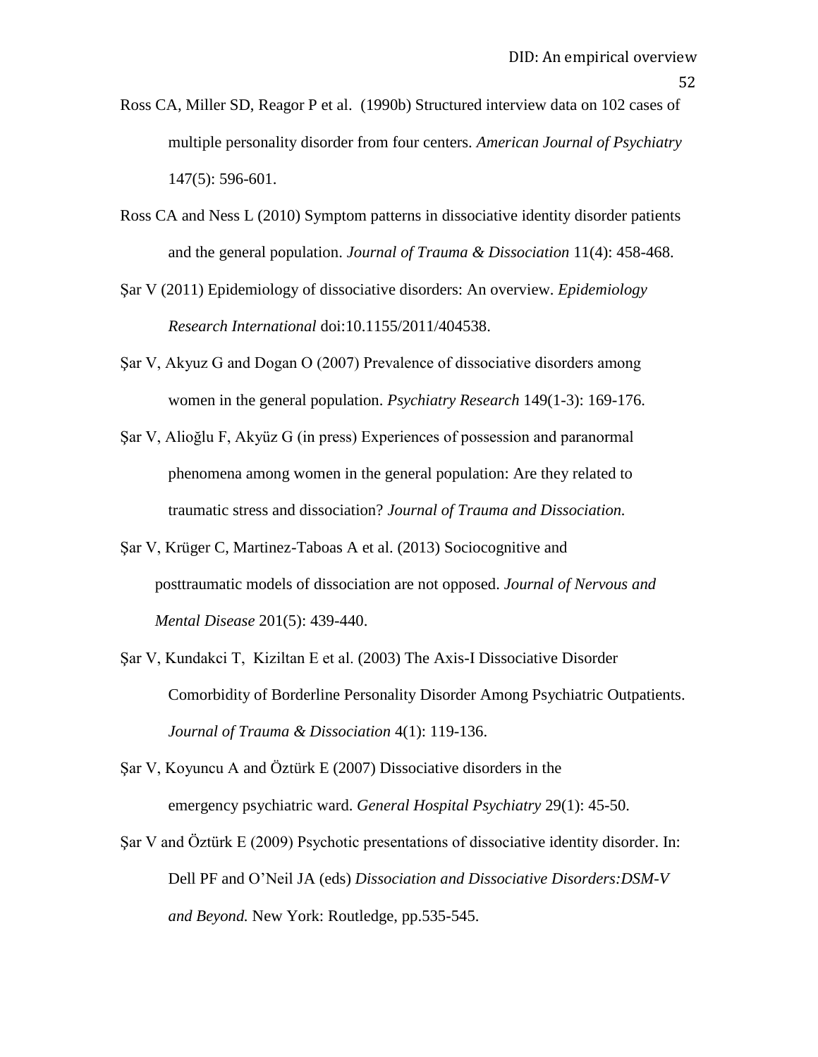Ross CA, Miller SD, Reagor P et al. (1990b) Structured interview data on 102 cases of multiple personality disorder from four centers. *American Journal of Psychiatry* 147(5): 596-601.

Ross CA and Ness L (2010) Symptom patterns in dissociative identity disorder patients and the general population. *Journal of Trauma & Dissociation* 11(4): 458-468.

Şar V (2011) Epidemiology of dissociative disorders: An overview. *Epidemiology Research International* doi:10.1155/2011/404538.

Şar V, Akyuz G and Dogan O (2007) Prevalence of dissociative disorders among women in the general population. *Psychiatry Research* 149(1-3): 169-176.

Şar V, Alioğlu F, Akyüz G (in press) Experiences of possession and paranormal phenomena among women in the general population: Are they related to traumatic stress and dissociation? *Journal of Trauma and Dissociation.*

Şar V, Krüger C, Martinez-Taboas A et al. (2013) Sociocognitive and posttraumatic models of dissociation are not opposed. *Journal of Nervous and Mental Disease* 201(5): 439-440.

Şar V, Kundakci T, Kiziltan E et al. (2003) The Axis-I Dissociative Disorder Comorbidity of Borderline Personality Disorder Among Psychiatric Outpatients. *Journal of Trauma & Dissociation* 4(1): 119-136.

Şar V, Koyuncu A and Öztürk E (2007) Dissociative disorders in the emergency psychiatric ward. *General Hospital Psychiatry* 29(1): 45-50.

Şar V and Öztürk E (2009) Psychotic presentations of dissociative identity disorder. In: Dell PF and O'Neil JA (eds) *Dissociation and Dissociative Disorders:DSM-V and Beyond.* New York: Routledge, pp.535-545.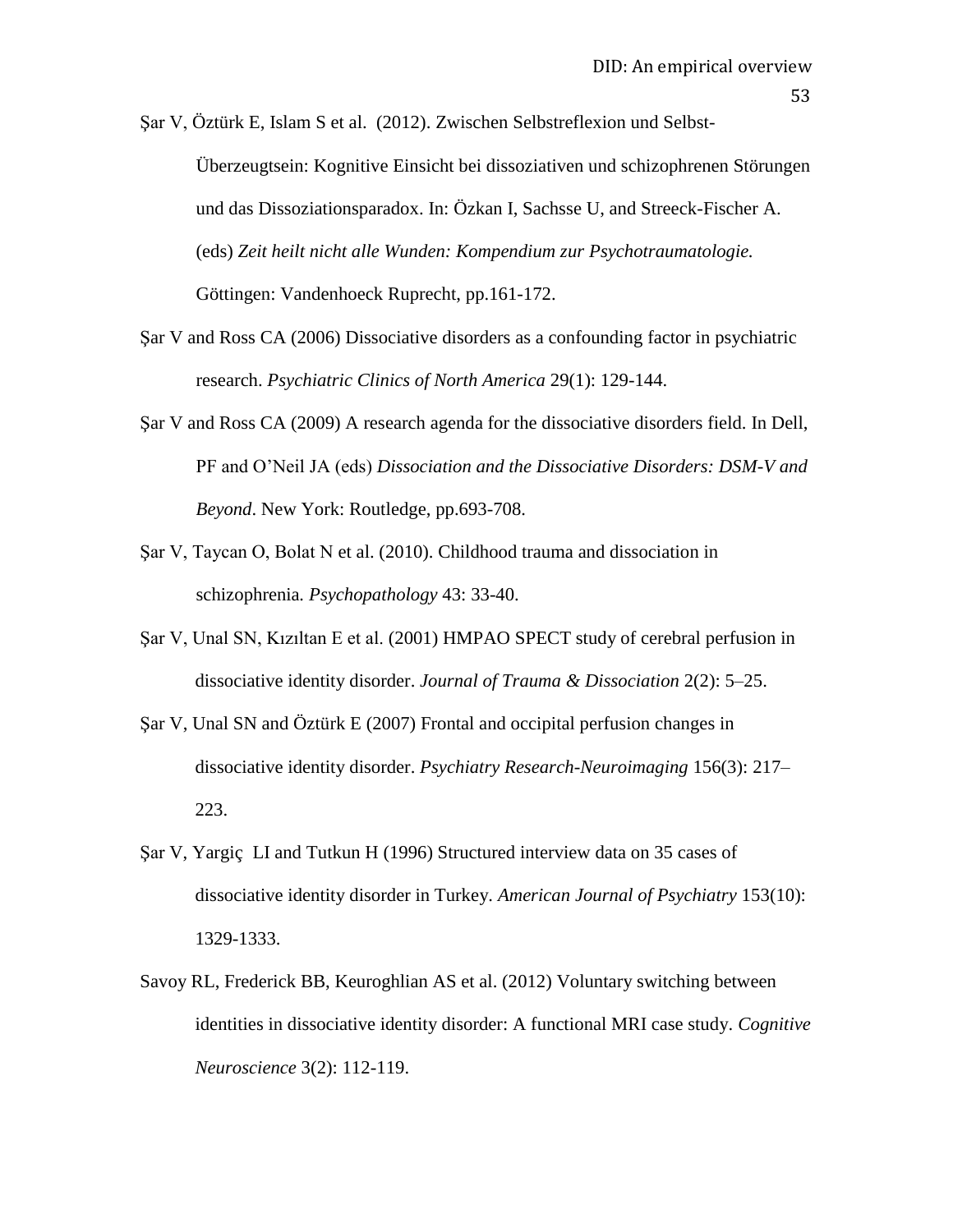Şar V, Öztürk E, Islam S et al. (2012). Zwischen Selbstreflexion und Selbst-Überzeugtsein: Kognitive Einsicht bei dissoziativen und schizophrenen Störungen und das Dissoziationsparadox. In: Özkan I, Sachsse U, and Streeck-Fischer A. (eds) *Zeit heilt nicht alle Wunden: Kompendium zur Psychotraumatologie.* Göttingen: Vandenhoeck Ruprecht, pp.161-172.

Şar V and Ross CA (2006) Dissociative disorders as a confounding factor in psychiatric research. *Psychiatric Clinics of North America* 29(1): 129-144.

Şar V and Ross CA (2009) A research agenda for the dissociative disorders field. In Dell, PF and O'Neil JA (eds) *Dissociation and the Dissociative Disorders: DSM-V and Beyond*. New York: Routledge, pp.693-708.

Şar V, Taycan O, Bolat N et al. (2010). Childhood trauma and dissociation in schizophrenia. *Psychopathology* 43: 33-40.

Şar V, Unal SN, Kızıltan E et al. (2001) HMPAO SPECT study of cerebral perfusion in dissociative identity disorder. *Journal of Trauma & Dissociation* 2(2): 5–25.

Şar V, Unal SN and Öztürk E (2007) Frontal and occipital perfusion changes in dissociative identity disorder. *Psychiatry Research-Neuroimaging* 156(3): 217–223.

Şar V, Yargiç LI and Tutkun H (1996) Structured interview data on 35 cases of dissociative identity disorder in Turkey. *American Journal of Psychiatry* 153(10): 1329-1333.

Savoy RL, Frederick BB, Keuroghlian AS et al. (2012) Voluntary switching between identities in dissociative identity disorder: A functional MRI case study. *Cognitive Neuroscience* 3(2): 112-119.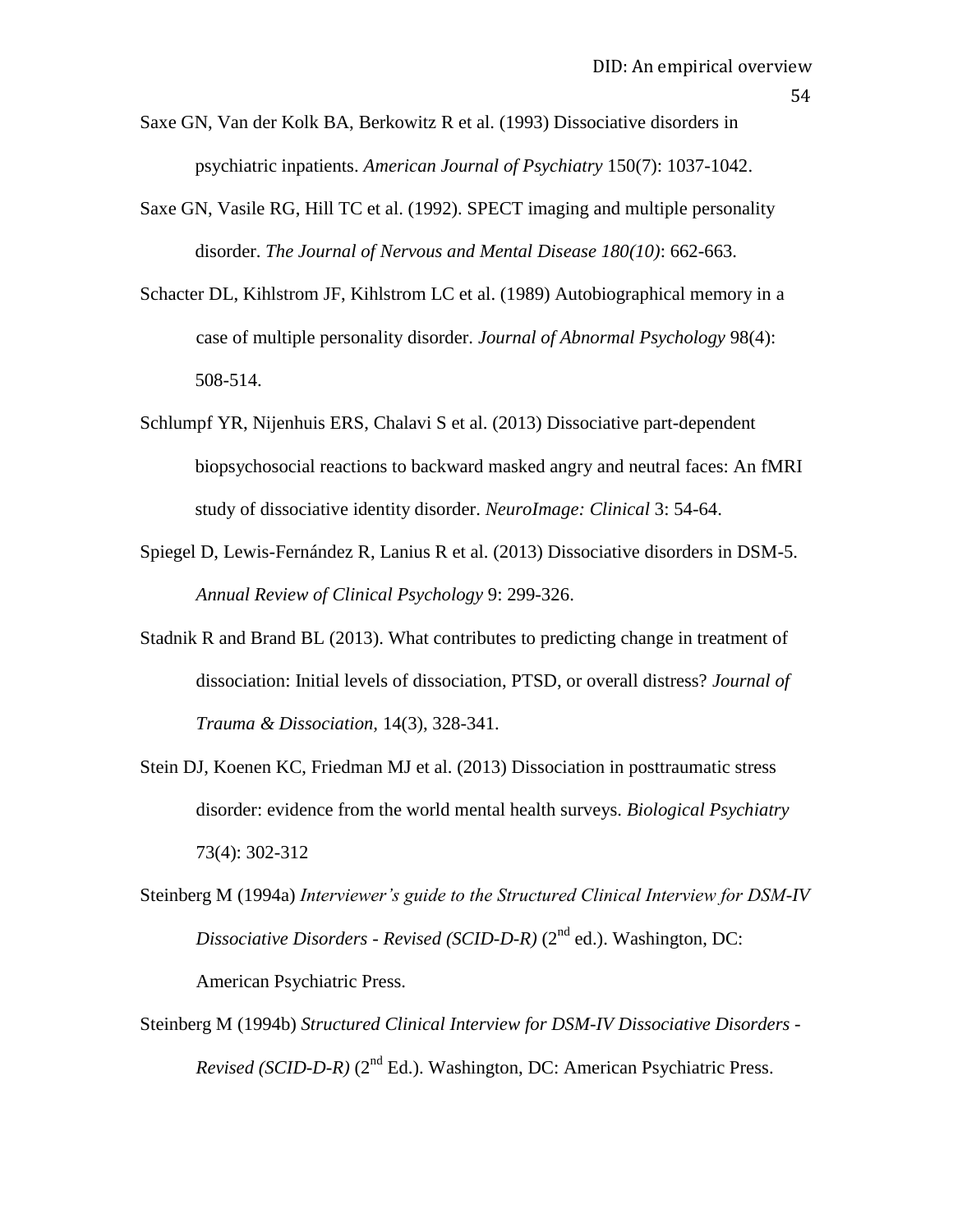Saxe GN, Van der Kolk BA, Berkowitz R et al. (1993) Dissociative disorders in psychiatric inpatients. *American Journal of Psychiatry* 150(7): 1037-1042.

Saxe GN, Vasile RG, Hill TC et al. (1992). SPECT imaging and multiple personality disorder. *The Journal of Nervous and Mental Disease 180(10)*: 662-663.

Schacter DL, Kihlstrom JF, Kihlstrom LC et al. (1989) Autobiographical memory in a case of multiple personality disorder. *Journal of Abnormal Psychology* 98(4): 508-514.

Schlumpf YR, Nijenhuis ERS, Chalavi S et al. (2013) Dissociative part-dependent biopsychosocial reactions to backward masked angry and neutral faces: An fMRI study of dissociative identity disorder. *NeuroImage: Clinical* 3: 54-64.

Spiegel D, Lewis-Fernández R, Lanius R et al. (2013) Dissociative disorders in DSM-5. *Annual Review of Clinical Psychology* 9: 299-326.

Stadnik R and Brand BL (2013). What contributes to predicting change in treatment of dissociation: Initial levels of dissociation, PTSD, or overall distress? *Journal of Trauma & Dissociation,* 14(3), 328-341.

Stein DJ, Koenen KC, Friedman MJ et al. (2013) Dissociation in posttraumatic stress disorder: evidence from the world mental health surveys. *Biological Psychiatry* 73(4): 302-312

Steinberg M (1994a) *Interviewer's guide to the Structured Clinical Interview for DSM-IV Dissociative Disorders - Revised (SCID-D-R)* (2nd ed.). Washington, DC: American Psychiatric Press.

Steinberg M (1994b) *Structured Clinical Interview for DSM-IV Dissociative Disorders - Revised (SCID-D-R)* (2nd Ed.). Washington, DC: American Psychiatric Press.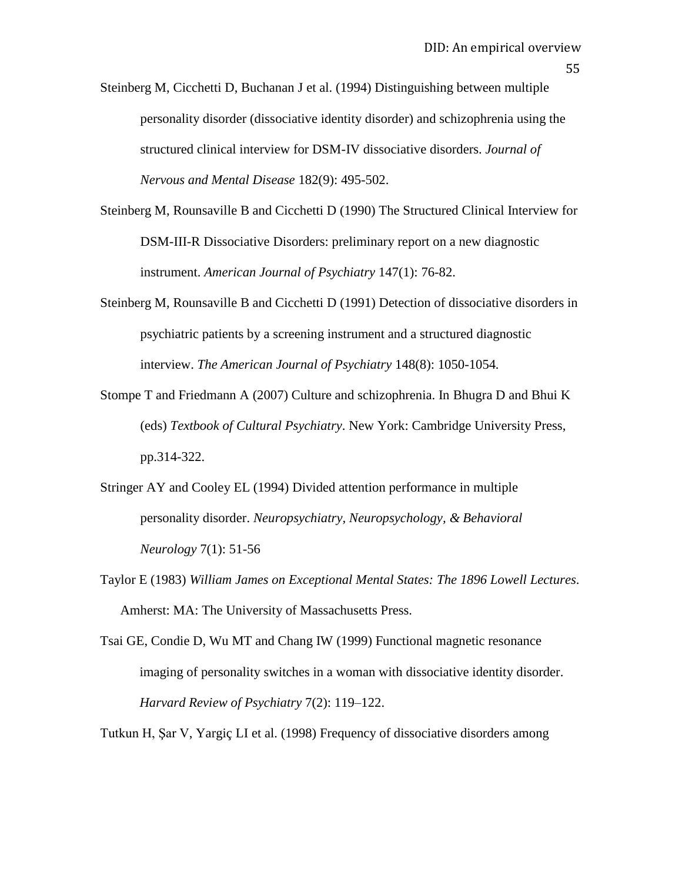Steinberg M, Cicchetti D, Buchanan J et al. (1994) Distinguishing between multiple personality disorder (dissociative identity disorder) and schizophrenia using the structured clinical interview for DSM-IV dissociative disorders. *Journal of Nervous and Mental Disease* 182(9): 495-502.

Steinberg M, Rounsaville B and Cicchetti D (1990) The Structured Clinical Interview for DSM-III-R Dissociative Disorders: preliminary report on a new diagnostic instrument. *American Journal of Psychiatry* 147(1): 76-82.

Steinberg M, Rounsaville B and Cicchetti D (1991) Detection of dissociative disorders in psychiatric patients by a screening instrument and a structured diagnostic interview. *The American Journal of Psychiatry* 148(8): 1050-1054.

Stompe T and Friedmann A (2007) Culture and schizophrenia. In Bhugra D and Bhui K (eds) *Textbook of Cultural Psychiatry*. New York: Cambridge University Press, pp.314-322.

Stringer AY and Cooley EL (1994) Divided attention performance in multiple personality disorder. *Neuropsychiatry, Neuropsychology, & Behavioral Neurology* 7(1): 51-56

Taylor E (1983) *William James on Exceptional Mental States: The 1896 Lowell Lectures*. Amherst: MA: The University of Massachusetts Press.

Tsai GE, Condie D, Wu MT and Chang IW (1999) Functional magnetic resonance imaging of personality switches in a woman with dissociative identity disorder. *Harvard Review of Psychiatry* 7(2): 119–122.

Tutkun H, Şar V, Yargiç LI et al. (1998) Frequency of dissociative disorders among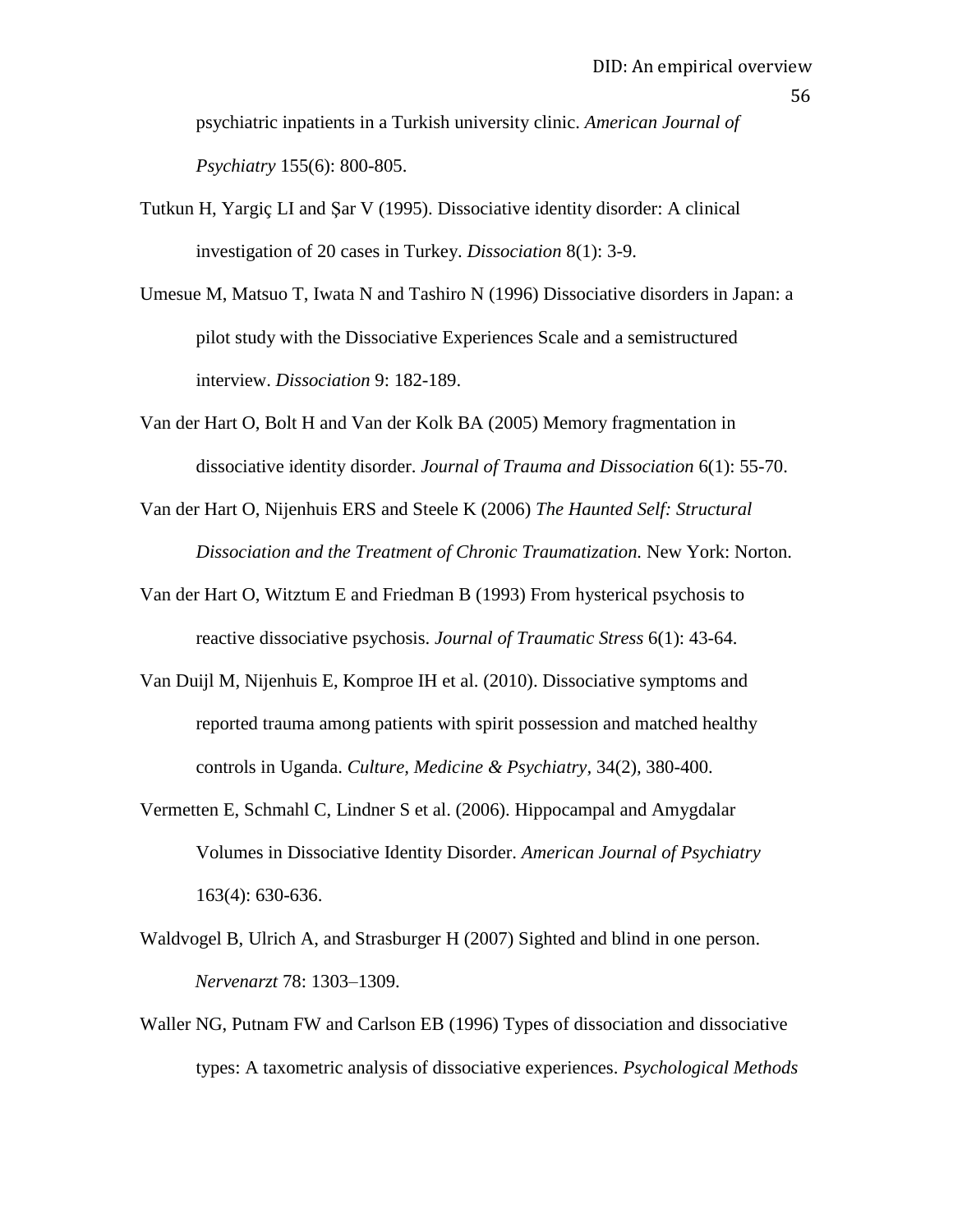psychiatric inpatients in a Turkish university clinic. *American Journal of Psychiatry* 155(6): 800-805.

Tutkun H, Yargiç LI and Şar V (1995). Dissociative identity disorder: A clinical investigation of 20 cases in Turkey. *Dissociation* 8(1): 3-9.

Umesue M, Matsuo T, Iwata N and Tashiro N (1996) Dissociative disorders in Japan: a pilot study with the Dissociative Experiences Scale and a semistructured interview. *Dissociation* 9: 182-189.

Van der Hart O, Bolt H and Van der Kolk BA (2005) Memory fragmentation in dissociative identity disorder. *Journal of Trauma and Dissociation* 6(1): 55-70.

Van der Hart O, Nijenhuis ERS and Steele K (2006) *The Haunted Self: Structural Dissociation and the Treatment of Chronic Traumatization.* New York: Norton.

Van der Hart O, Witztum E and Friedman B (1993) From hysterical psychosis to reactive dissociative psychosis. *Journal of Traumatic Stress* 6(1): 43-64.

Van Duijl M, Nijenhuis E, Komproe IH et al. (2010). Dissociative symptoms and reported trauma among patients with spirit possession and matched healthy controls in Uganda. *Culture, Medicine & Psychiatry*, 34(2), 380-400.

Vermetten E, Schmahl C, Lindner S et al. (2006). Hippocampal and Amygdalar Volumes in Dissociative Identity Disorder. *American Journal of Psychiatry* 163(4): 630-636.

Waldvogel B, Ulrich A, and Strasburger H (2007) Sighted and blind in one person. *Nervenarzt* 78: 1303–1309.

Waller NG, Putnam FW and Carlson EB (1996) Types of dissociation and dissociative types: A taxometric analysis of dissociative experiences. *Psychological Methods*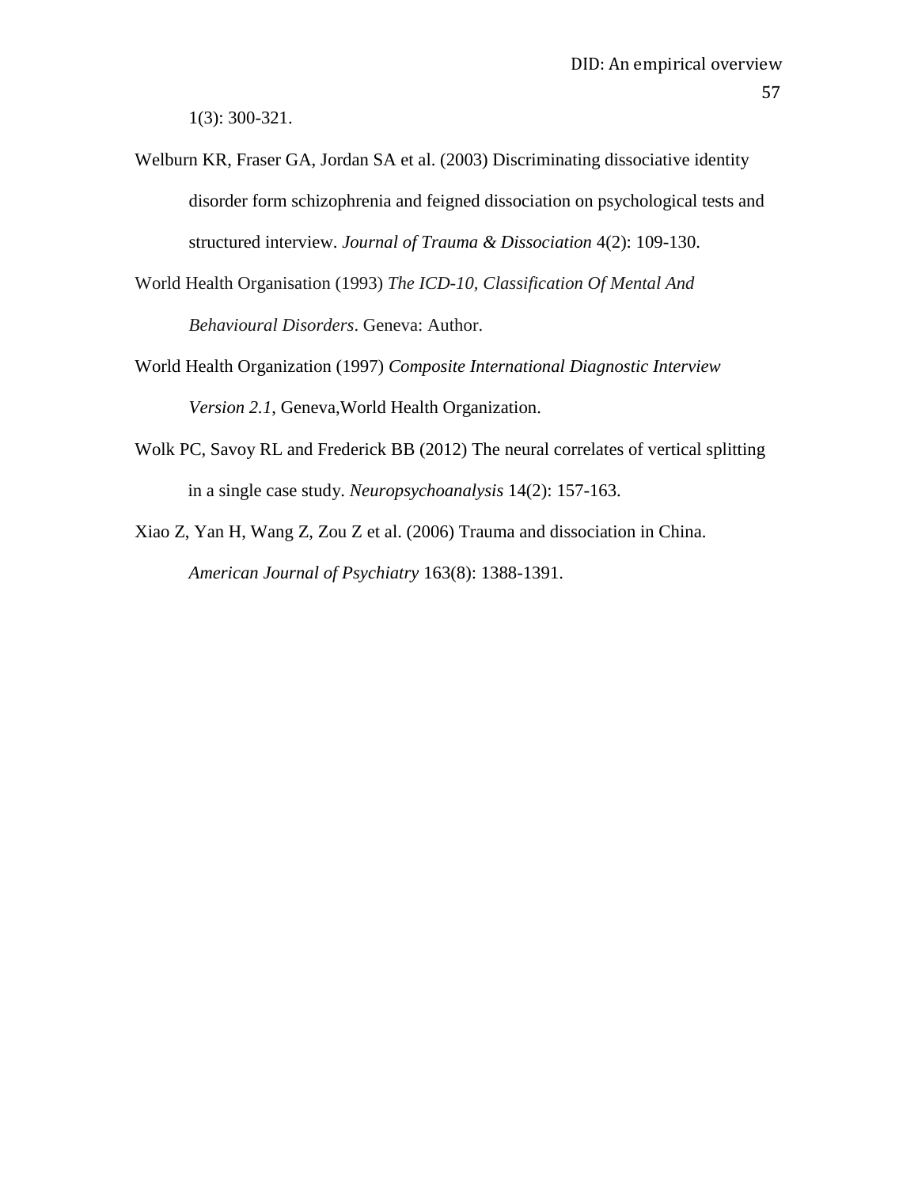1(3): 300-321.

Welburn KR, Fraser GA, Jordan SA et al. (2003) Discriminating dissociative identity disorder form schizophrenia and feigned dissociation on psychological tests and structured interview. *Journal of Trauma & Dissociation* 4(2): 109-130.

World Health Organisation (1993) *The ICD-10, Classification Of Mental And Behavioural Disorders*. Geneva: Author.

World Health Organization (1997) *Composite International Diagnostic Interview Version 2.1*, Geneva,World Health Organization.

Wolk PC, Savoy RL and Frederick BB (2012) The neural correlates of vertical splitting in a single case study. *Neuropsychoanalysis* 14(2): 157-163.

Xiao Z, Yan H, Wang Z, Zou Z et al. (2006) Trauma and dissociation in China. *American Journal of Psychiatry* 163(8): 1388-1391.